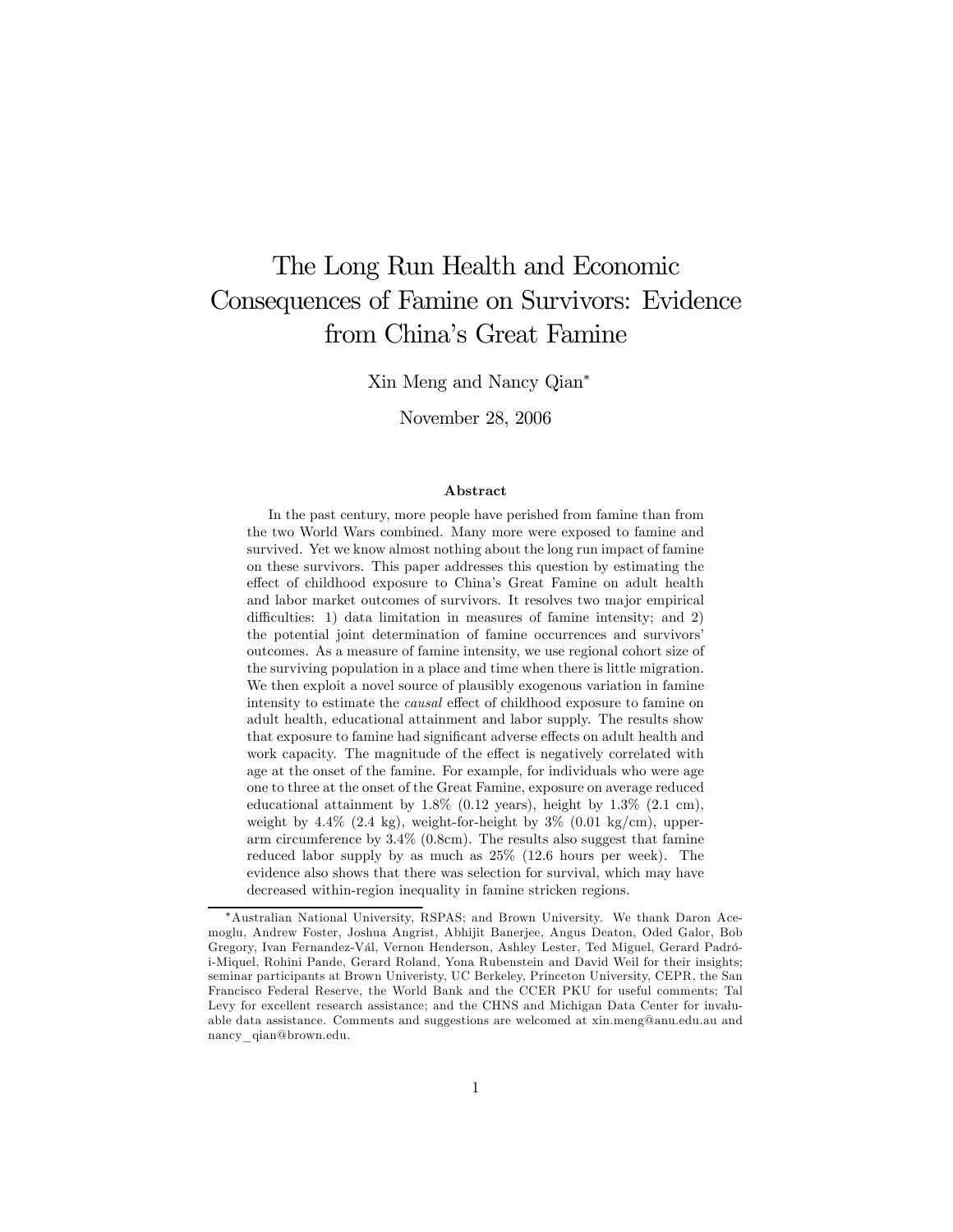# The Long Run Health and Economic Consequences of Famine on Survivors: Evidence from China's Great Famine

Xin Meng and Nancy Qian*

November 28, 2006

### Abstract

In the past century, more people have perished from famine than from the two World Wars combined. Many more were exposed to famine and survived. Yet we know almost nothing about the long run impact of famine on these survivors. This paper addresses this question by estimating the effect of childhood exposure to China's Great Famine on adult health and labor market outcomes of survivors. It resolves two major empirical difficulties: 1) data limitation in measures of famine intensity; and 2) the potential joint determination of famine occurrences and survivors' outcomes. As a measure of famine intensity, we use regional cohort size of the surviving population in a place and time when there is little migration. We then exploit a novel source of plausibly exogenous variation in famine intensity to estimate the *causal* effect of childhood exposure to famine on adult health, educational attainment and labor supply. The results show that exposure to famine had significant adverse effects on adult health and work capacity. The magnitude of the effect is negatively correlated with age at the onset of the famine. For example, for individuals who were age one to three at the onset of the Great Famine, exposure on average reduced educational attainment by 1.8% (0.12 years), height by 1.3% (2.1 cm), weight by 4.4% (2.4 kg), weight-for-height by 3% (0.01 kg/cm), upper-arm circumference by 3.4% (0.8cm). The results also suggest that famine reduced labor supply by as much as 25% (12.6 hours per week). The evidence also shows that there was selection for survival, which may have decreased within-region inequality in famine stricken regions.

---

*Australian National University, RSPAS; and Brown University. We thank Daron Acemoglu, Andrew Foster, Joshua Angrist, Abhijit Banerjee, Angus Deaton, Oded Galor, Bob Gregory, Ivan Fernandez-Vál, Vernon Henderson, Ashley Lester, Ted Miguel, Gerard Padró-i-Miquel, Rohini Pande, Gerard Roland, Yona Rubenstein and David Weil for their insights; seminar participants at Brown Univeristy, UC Berkeley, Princeton University, CEPR, the San Francisco Federal Reserve, the World Bank and the CCER PKU for useful comments; Tal Levy for excellent research assistance; and the CHNS and Michigan Data Center for invaluable data assistance. Comments and suggestions are welcomed at xin.meng@anu.edu.au and nancy_qian@brown.edu.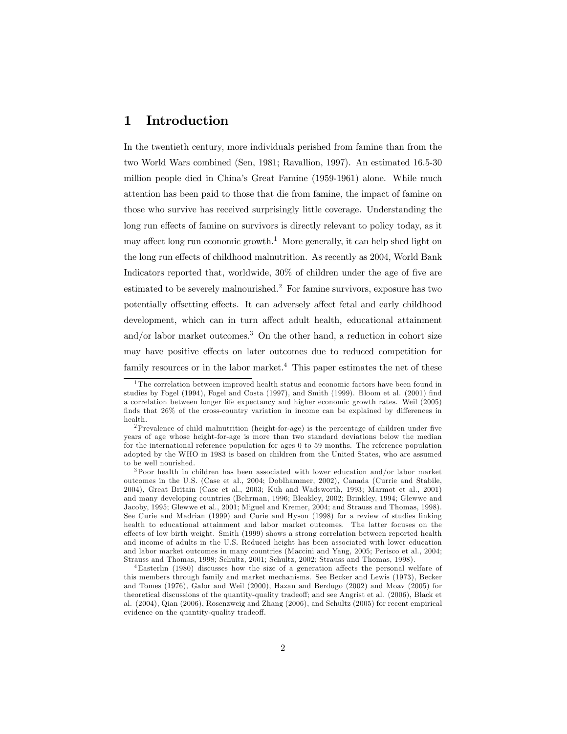# 1 Introduction

In the twentieth century, more individuals perished from famine than from the two World Wars combined (Sen, 1981; Ravallion, 1997). An estimated 16.5-30 million people died in China's Great Famine (1959-1961) alone. While much attention has been paid to those that die from famine, the impact of famine on those who survive has received surprisingly little coverage. Understanding the long run effects of famine on survivors is directly relevant to policy today, as it may affect long run economic growth.[1] More generally, it can help shed light on the long run effects of childhood malnutrition. As recently as 2004, World Bank Indicators reported that, worldwide, 30% of children under the age of five are estimated to be severely malnourished.[2] For famine survivors, exposure has two potentially offsetting effects. It can adversely affect fetal and early childhood development, which can in turn affect adult health, educational attainment and/or labor market outcomes.[3] On the other hand, a reduction in cohort size may have positive effects on later outcomes due to reduced competition for family resources or in the labor market.[4] This paper estimates the net of these

[1] The correlation between improved health status and economic factors have been found in studies by Fogel (1994), Fogel and Costa (1997), and Smith (1999). Bloom et al. (2001) find a correlation between longer life expectancy and higher economic growth rates. Weil (2005) finds that 26% of the cross-country variation in income can be explained by differences in health.

[2] Prevalence of child malnutrition (height-for-age) is the percentage of children under five years of age whose height-for-age is more than two standard deviations below the median for the international reference population for ages 0 to 59 months. The reference population adopted by the WHO in 1983 is based on children from the United States, who are assumed to be well nourished.

[3] Poor health in children has been associated with lower education and/or labor market outcomes in the U.S. (Case et al., 2004; Doblhammer, 2002), Canada (Currie and Stabile, 2004), Great Britain (Case et al., 2003; Kuh and Wadsworth, 1993; Marmot et al., 2001) and many developing countries (Behrman, 1996; Bleakley, 2002; Brinkley, 1994; Glewwe and Jacoby, 1995; Glewwe et al., 2001; Miguel and Kremer, 2004; and Strauss and Thomas, 1998). See Curie and Madrian (1999) and Curie and Hyson (1998) for a review of studies linking health to educational attainment and labor market outcomes. The latter focuses on the effects of low birth weight. Smith (1999) shows a strong correlation between reported health and income of adults in the U.S. Reduced height has been associated with lower education and labor market outcomes in many countries (Maccini and Yang, 2005; Perisco et al., 2004; Strauss and Thomas, 1998; Schultz, 2001; Schultz, 2002; Strauss and Thomas, 1998).

[4] Easterlin (1980) discusses how the size of a generation affects the personal welfare of this members through family and market mechanisms. See Becker and Lewis (1973), Becker and Tomes (1976), Galor and Weil (2000), Hazan and Berdugo (2002) and Moav (2005) for theoretical discussions of the quantity-quality tradeoff; and see Angrist et al. (2006), Black et al. (2004), Qian (2006), Rosenzweig and Zhang (2006), and Schultz (2005) for recent empirical evidence on the quantity-quality tradeoff.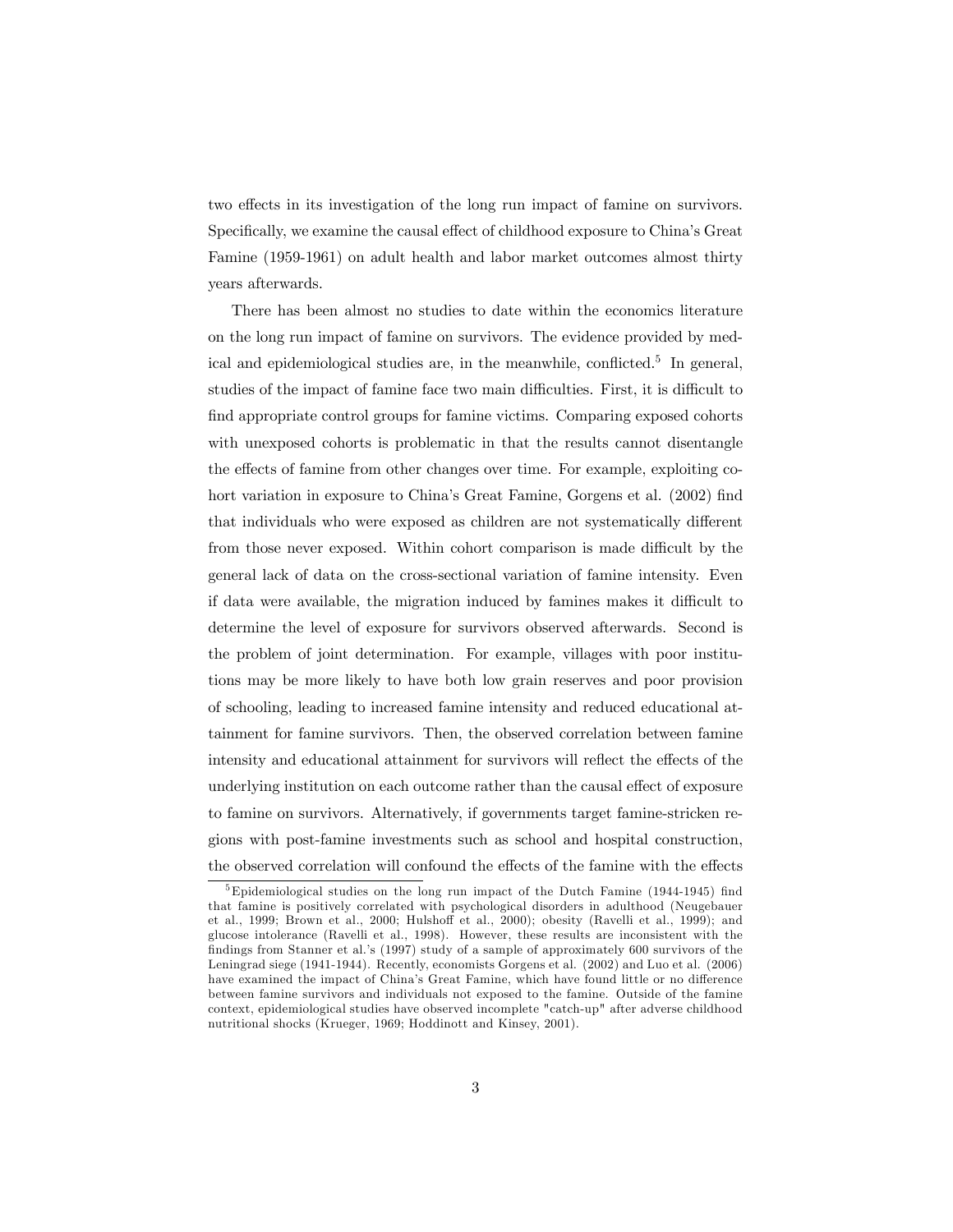two effects in its investigation of the long run impact of famine on survivors. Specifically, we examine the causal effect of childhood exposure to China's Great Famine (1959-1961) on adult health and labor market outcomes almost thirty years afterwards.

There has been almost no studies to date within the economics literature on the long run impact of famine on survivors. The evidence provided by medical and epidemiological studies are, in the meanwhile, conflicted.[5] In general, studies of the impact of famine face two main difficulties. First, it is difficult to find appropriate control groups for famine victims. Comparing exposed cohorts with unexposed cohorts is problematic in that the results cannot disentangle the effects of famine from other changes over time. For example, exploiting cohort variation in exposure to China's Great Famine, Gorgens et al. (2002) find that individuals who were exposed as children are not systematically different from those never exposed. Within cohort comparison is made difficult by the general lack of data on the cross-sectional variation of famine intensity. Even if data were available, the migration induced by famines makes it difficult to determine the level of exposure for survivors observed afterwards. Second is the problem of joint determination. For example, villages with poor institutions may be more likely to have both low grain reserves and poor provision of schooling, leading to increased famine intensity and reduced educational attainment for famine survivors. Then, the observed correlation between famine intensity and educational attainment for survivors will reflect the effects of the underlying institution on each outcome rather than the causal effect of exposure to famine on survivors. Alternatively, if governments target famine-stricken regions with post-famine investments such as school and hospital construction, the observed correlation will confound the effects of the famine with the effects

[5] Epidemiological studies on the long run impact of the Dutch Famine (1944-1945) find that famine is positively correlated with psychological disorders in adulthood (Neugebauer et al., 1999; Brown et al., 2000; Hulshoff et al., 2000); obesity (Ravelli et al., 1999); and glucose intolerance (Ravelli et al., 1998). However, these results are inconsistent with the findings from Stanner et al.'s (1997) study of a sample of approximately 600 survivors of the Leningrad siege (1941-1944). Recently, economists Gorgens et al. (2002) and Luo et al. (2006) have examined the impact of China's Great Famine, which have found little or no difference between famine survivors and individuals not exposed to the famine. Outside of the famine context, epidemiological studies have observed incomplete "catch-up" after adverse childhood nutritional shocks (Krueger, 1969; Hoddinott and Kinsey, 2001).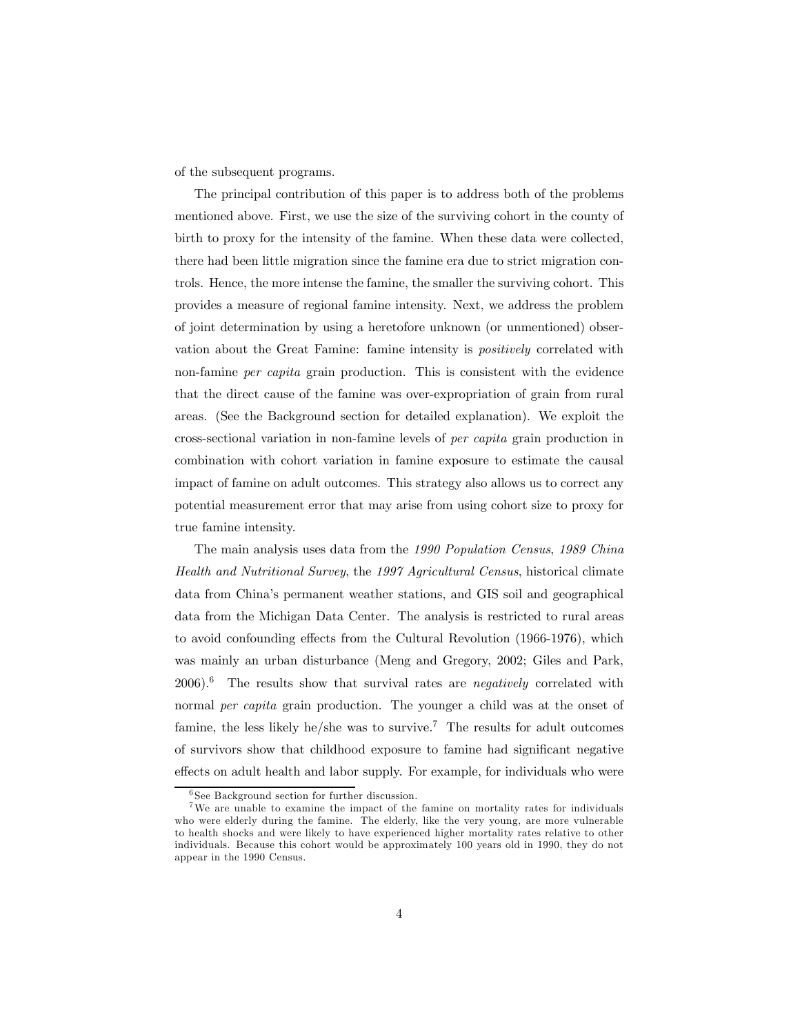of the subsequent programs.

The principal contribution of this paper is to address both of the problems mentioned above. First, we use the size of the surviving cohort in the county of birth to proxy for the intensity of the famine. When these data were collected, there had been little migration since the famine era due to strict migration controls. Hence, the more intense the famine, the smaller the surviving cohort. This provides a measure of regional famine intensity. Next, we address the problem of joint determination by using a heretofore unknown (or unmentioned) observation about the Great Famine: famine intensity is *positively* correlated with non-famine *per capita* grain production. This is consistent with the evidence that the direct cause of the famine was over-expropriation of grain from rural areas. (See the Background section for detailed explanation). We exploit the cross-sectional variation in non-famine levels of *per capita* grain production in combination with cohort variation in famine exposure to estimate the causal impact of famine on adult outcomes. This strategy also allows us to correct any potential measurement error that may arise from using cohort size to proxy for true famine intensity.

The main analysis uses data from the *1990 Population Census*, *1989 China Health and Nutritional Survey*, the *1997 Agricultural Census*, historical climate data from China's permanent weather stations, and GIS soil and geographical data from the Michigan Data Center. The analysis is restricted to rural areas to avoid confounding effects from the Cultural Revolution (1966-1976), which was mainly an urban disturbance (Meng and Gregory, 2002; Giles and Park, 2006).[6] The results show that survival rates are *negatively* correlated with normal *per capita* grain production. The younger a child was at the onset of famine, the less likely he/she was to survive.[7] The results for adult outcomes of survivors show that childhood exposure to famine had significant negative effects on adult health and labor supply. For example, for individuals who were

[6] See Background section for further discussion.

[7] We are unable to examine the impact of the famine on mortality rates for individuals who were elderly during the famine. The elderly, like the very young, are more vulnerable to health shocks and were likely to have experienced higher mortality rates relative to other individuals. Because this cohort would be approximately 100 years old in 1990, they do not appear in the 1990 Census.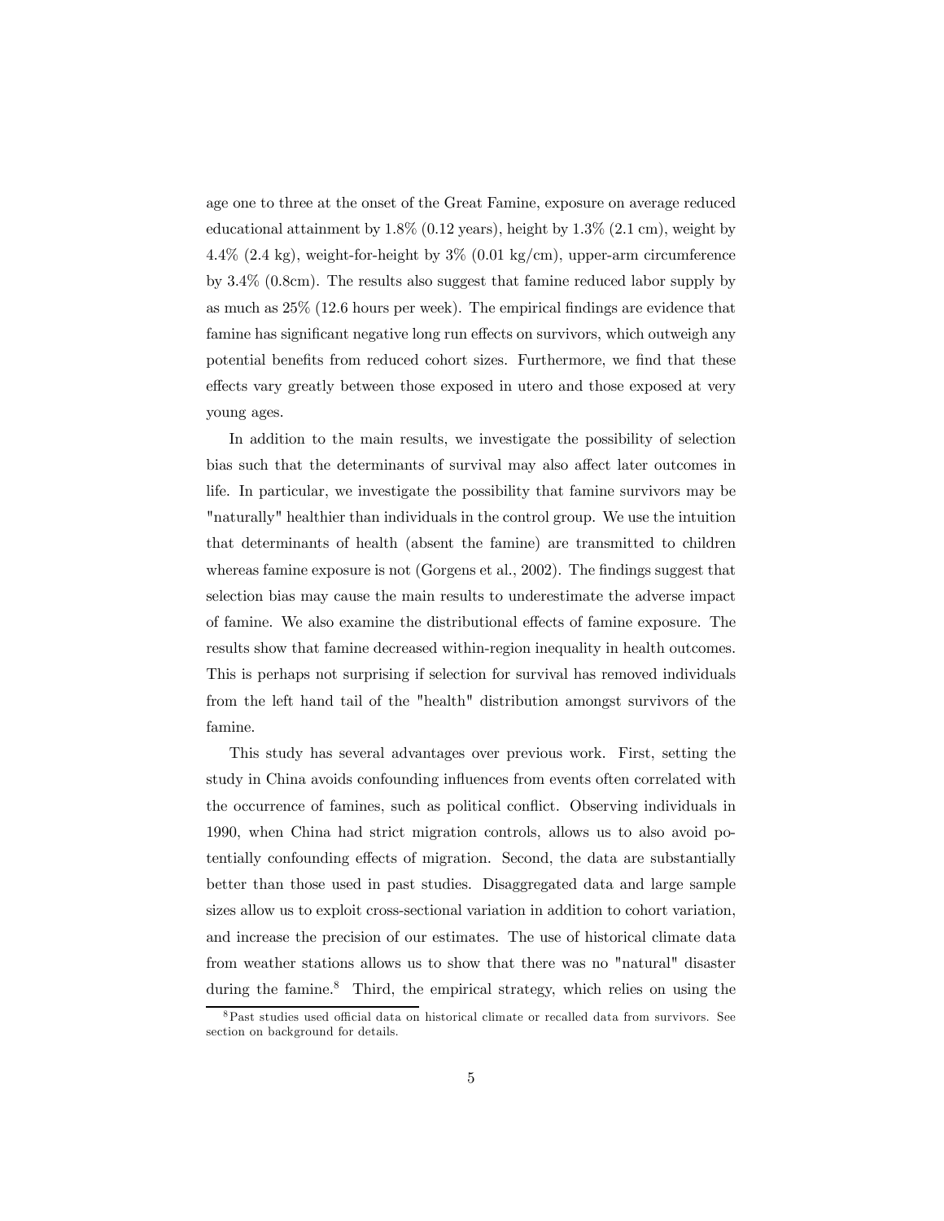age one to three at the onset of the Great Famine, exposure on average reduced educational attainment by 1.8% (0.12 years), height by 1.3% (2.1 cm), weight by 4.4% (2.4 kg), weight-for-height by 3% (0.01 kg/cm), upper-arm circumference by 3.4% (0.8cm). The results also suggest that famine reduced labor supply by as much as 25% (12.6 hours per week). The empirical findings are evidence that famine has significant negative long run effects on survivors, which outweigh any potential benefits from reduced cohort sizes. Furthermore, we find that these effects vary greatly between those exposed in utero and those exposed at very young ages.

In addition to the main results, we investigate the possibility of selection bias such that the determinants of survival may also affect later outcomes in life. In particular, we investigate the possibility that famine survivors may be "naturally" healthier than individuals in the control group. We use the intuition that determinants of health (absent the famine) are transmitted to children whereas famine exposure is not (Gorgens et al., 2002). The findings suggest that selection bias may cause the main results to underestimate the adverse impact of famine. We also examine the distributional effects of famine exposure. The results show that famine decreased within-region inequality in health outcomes. This is perhaps not surprising if selection for survival has removed individuals from the left hand tail of the "health" distribution amongst survivors of the famine.

This study has several advantages over previous work. First, setting the study in China avoids confounding influences from events often correlated with the occurrence of famines, such as political conflict. Observing individuals in 1990, when China had strict migration controls, allows us to also avoid potentially confounding effects of migration. Second, the data are substantially better than those used in past studies. Disaggregated data and large sample sizes allow us to exploit cross-sectional variation in addition to cohort variation, and increase the precision of our estimates. The use of historical climate data from weather stations allows us to show that there was no "natural" disaster during the famine.[8] Third, the empirical strategy, which relies on using the

[8] Past studies used official data on historical climate or recalled data from survivors. See section on background for details.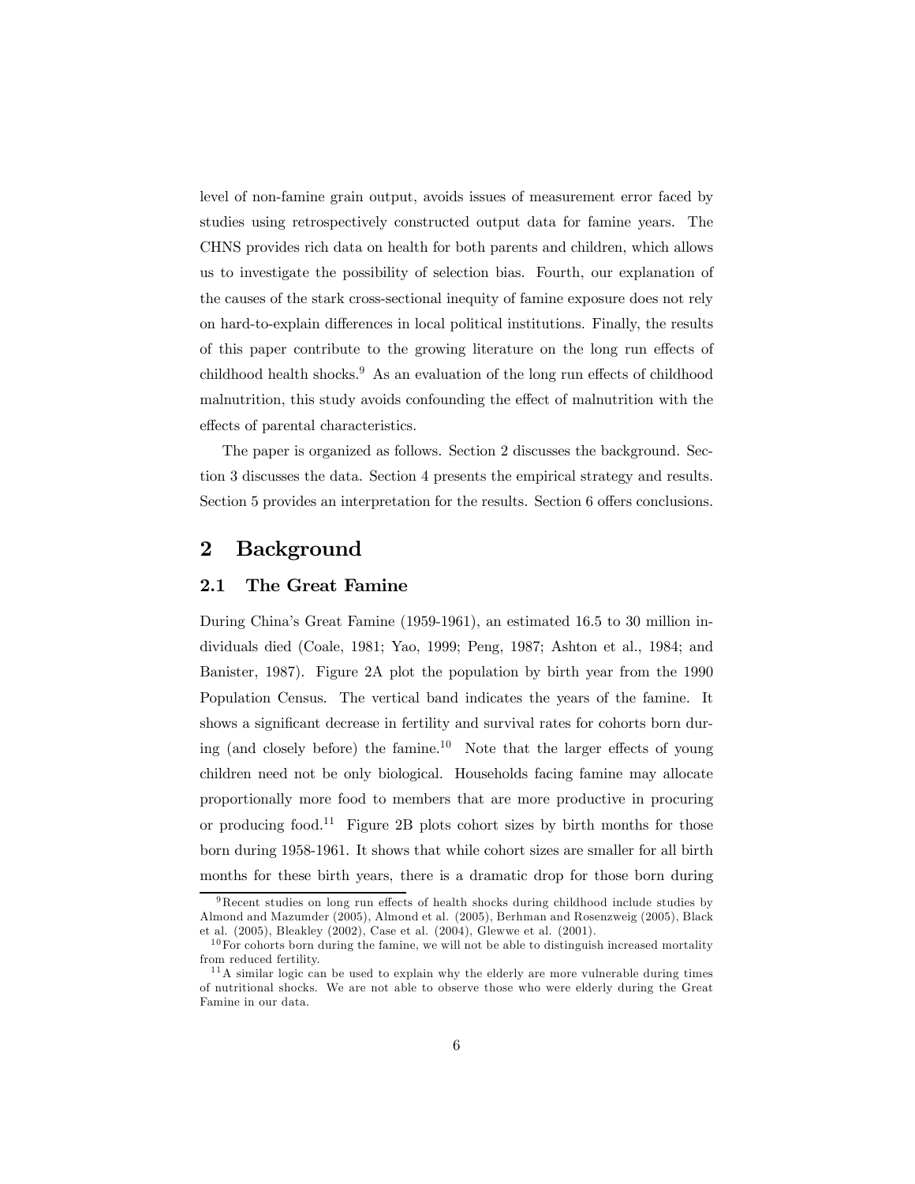level of non-famine grain output, avoids issues of measurement error faced by studies using retrospectively constructed output data for famine years. The CHNS provides rich data on health for both parents and children, which allows us to investigate the possibility of selection bias. Fourth, our explanation of the causes of the stark cross-sectional inequity of famine exposure does not rely on hard-to-explain differences in local political institutions. Finally, the results of this paper contribute to the growing literature on the long run effects of childhood health shocks.[9] As an evaluation of the long run effects of childhood malnutrition, this study avoids confounding the effect of malnutrition with the effects of parental characteristics.

The paper is organized as follows. Section 2 discusses the background. Section 3 discusses the data. Section 4 presents the empirical strategy and results. Section 5 provides an interpretation for the results. Section 6 offers conclusions.

## 2 Background

### 2.1 The Great Famine

During China's Great Famine (1959-1961), an estimated 16.5 to 30 million individuals died (Coale, 1981; Yao, 1999; Peng, 1987; Ashton et al., 1984; and Banister, 1987). Figure 2A plot the population by birth year from the 1990 Population Census. The vertical band indicates the years of the famine. It shows a significant decrease in fertility and survival rates for cohorts born during (and closely before) the famine.[10] Note that the larger effects of young children need not be only biological. Households facing famine may allocate proportionally more food to members that are more productive in procuring or producing food.[11] Figure 2B plots cohort sizes by birth months for those born during 1958-1961. It shows that while cohort sizes are smaller for all birth months for these birth years, there is a dramatic drop for those born during

[9] Recent studies on long run effects of health shocks during childhood include studies by Almond and Mazumder (2005), Almond et al. (2005), Berhman and Rosenzweig (2005), Black et al. (2005), Bleakley (2002), Case et al. (2004), Glewwe et al. (2001).

[10] For cohorts born during the famine, we will not be able to distinguish increased mortality from reduced fertility.

[11] A similar logic can be used to explain why the elderly are more vulnerable during times of nutritional shocks. We are not able to observe those who were elderly during the Great Famine in our data.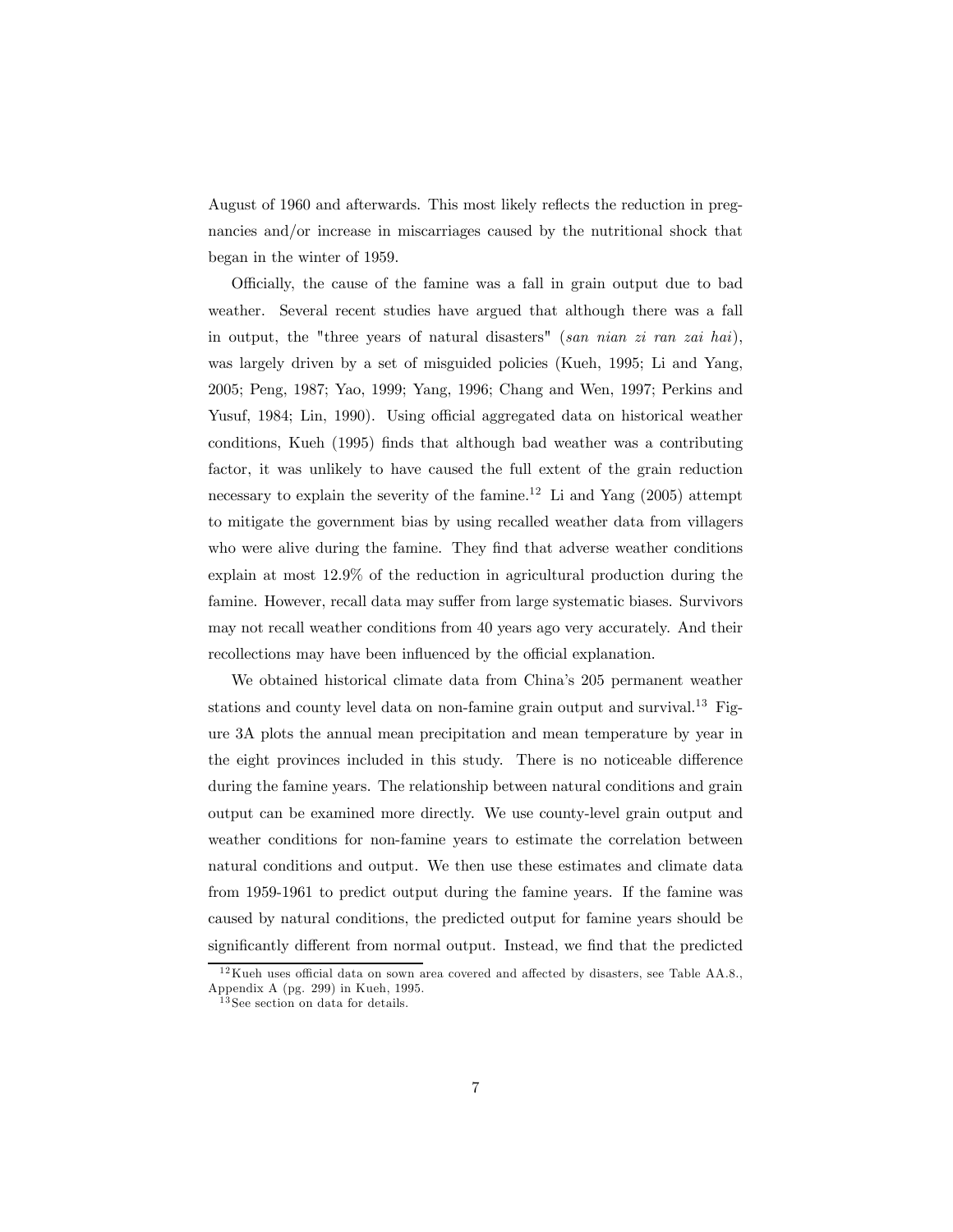August of 1960 and afterwards. This most likely reflects the reduction in pregnancies and/or increase in miscarriages caused by the nutritional shock that began in the winter of 1959.

Officially, the cause of the famine was a fall in grain output due to bad weather. Several recent studies have argued that although there was a fall in output, the "three years of natural disasters" (*san nian zi ran zai hai*), was largely driven by a set of misguided policies (Kueh, 1995; Li and Yang, 2005; Peng, 1987; Yao, 1999; Yang, 1996; Chang and Wen, 1997; Perkins and Yusuf, 1984; Lin, 1990). Using official aggregated data on historical weather conditions, Kueh (1995) finds that although bad weather was a contributing factor, it was unlikely to have caused the full extent of the grain reduction necessary to explain the severity of the famine.[12] Li and Yang (2005) attempt to mitigate the government bias by using recalled weather data from villagers who were alive during the famine. They find that adverse weather conditions explain at most 12.9% of the reduction in agricultural production during the famine. However, recall data may suffer from large systematic biases. Survivors may not recall weather conditions from 40 years ago very accurately. And their recollections may have been influenced by the official explanation.

We obtained historical climate data from China's 205 permanent weather stations and county level data on non-famine grain output and survival.[13] Figure 3A plots the annual mean precipitation and mean temperature by year in the eight provinces included in this study. There is no noticeable difference during the famine years. The relationship between natural conditions and grain output can be examined more directly. We use county-level grain output and weather conditions for non-famine years to estimate the correlation between natural conditions and output. We then use these estimates and climate data from 1959-1961 to predict output during the famine years. If the famine was caused by natural conditions, the predicted output for famine years should be significantly different from normal output. Instead, we find that the predicted

[12] Kueh uses official data on sown area covered and affected by disasters, see Table AA.8., Appendix A (pg. 299) in Kueh, 1995.

[13] See section on data for details.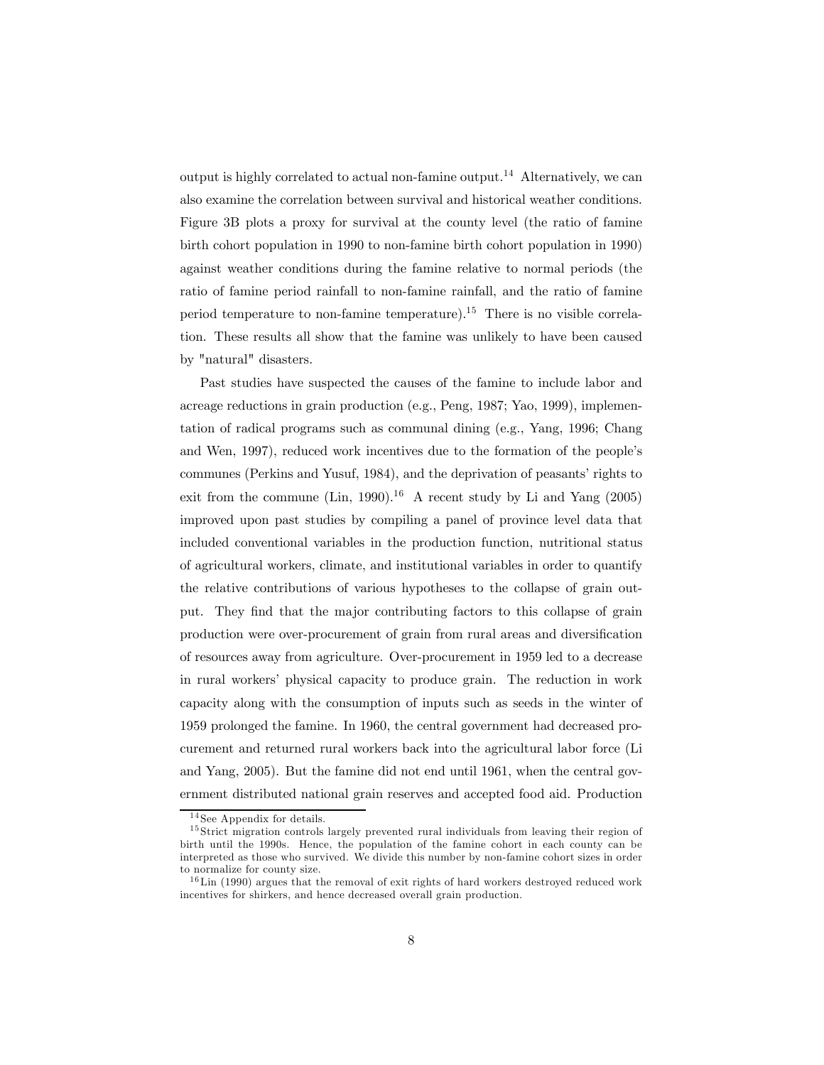output is highly correlated to actual non-famine output.[14] Alternatively, we can also examine the correlation between survival and historical weather conditions. Figure 3B plots a proxy for survival at the county level (the ratio of famine birth cohort population in 1990 to non-famine birth cohort population in 1990) against weather conditions during the famine relative to normal periods (the ratio of famine period rainfall to non-famine rainfall, and the ratio of famine period temperature to non-famine temperature).[15] There is no visible correlation. These results all show that the famine was unlikely to have been caused by "natural" disasters.

Past studies have suspected the causes of the famine to include labor and acreage reductions in grain production (e.g., Peng, 1987; Yao, 1999), implementation of radical programs such as communal dining (e.g., Yang, 1996; Chang and Wen, 1997), reduced work incentives due to the formation of the people's communes (Perkins and Yusuf, 1984), and the deprivation of peasants' rights to exit from the commune (Lin, 1990).[16] A recent study by Li and Yang (2005) improved upon past studies by compiling a panel of province level data that included conventional variables in the production function, nutritional status of agricultural workers, climate, and institutional variables in order to quantify the relative contributions of various hypotheses to the collapse of grain output. They find that the major contributing factors to this collapse of grain production were over-procurement of grain from rural areas and diversification of resources away from agriculture. Over-procurement in 1959 led to a decrease in rural workers' physical capacity to produce grain. The reduction in work capacity along with the consumption of inputs such as seeds in the winter of 1959 prolonged the famine. In 1960, the central government had decreased procurement and returned rural workers back into the agricultural labor force (Li and Yang, 2005). But the famine did not end until 1961, when the central government distributed national grain reserves and accepted food aid. Production

[14] See Appendix for details.

[15] Strict migration controls largely prevented rural individuals from leaving their region of birth until the 1990s. Hence, the population of the famine cohort in each county can be interpreted as those who survived. We divide this number by non-famine cohort sizes in order to normalize for county size.

[16] Lin (1990) argues that the removal of exit rights of hard workers destroyed reduced work incentives for shirkers, and hence decreased overall grain production.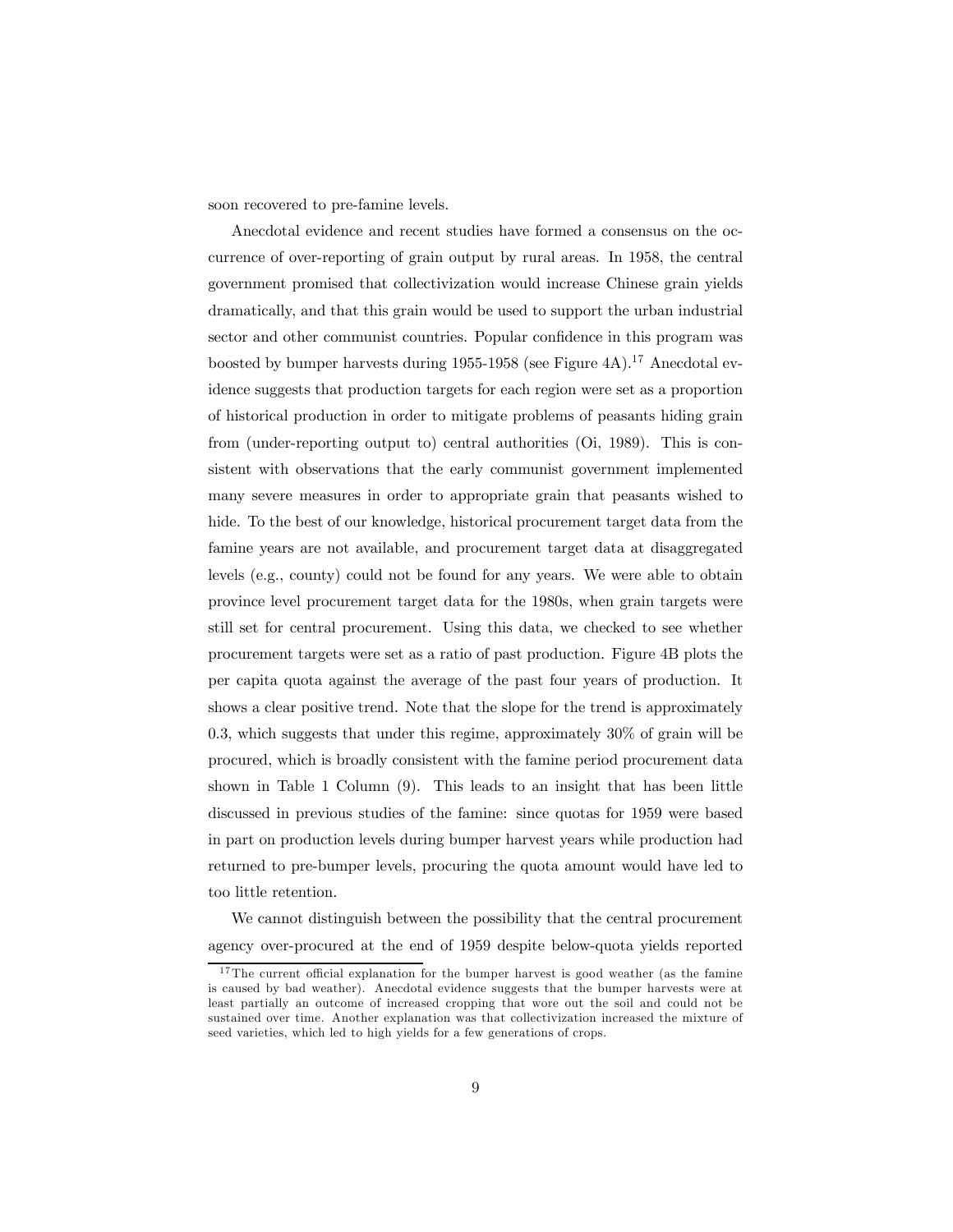soon recovered to pre-famine levels.

Anecdotal evidence and recent studies have formed a consensus on the occurrence of over-reporting of grain output by rural areas. In 1958, the central government promised that collectivization would increase Chinese grain yields dramatically, and that this grain would be used to support the urban industrial sector and other communist countries. Popular confidence in this program was boosted by bumper harvests during 1955-1958 (see Figure 4A).[17] Anecdotal evidence suggests that production targets for each region were set as a proportion of historical production in order to mitigate problems of peasants hiding grain from (under-reporting output to) central authorities (Oi, 1989). This is consistent with observations that the early communist government implemented many severe measures in order to appropriate grain that peasants wished to hide. To the best of our knowledge, historical procurement target data from the famine years are not available, and procurement target data at disaggregated levels (e.g., county) could not be found for any years. We were able to obtain province level procurement target data for the 1980s, when grain targets were still set for central procurement. Using this data, we checked to see whether procurement targets were set as a ratio of past production. Figure 4B plots the per capita quota against the average of the past four years of production. It shows a clear positive trend. Note that the slope for the trend is approximately 0.3, which suggests that under this regime, approximately 30% of grain will be procured, which is broadly consistent with the famine period procurement data shown in Table 1 Column (9). This leads to an insight that has been little discussed in previous studies of the famine: since quotas for 1959 were based in part on production levels during bumper harvest years while production had returned to pre-bumper levels, procuring the quota amount would have led to too little retention.

We cannot distinguish between the possibility that the central procurement agency over-procured at the end of 1959 despite below-quota yields reported

[17] The current official explanation for the bumper harvest is good weather (as the famine is caused by bad weather). Anecdotal evidence suggests that the bumper harvests were at least partially an outcome of increased cropping that wore out the soil and could not be sustained over time. Another explanation was that collectivization increased the mixture of seed varieties, which led to high yields for a few generations of crops.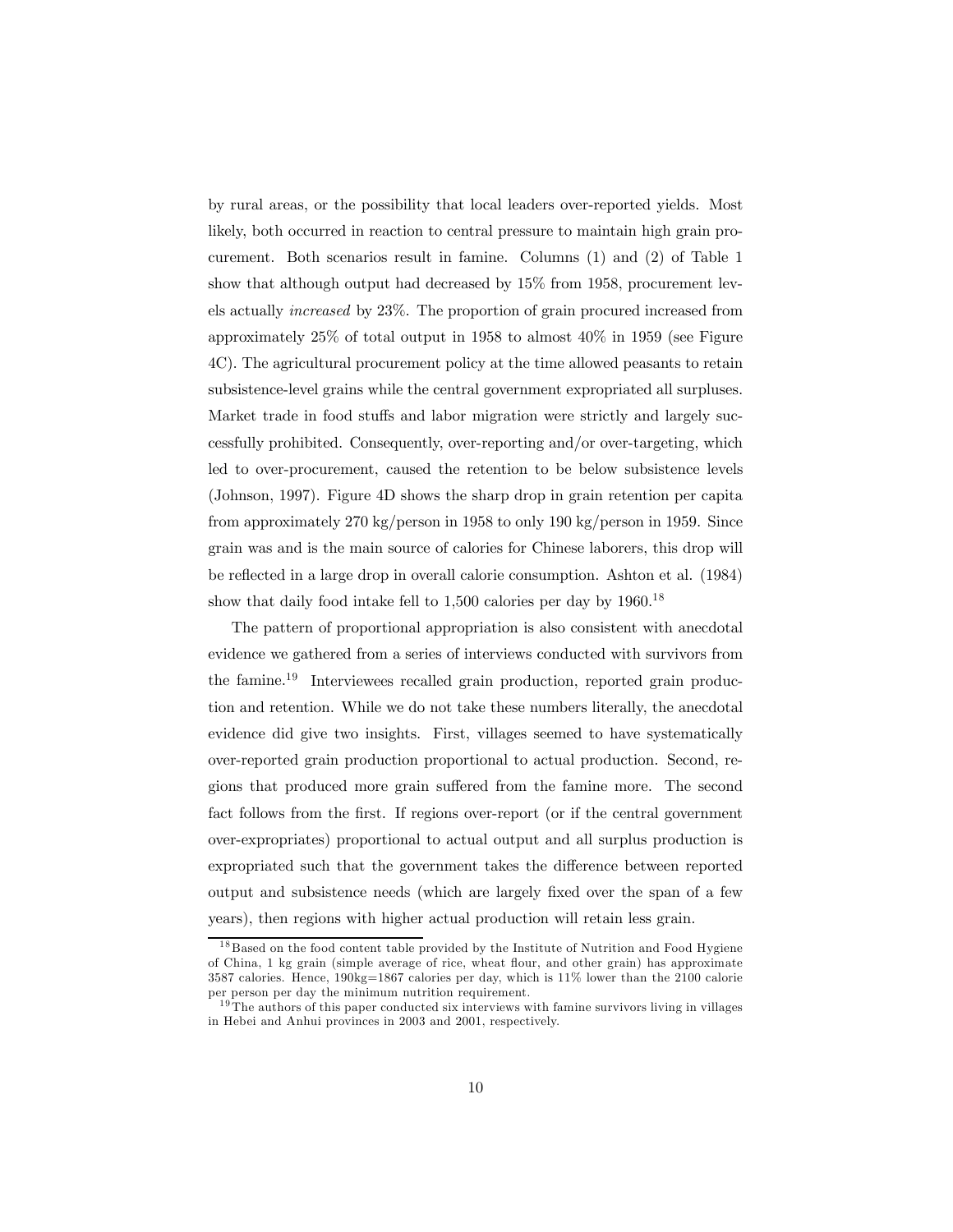by rural areas, or the possibility that local leaders over-reported yields. Most likely, both occurred in reaction to central pressure to maintain high grain procurement. Both scenarios result in famine. Columns (1) and (2) of Table 1 show that although output had decreased by 15% from 1958, procurement levels actually *increased* by 23%. The proportion of grain procured increased from approximately 25% of total output in 1958 to almost 40% in 1959 (see Figure 4C). The agricultural procurement policy at the time allowed peasants to retain subsistence-level grains while the central government expropriated all surpluses. Market trade in food stuffs and labor migration were strictly and largely successfully prohibited. Consequently, over-reporting and/or over-targeting, which led to over-procurement, caused the retention to be below subsistence levels (Johnson, 1997). Figure 4D shows the sharp drop in grain retention per capita from approximately 270 kg/person in 1958 to only 190 kg/person in 1959. Since grain was and is the main source of calories for Chinese laborers, this drop will be reflected in a large drop in overall calorie consumption. Ashton et al. (1984) show that daily food intake fell to 1,500 calories per day by 1960.[18]

The pattern of proportional appropriation is also consistent with anecdotal evidence we gathered from a series of interviews conducted with survivors from the famine.[19] Interviewees recalled grain production, reported grain production and retention. While we do not take these numbers literally, the anecdotal evidence did give two insights. First, villages seemed to have systematically over-reported grain production proportional to actual production. Second, regions that produced more grain suffered from the famine more. The second fact follows from the first. If regions over-report (or if the central government over-expropriates) proportional to actual output and all surplus production is expropriated such that the government takes the difference between reported output and subsistence needs (which are largely fixed over the span of a few years), then regions with higher actual production will retain less grain.

[18] Based on the food content table provided by the Institute of Nutrition and Food Hygiene of China, 1 kg grain (simple average of rice, wheat flour, and other grain) has approximate 3587 calories. Hence, 190kg=1867 calories per day, which is 11% lower than the 2100 calorie per person per day the minimum nutrition requirement.

[19] The authors of this paper conducted six interviews with famine survivors living in villages in Hebei and Anhui provinces in 2003 and 2001, respectively.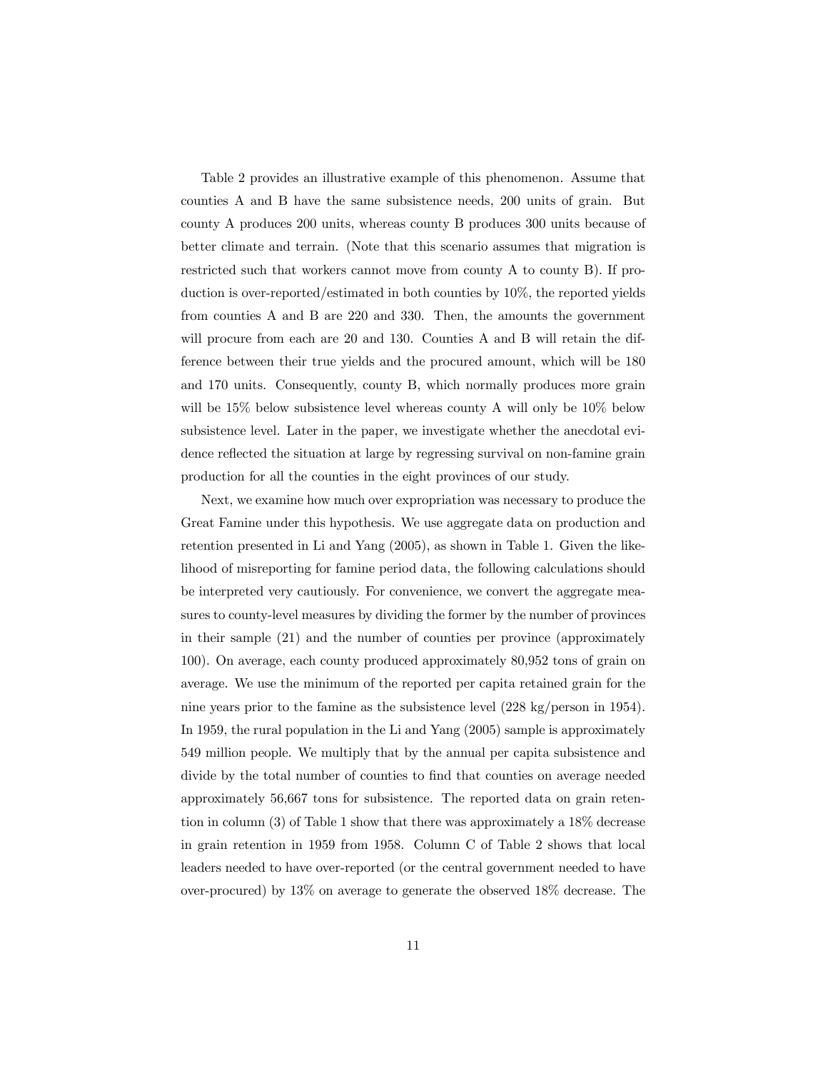Table 2 provides an illustrative example of this phenomenon. Assume that counties A and B have the same subsistence needs, 200 units of grain. But county A produces 200 units, whereas county B produces 300 units because of better climate and terrain. (Note that this scenario assumes that migration is restricted such that workers cannot move from county A to county B). If production is over-reported/estimated in both counties by 10%, the reported yields from counties A and B are 220 and 330. Then, the amounts the government will procure from each are 20 and 130. Counties A and B will retain the difference between their true yields and the procured amount, which will be 180 and 170 units. Consequently, county B, which normally produces more grain will be 15% below subsistence level whereas county A will only be 10% below subsistence level. Later in the paper, we investigate whether the anecdotal evidence reflected the situation at large by regressing survival on non-famine grain production for all the counties in the eight provinces of our study.

Next, we examine how much over expropriation was necessary to produce the Great Famine under this hypothesis. We use aggregate data on production and retention presented in Li and Yang (2005), as shown in Table 1. Given the likelihood of misreporting for famine period data, the following calculations should be interpreted very cautiously. For convenience, we convert the aggregate measures to county-level measures by dividing the former by the number of provinces in their sample (21) and the number of counties per province (approximately 100). On average, each county produced approximately 80,952 tons of grain on average. We use the minimum of the reported per capita retained grain for the nine years prior to the famine as the subsistence level (228 kg/person in 1954). In 1959, the rural population in the Li and Yang (2005) sample is approximately 549 million people. We multiply that by the annual per capita subsistence and divide by the total number of counties to find that counties on average needed approximately 56,667 tons for subsistence. The reported data on grain retention in column (3) of Table 1 show that there was approximately a 18% decrease in grain retention in 1959 from 1958. Column C of Table 2 shows that local leaders needed to have over-reported (or the central government needed to have over-procured) by 13% on average to generate the observed 18% decrease. The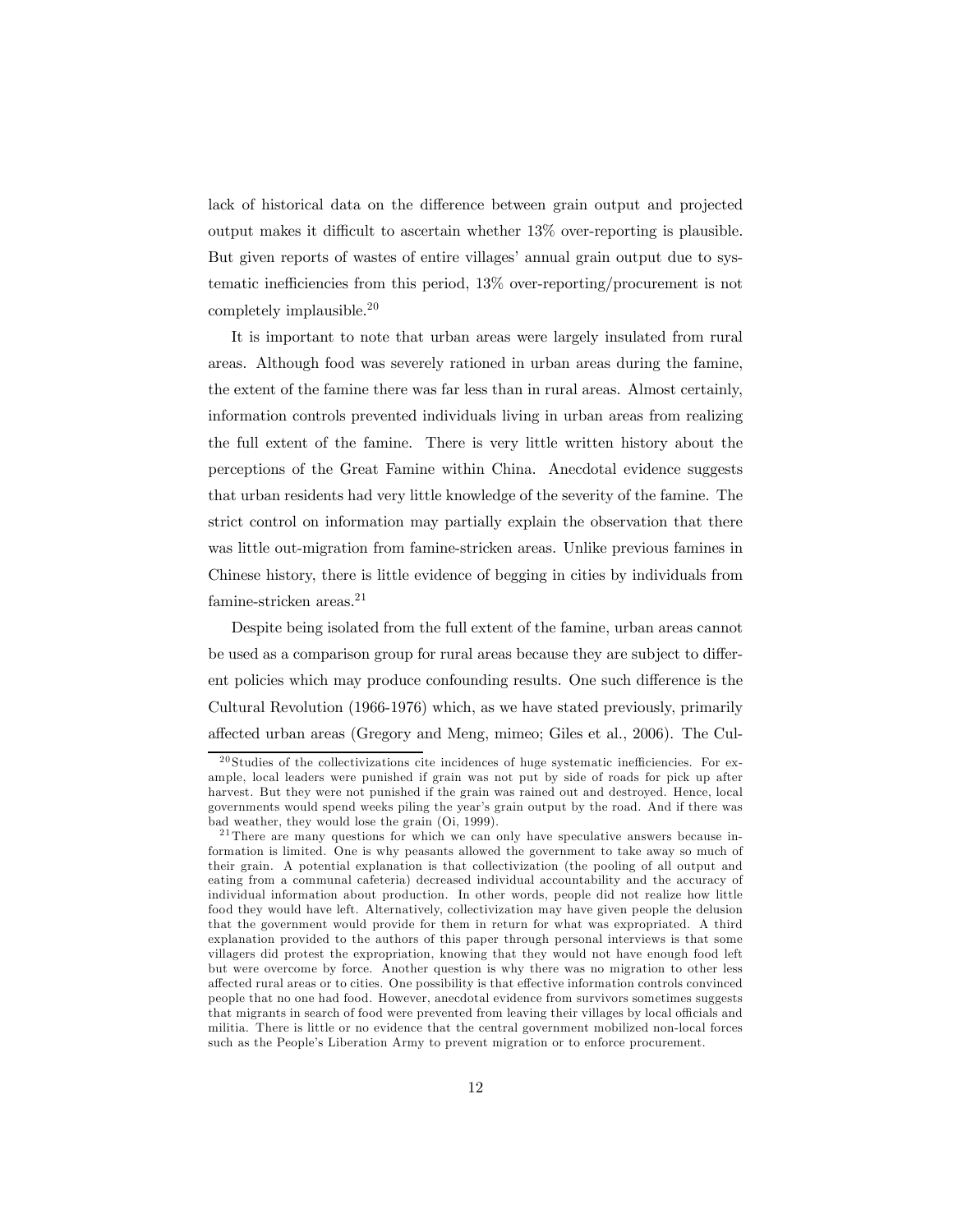lack of historical data on the difference between grain output and projected output makes it difficult to ascertain whether 13% over-reporting is plausible. But given reports of wastes of entire villages' annual grain output due to systematic inefficiencies from this period, 13% over-reporting/procurement is not completely implausible.[20]

It is important to note that urban areas were largely insulated from rural areas. Although food was severely rationed in urban areas during the famine, the extent of the famine there was far less than in rural areas. Almost certainly, information controls prevented individuals living in urban areas from realizing the full extent of the famine. There is very little written history about the perceptions of the Great Famine within China. Anecdotal evidence suggests that urban residents had very little knowledge of the severity of the famine. The strict control on information may partially explain the observation that there was little out-migration from famine-stricken areas. Unlike previous famines in Chinese history, there is little evidence of begging in cities by individuals from famine-stricken areas.[21]

Despite being isolated from the full extent of the famine, urban areas cannot be used as a comparison group for rural areas because they are subject to different policies which may produce confounding results. One such difference is the Cultural Revolution (1966-1976) which, as we have stated previously, primarily affected urban areas (Gregory and Meng, mimeo; Giles et al., 2006). The Cul-

[20] Studies of the collectivizations cite incidences of huge systematic inefficiencies. For example, local leaders were punished if grain was not put by side of roads for pick up after harvest. But they were not punished if the grain was rained out and destroyed. Hence, local governments would spend weeks piling the year's grain output by the road. And if there was bad weather, they would lose the grain (Oi, 1999).

[21] There are many questions for which we can only have speculative answers because information is limited. One is why peasants allowed the government to take away so much of their grain. A potential explanation is that collectivization (the pooling of all output and eating from a communal cafeteria) decreased individual accountability and the accuracy of individual information about production. In other words, people did not realize how little food they would have left. Alternatively, collectivization may have given people the delusion that the government would provide for them in return for what was expropriated. A third explanation provided to the authors of this paper through personal interviews is that some villagers did protest the expropriation, knowing that they would not have enough food left but were overcome by force. Another question is why there was no migration to other less affected rural areas or to cities. One possibility is that effective information controls convinced people that no one had food. However, anecdotal evidence from survivors sometimes suggests that migrants in search of food were prevented from leaving their villages by local officials and militia. There is little or no evidence that the central government mobilized non-local forces such as the People's Liberation Army to prevent migration or to enforce procurement.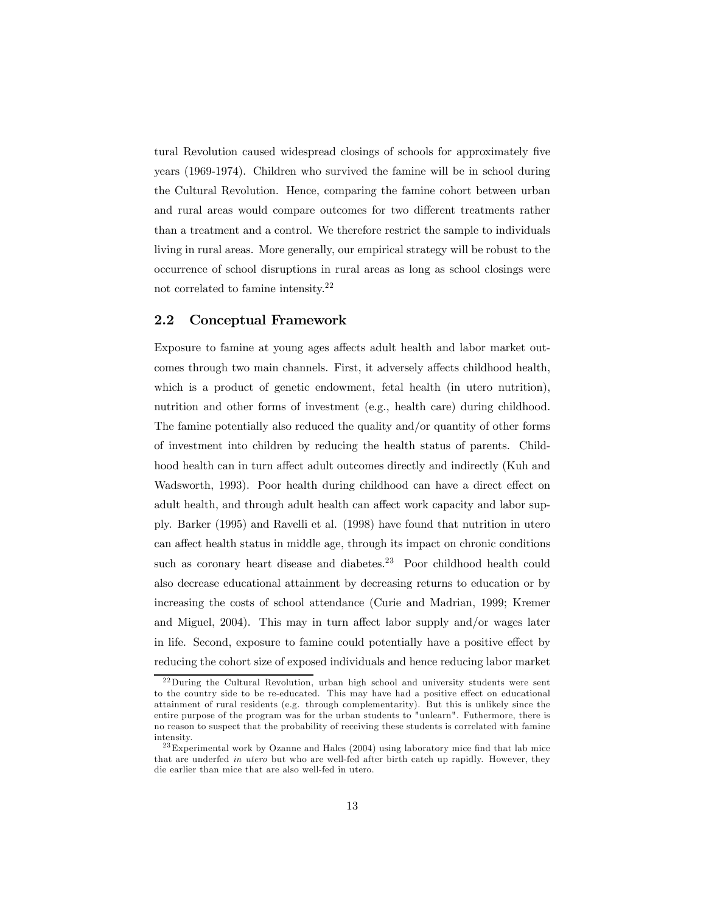tural Revolution caused widespread closings of schools for approximately five years (1969-1974). Children who survived the famine will be in school during the Cultural Revolution. Hence, comparing the famine cohort between urban and rural areas would compare outcomes for two different treatments rather than a treatment and a control. We therefore restrict the sample to individuals living in rural areas. More generally, our empirical strategy will be robust to the occurrence of school disruptions in rural areas as long as school closings were not correlated to famine intensity.[22]

## 2.2 Conceptual Framework

Exposure to famine at young ages affects adult health and labor market outcomes through two main channels. First, it adversely affects childhood health, which is a product of genetic endowment, fetal health (in utero nutrition), nutrition and other forms of investment (e.g., health care) during childhood. The famine potentially also reduced the quality and/or quantity of other forms of investment into children by reducing the health status of parents. Childhood health can in turn affect adult outcomes directly and indirectly (Kuh and Wadsworth, 1993). Poor health during childhood can have a direct effect on adult health, and through adult health can affect work capacity and labor supply. Barker (1995) and Ravelli et al. (1998) have found that nutrition in utero can affect health status in middle age, through its impact on chronic conditions such as coronary heart disease and diabetes.[23] Poor childhood health could also decrease educational attainment by decreasing returns to education or by increasing the costs of school attendance (Curie and Madrian, 1999; Kremer and Miguel, 2004). This may in turn affect labor supply and/or wages later in life. Second, exposure to famine could potentially have a positive effect by reducing the cohort size of exposed individuals and hence reducing labor market

[22] During the Cultural Revolution, urban high school and university students were sent to the country side to be re-educated. This may have had a positive effect on educational attainment of rural residents (e.g. through complementarity). But this is unlikely since the entire purpose of the program was for the urban students to "unlearn". Futhermore, there is no reason to suspect that the probability of receiving these students is correlated with famine intensity.

[23] Experimental work by Ozanne and Hales (2004) using laboratory mice find that lab mice that are underfed *in utero* but who are well-fed after birth catch up rapidly. However, they die earlier than mice that are also well-fed in utero.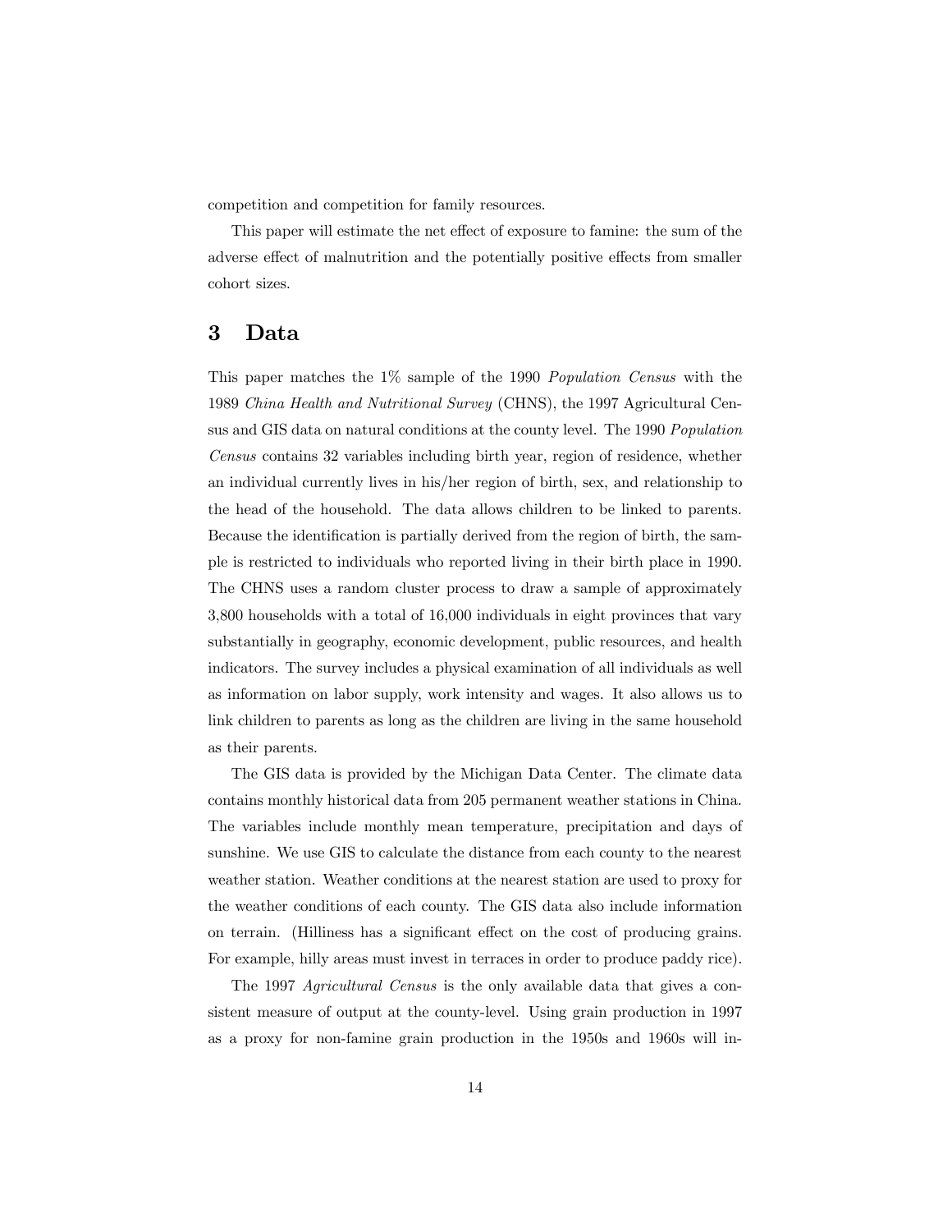competition and competition for family resources.

This paper will estimate the net effect of exposure to famine: the sum of the adverse effect of malnutrition and the potentially positive effects from smaller cohort sizes.

# 3 Data

This paper matches the 1% sample of the 1990 *Population Census* with the 1989 *China Health and Nutritional Survey* (CHNS), the 1997 Agricultural Census and GIS data on natural conditions at the county level. The 1990 *Population Census* contains 32 variables including birth year, region of residence, whether an individual currently lives in his/her region of birth, sex, and relationship to the head of the household. The data allows children to be linked to parents. Because the identification is partially derived from the region of birth, the sample is restricted to individuals who reported living in their birth place in 1990. The CHNS uses a random cluster process to draw a sample of approximately 3,800 households with a total of 16,000 individuals in eight provinces that vary substantially in geography, economic development, public resources, and health indicators. The survey includes a physical examination of all individuals as well as information on labor supply, work intensity and wages. It also allows us to link children to parents as long as the children are living in the same household as their parents.

The GIS data is provided by the Michigan Data Center. The climate data contains monthly historical data from 205 permanent weather stations in China. The variables include monthly mean temperature, precipitation and days of sunshine. We use GIS to calculate the distance from each county to the nearest weather station. Weather conditions at the nearest station are used to proxy for the weather conditions of each county. The GIS data also include information on terrain. (Hilliness has a significant effect on the cost of producing grains. For example, hilly areas must invest in terraces in order to produce paddy rice).

The 1997 *Agricultural Census* is the only available data that gives a consistent measure of output at the county-level. Using grain production in 1997 as a proxy for non-famine grain production in the 1950s and 1960s will in-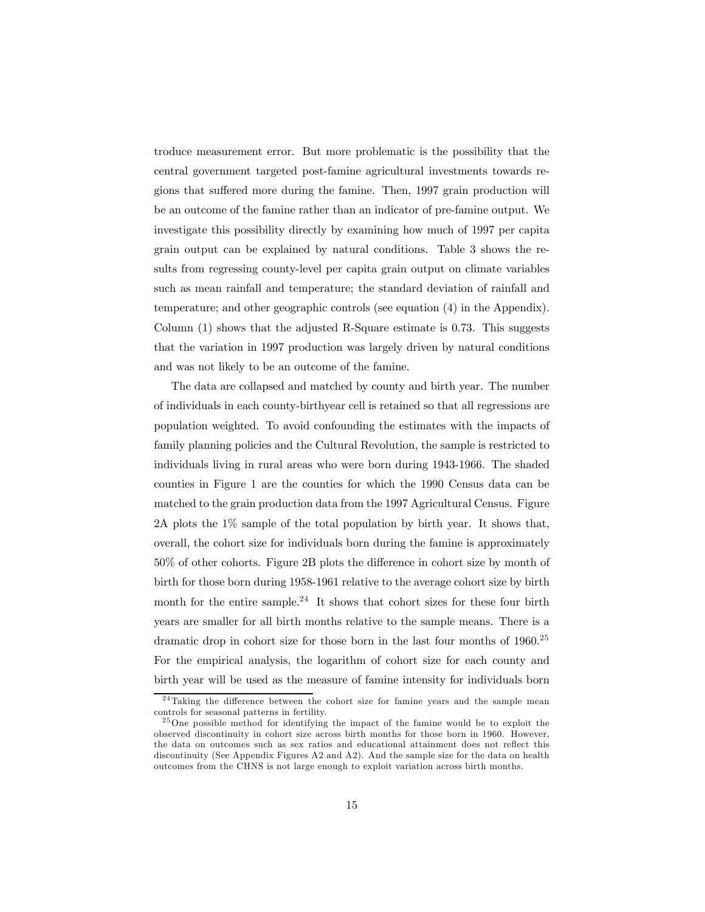troduce measurement error. But more problematic is the possibility that the central government targeted post-famine agricultural investments towards regions that suffered more during the famine. Then, 1997 grain production will be an outcome of the famine rather than an indicator of pre-famine output. We investigate this possibility directly by examining how much of 1997 per capita grain output can be explained by natural conditions. Table 3 shows the results from regressing county-level per capita grain output on climate variables such as mean rainfall and temperature; the standard deviation of rainfall and temperature; and other geographic controls (see equation (4) in the Appendix). Column (1) shows that the adjusted R-Square estimate is 0.73. This suggests that the variation in 1997 production was largely driven by natural conditions and was not likely to be an outcome of the famine.

The data are collapsed and matched by county and birth year. The number of individuals in each county-birthyear cell is retained so that all regressions are population weighted. To avoid confounding the estimates with the impacts of family planning policies and the Cultural Revolution, the sample is restricted to individuals living in rural areas who were born during 1943-1966. The shaded counties in Figure 1 are the counties for which the 1990 Census data can be matched to the grain production data from the 1997 Agricultural Census. Figure 2A plots the 1% sample of the total population by birth year. It shows that, overall, the cohort size for individuals born during the famine is approximately 50% of other cohorts. Figure 2B plots the difference in cohort size by month of birth for those born during 1958-1961 relative to the average cohort size by birth month for the entire sample.[24] It shows that cohort sizes for these four birth years are smaller for all birth months relative to the sample means. There is a dramatic drop in cohort size for those born in the last four months of 1960.[25] For the empirical analysis, the logarithm of cohort size for each county and birth year will be used as the measure of famine intensity for individuals born

---

[24] Taking the difference between the cohort size for famine years and the sample mean controls for seasonal patterns in fertility.

[25] One possible method for identifying the impact of the famine would be to exploit the observed discontinuity in cohort size across birth months for those born in 1960. However, the data on outcomes such as sex ratios and educational attainment does not reflect this discontinuity (See Appendix Figures A2 and A2). And the sample size for the data on health outcomes from the CHNS is not large enough to exploit variation across birth months.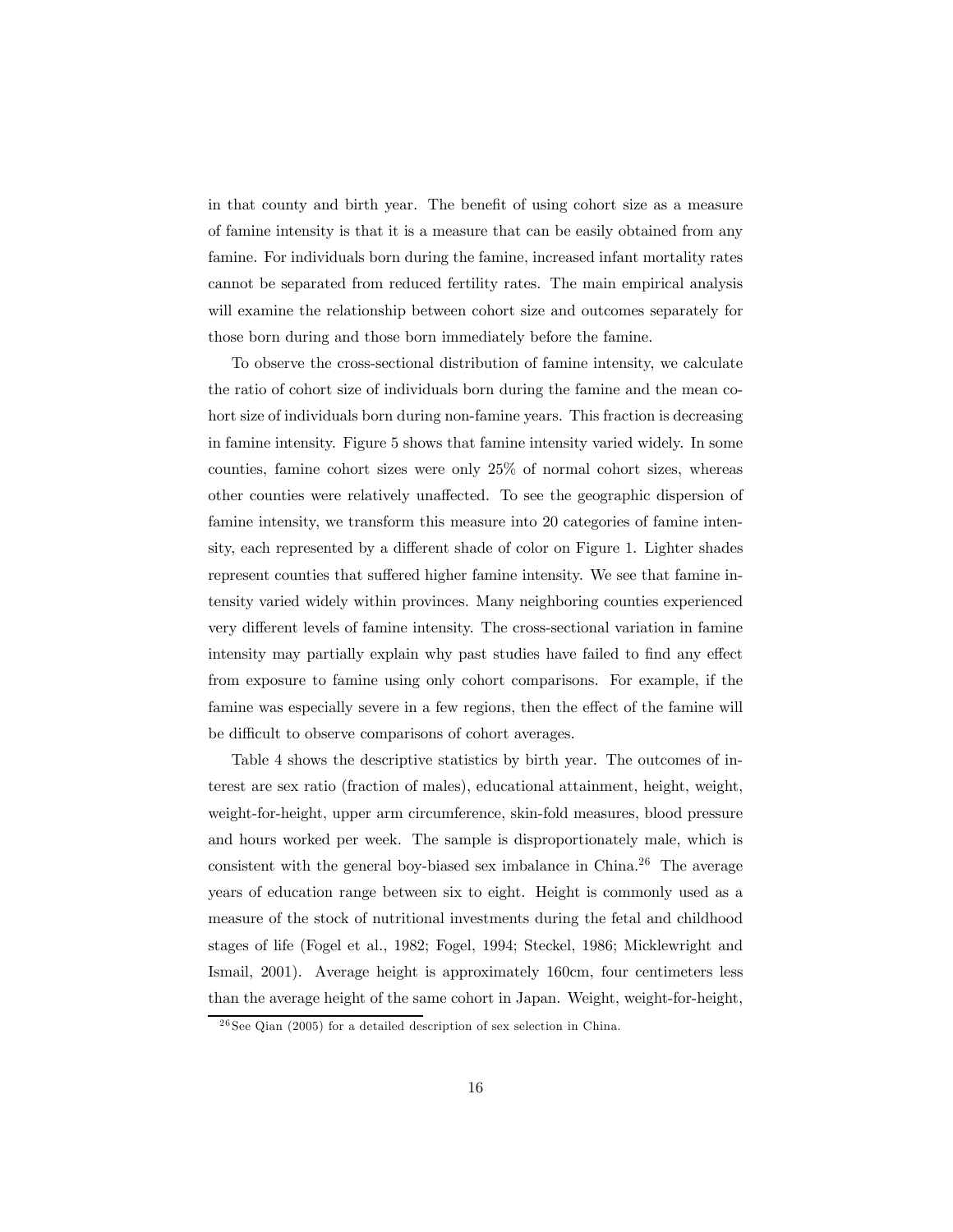in that county and birth year. The benefit of using cohort size as a measure of famine intensity is that it is a measure that can be easily obtained from any famine. For individuals born during the famine, increased infant mortality rates cannot be separated from reduced fertility rates. The main empirical analysis will examine the relationship between cohort size and outcomes separately for those born during and those born immediately before the famine.

To observe the cross-sectional distribution of famine intensity, we calculate the ratio of cohort size of individuals born during the famine and the mean cohort size of individuals born during non-famine years. This fraction is decreasing in famine intensity. Figure 5 shows that famine intensity varied widely. In some counties, famine cohort sizes were only 25% of normal cohort sizes, whereas other counties were relatively unaffected. To see the geographic dispersion of famine intensity, we transform this measure into 20 categories of famine intensity, each represented by a different shade of color on Figure 1. Lighter shades represent counties that suffered higher famine intensity. We see that famine intensity varied widely within provinces. Many neighboring counties experienced very different levels of famine intensity. The cross-sectional variation in famine intensity may partially explain why past studies have failed to find any effect from exposure to famine using only cohort comparisons. For example, if the famine was especially severe in a few regions, then the effect of the famine will be difficult to observe comparisons of cohort averages.

Table 4 shows the descriptive statistics by birth year. The outcomes of interest are sex ratio (fraction of males), educational attainment, height, weight, weight-for-height, upper arm circumference, skin-fold measures, blood pressure and hours worked per week. The sample is disproportionately male, which is consistent with the general boy-biased sex imbalance in China.[26] The average years of education range between six to eight. Height is commonly used as a measure of the stock of nutritional investments during the fetal and childhood stages of life (Fogel et al., 1982; Fogel, 1994; Steckel, 1986; Micklewright and Ismail, 2001). Average height is approximately 160cm, four centimeters less than the average height of the same cohort in Japan. Weight, weight-for-height,

[26] See Qian (2005) for a detailed description of sex selection in China.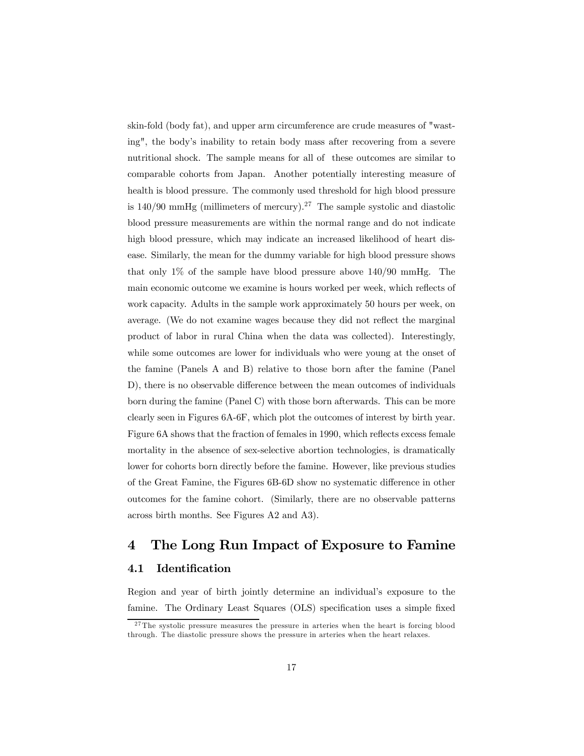skin-fold (body fat), and upper arm circumference are crude measures of "wasting", the body's inability to retain body mass after recovering from a severe nutritional shock. The sample means for all of these outcomes are similar to comparable cohorts from Japan. Another potentially interesting measure of health is blood pressure. The commonly used threshold for high blood pressure is 140/90 mmHg (millimeters of mercury).[27] The sample systolic and diastolic blood pressure measurements are within the normal range and do not indicate high blood pressure, which may indicate an increased likelihood of heart disease. Similarly, the mean for the dummy variable for high blood pressure shows that only 1% of the sample have blood pressure above 140/90 mmHg. The main economic outcome we examine is hours worked per week, which reflects of work capacity. Adults in the sample work approximately 50 hours per week, on average. (We do not examine wages because they did not reflect the marginal product of labor in rural China when the data was collected). Interestingly, while some outcomes are lower for individuals who were young at the onset of the famine (Panels A and B) relative to those born after the famine (Panel D), there is no observable difference between the mean outcomes of individuals born during the famine (Panel C) with those born afterwards. This can be more clearly seen in Figures 6A-6F, which plot the outcomes of interest by birth year. Figure 6A shows that the fraction of females in 1990, which reflects excess female mortality in the absence of sex-selective abortion technologies, is dramatically lower for cohorts born directly before the famine. However, like previous studies of the Great Famine, the Figures 6B-6D show no systematic difference in other outcomes for the famine cohort. (Similarly, there are no observable patterns across birth months. See Figures A2 and A3).

# 4 The Long Run Impact of Exposure to Famine

## 4.1 Identification

Region and year of birth jointly determine an individual's exposure to the famine. The Ordinary Least Squares (OLS) specification uses a simple fixed

[27] The systolic pressure measures the pressure in arteries when the heart is forcing blood through. The diastolic pressure shows the pressure in arteries when the heart relaxes.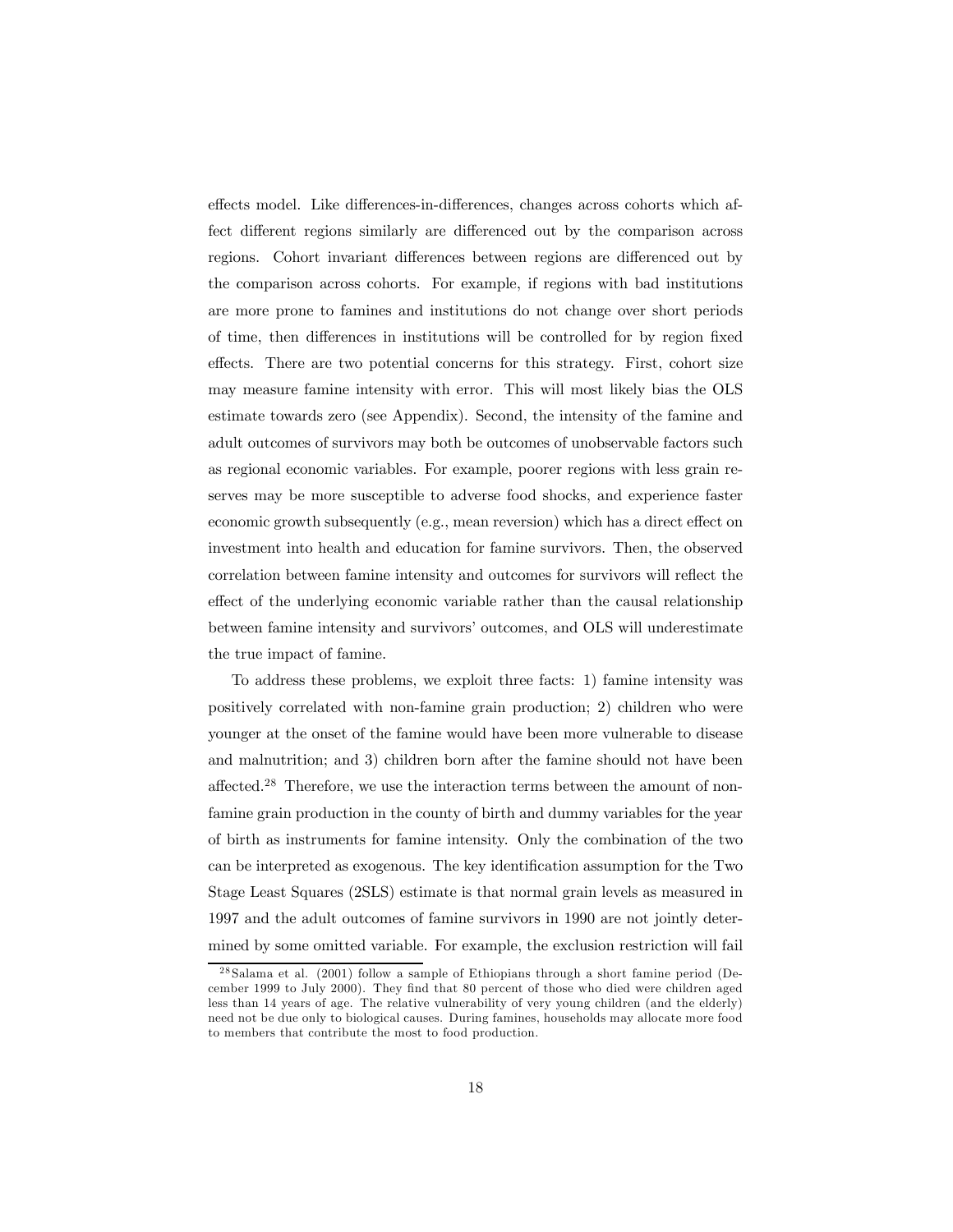effects model. Like differences-in-differences, changes across cohorts which affect different regions similarly are differenced out by the comparison across regions. Cohort invariant differences between regions are differenced out by the comparison across cohorts. For example, if regions with bad institutions are more prone to famines and institutions do not change over short periods of time, then differences in institutions will be controlled for by region fixed effects. There are two potential concerns for this strategy. First, cohort size may measure famine intensity with error. This will most likely bias the OLS estimate towards zero (see Appendix). Second, the intensity of the famine and adult outcomes of survivors may both be outcomes of unobservable factors such as regional economic variables. For example, poorer regions with less grain reserves may be more susceptible to adverse food shocks, and experience faster economic growth subsequently (e.g., mean reversion) which has a direct effect on investment into health and education for famine survivors. Then, the observed correlation between famine intensity and outcomes for survivors will reflect the effect of the underlying economic variable rather than the causal relationship between famine intensity and survivors' outcomes, and OLS will underestimate the true impact of famine.

To address these problems, we exploit three facts: 1) famine intensity was positively correlated with non-famine grain production; 2) children who were younger at the onset of the famine would have been more vulnerable to disease and malnutrition; and 3) children born after the famine should not have been affected.[28] Therefore, we use the interaction terms between the amount of non-famine grain production in the county of birth and dummy variables for the year of birth as instruments for famine intensity. Only the combination of the two can be interpreted as exogenous. The key identification assumption for the Two Stage Least Squares (2SLS) estimate is that normal grain levels as measured in 1997 and the adult outcomes of famine survivors in 1990 are not jointly determined by some omitted variable. For example, the exclusion restriction will fail

[28] Salama et al. (2001) follow a sample of Ethiopians through a short famine period (December 1999 to July 2000). They find that 80 percent of those who died were children aged less than 14 years of age. The relative vulnerability of very young children (and the elderly) need not be due only to biological causes. During famines, households may allocate more food to members that contribute the most to food production.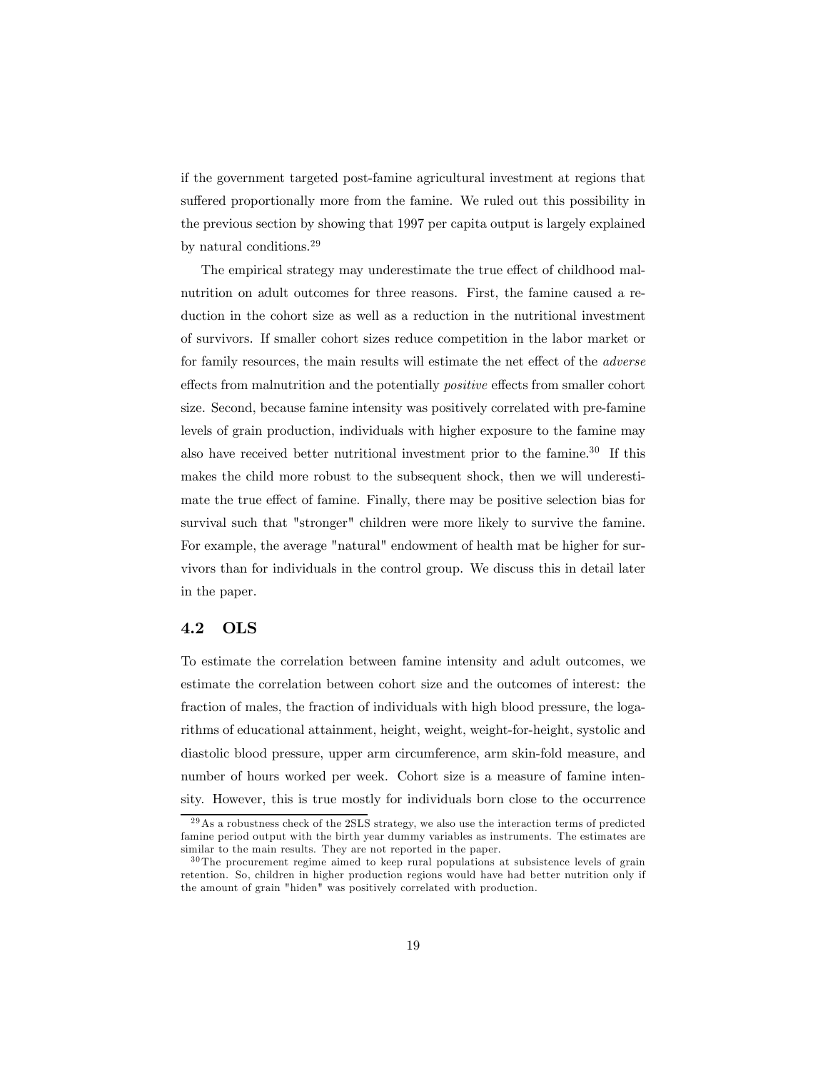if the government targeted post-famine agricultural investment at regions that suffered proportionally more from the famine. We ruled out this possibility in the previous section by showing that 1997 per capita output is largely explained by natural conditions.[29]

The empirical strategy may underestimate the true effect of childhood malnutrition on adult outcomes for three reasons. First, the famine caused a reduction in the cohort size as well as a reduction in the nutritional investment of survivors. If smaller cohort sizes reduce competition in the labor market or for family resources, the main results will estimate the net effect of the *adverse* effects from malnutrition and the potentially *positive* effects from smaller cohort size. Second, because famine intensity was positively correlated with pre-famine levels of grain production, individuals with higher exposure to the famine may also have received better nutritional investment prior to the famine.[30] If this makes the child more robust to the subsequent shock, then we will underestimate the true effect of famine. Finally, there may be positive selection bias for survival such that "stronger" children were more likely to survive the famine. For example, the average "natural" endowment of health mat be higher for survivors than for individuals in the control group. We discuss this in detail later in the paper.

### 4.2 OLS

To estimate the correlation between famine intensity and adult outcomes, we estimate the correlation between cohort size and the outcomes of interest: the fraction of males, the fraction of individuals with high blood pressure, the logarithms of educational attainment, height, weight, weight-for-height, systolic and diastolic blood pressure, upper arm circumference, arm skin-fold measure, and number of hours worked per week. Cohort size is a measure of famine intensity. However, this is true mostly for individuals born close to the occurrence

[29] As a robustness check of the 2SLS strategy, we also use the interaction terms of predicted famine period output with the birth year dummy variables as instruments. The estimates are similar to the main results. They are not reported in the paper.

[30] The procurement regime aimed to keep rural populations at subsistence levels of grain retention. So, children in higher production regions would have had better nutrition only if the amount of grain "hiden" was positively correlated with production.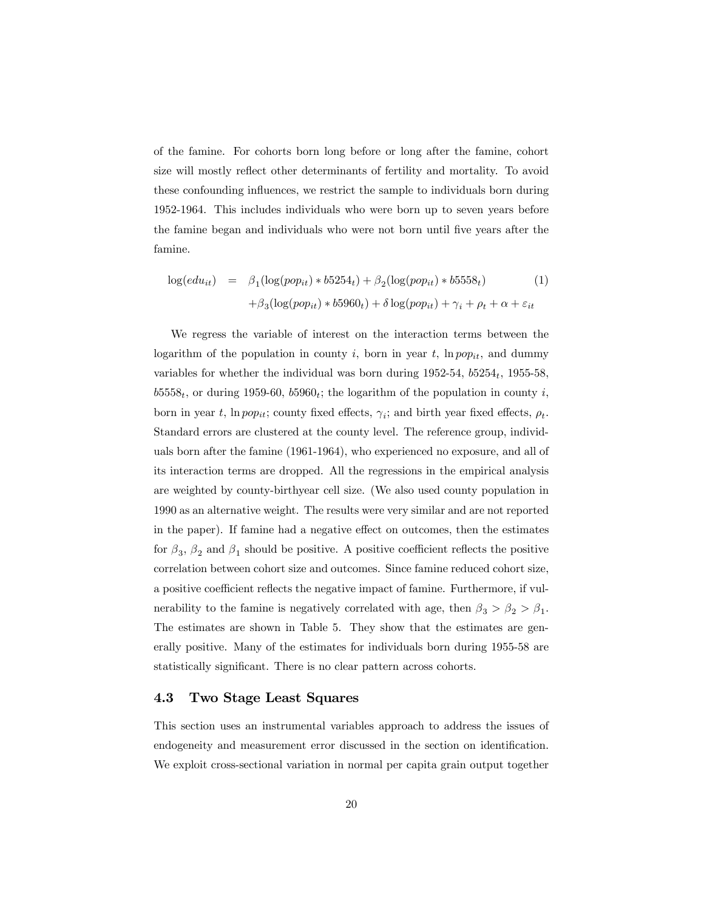of the famine. For cohorts born long before or long after the famine, cohort size will mostly reflect other determinants of fertility and mortality. To avoid these confounding influences, we restrict the sample to individuals born during 1952-1964. This includes individuals who were born up to seven years before the famine began and individuals who were not born until five years after the famine.

$$
\begin{aligned}
\log(edu_{it}) \quad = \quad & \beta_1(\log(pop_{it}) * b5254_t) + \beta_2(\log(pop_{it}) * b5558_t) \qquad (1) \\
& + \beta_3(\log(pop_{it}) * b5960_t) + \delta \log(pop_{it}) + \gamma_i + \rho_t + \alpha + \varepsilon_{it}
\end{aligned}
$$

We regress the variable of interest on the interaction terms between the logarithm of the population in county $i$, born in year $t$, $\ln pop_{it}$, and dummy variables for whether the individual was born during 1952-54, $b5254_t$, 1955-58, $b5558_t$, or during 1959-60, $b5960_t$; the logarithm of the population in county $i$, born in year $t$, $\ln pop_{it}$; county fixed effects, $\gamma_i$; and birth year fixed effects, $\rho_t$. Standard errors are clustered at the county level. The reference group, individuals born after the famine (1961-1964), who experienced no exposure, and all of its interaction terms are dropped. All the regressions in the empirical analysis are weighted by county-birthyear cell size. (We also used county population in 1990 as an alternative weight. The results were very similar and are not reported in the paper). If famine had a negative effect on outcomes, then the estimates for $\beta_3$, $\beta_2$ and $\beta_1$ should be positive. A positive coefficient reflects the positive correlation between cohort size and outcomes. Since famine reduced cohort size, a positive coefficient reflects the negative impact of famine. Furthermore, if vulnerability to the famine is negatively correlated with age, then $\beta_3 > \beta_2 > \beta_1$. The estimates are shown in Table 5. They show that the estimates are generally positive. Many of the estimates for individuals born during 1955-58 are statistically significant. There is no clear pattern across cohorts.

### 4.3 Two Stage Least Squares

This section uses an instrumental variables approach to address the issues of endogeneity and measurement error discussed in the section on identification. We exploit cross-sectional variation in normal per capita grain output together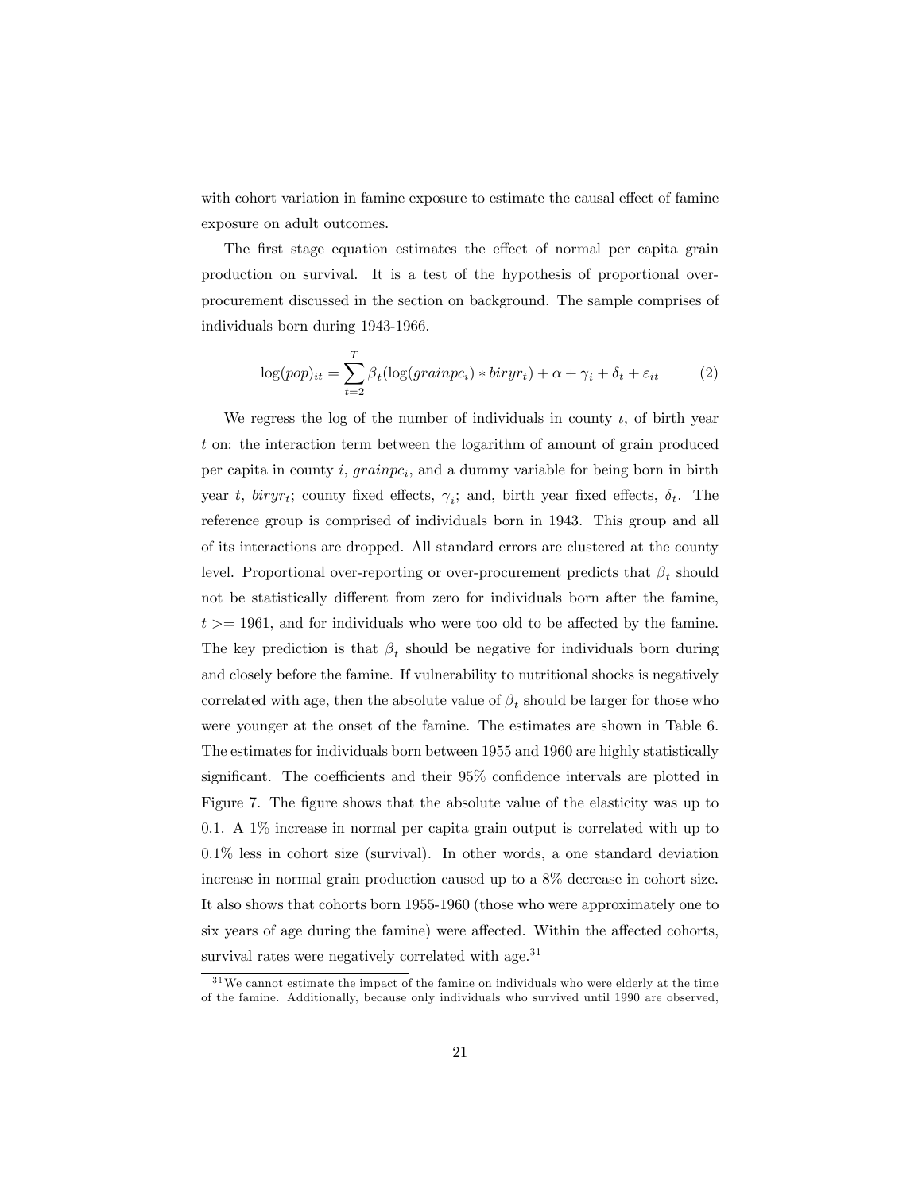with cohort variation in famine exposure to estimate the causal effect of famine exposure on adult outcomes.

The first stage equation estimates the effect of normal per capita grain production on survival. It is a test of the hypothesis of proportional over-procurement discussed in the section on background. The sample comprises of individuals born during 1943-1966.

$$\log(pop)_{it} = \sum_{t=2}^{T} \beta_t (\log(grainpc_i) * biryr_t) + \alpha + \gamma_i + \delta_t + \varepsilon_{it} \qquad (2)$$

We regress the log of the number of individuals in county $\iota$, of birth year $t$ on: the interaction term between the logarithm of amount of grain produced per capita in county $i$, $grainpc_i$, and a dummy variable for being born in birth year $t$, $biryr_t$; county fixed effects, $\gamma_i$; and, birth year fixed effects, $\delta_t$. The reference group is comprised of individuals born in 1943. This group and all of its interactions are dropped. All standard errors are clustered at the county level. Proportional over-reporting or over-procurement predicts that $\beta_t$ should not be statistically different from zero for individuals born after the famine, $t >= 1961$, and for individuals who were too old to be affected by the famine. The key prediction is that $\beta_t$ should be negative for individuals born during and closely before the famine. If vulnerability to nutritional shocks is negatively correlated with age, then the absolute value of $\beta_t$ should be larger for those who were younger at the onset of the famine. The estimates are shown in Table 6. The estimates for individuals born between 1955 and 1960 are highly statistically significant. The coefficients and their 95% confidence intervals are plotted in Figure 7. The figure shows that the absolute value of the elasticity was up to 0.1. A 1% increase in normal per capita grain output is correlated with up to 0.1% less in cohort size (survival). In other words, a one standard deviation increase in normal grain production caused up to a 8% decrease in cohort size. It also shows that cohorts born 1955-1960 (those who were approximately one to six years of age during the famine) were affected. Within the affected cohorts, survival rates were negatively correlated with age.[31]

[31] We cannot estimate the impact of the famine on individuals who were elderly at the time of the famine. Additionally, because only individuals who survived until 1990 are observed,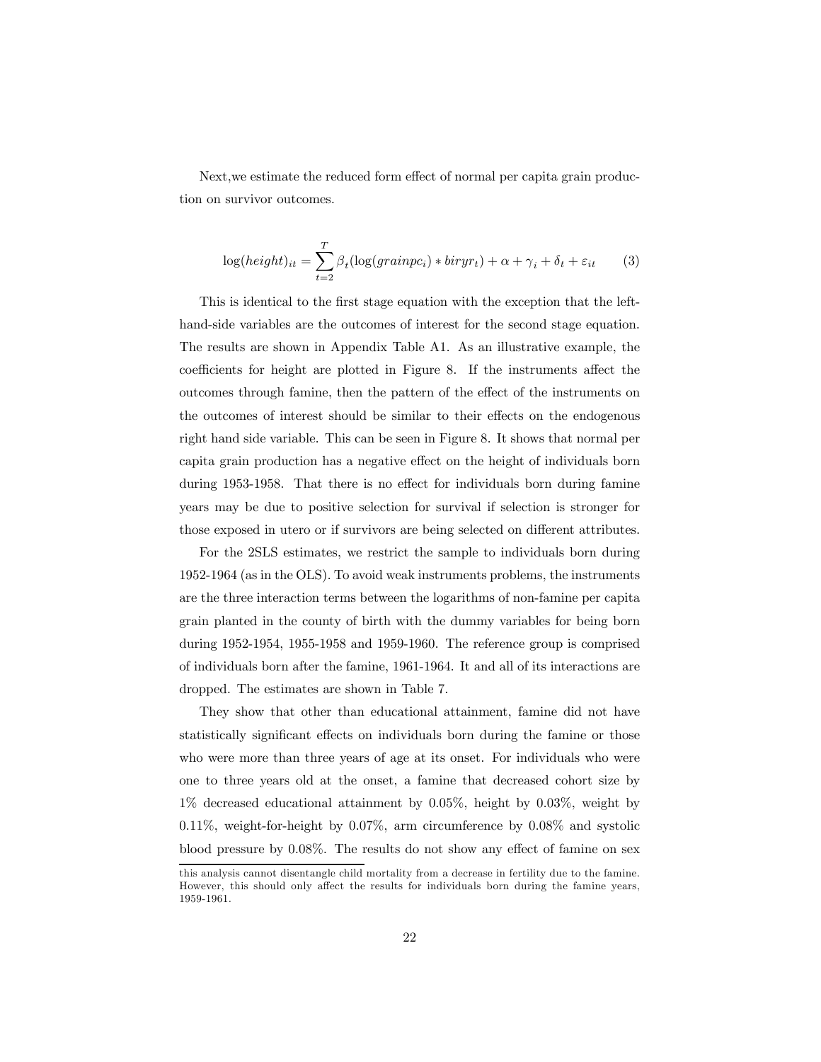Next,we estimate the reduced form effect of normal per capita grain production on survivor outcomes.

$$\log(height)_{it} = \sum_{t=2}^{T} \beta_t (\log(grainpc_i) * biryr_t) + \alpha + \gamma_i + \delta_t + \varepsilon_{it} \qquad (3)$$

This is identical to the first stage equation with the exception that the left-hand-side variables are the outcomes of interest for the second stage equation. The results are shown in Appendix Table A1. As an illustrative example, the coefficients for height are plotted in Figure 8. If the instruments affect the outcomes through famine, then the pattern of the effect of the instruments on the outcomes of interest should be similar to their effects on the endogenous right hand side variable. This can be seen in Figure 8. It shows that normal per capita grain production has a negative effect on the height of individuals born during 1953-1958. That there is no effect for individuals born during famine years may be due to positive selection for survival if selection is stronger for those exposed in utero or if survivors are being selected on different attributes.

For the 2SLS estimates, we restrict the sample to individuals born during 1952-1964 (as in the OLS). To avoid weak instruments problems, the instruments are the three interaction terms between the logarithms of non-famine per capita grain planted in the county of birth with the dummy variables for being born during 1952-1954, 1955-1958 and 1959-1960. The reference group is comprised of individuals born after the famine, 1961-1964. It and all of its interactions are dropped. The estimates are shown in Table 7.

They show that other than educational attainment, famine did not have statistically significant effects on individuals born during the famine or those who were more than three years of age at its onset. For individuals who were one to three years old at the onset, a famine that decreased cohort size by 1% decreased educational attainment by 0.05%, height by 0.03%, weight by 0.11%, weight-for-height by 0.07%, arm circumference by 0.08% and systolic blood pressure by 0.08%. The results do not show any effect of famine on sex

this analysis cannot disentangle child mortality from a decrease in fertility due to the famine. However, this should only affect the results for individuals born during the famine years, 1959-1961.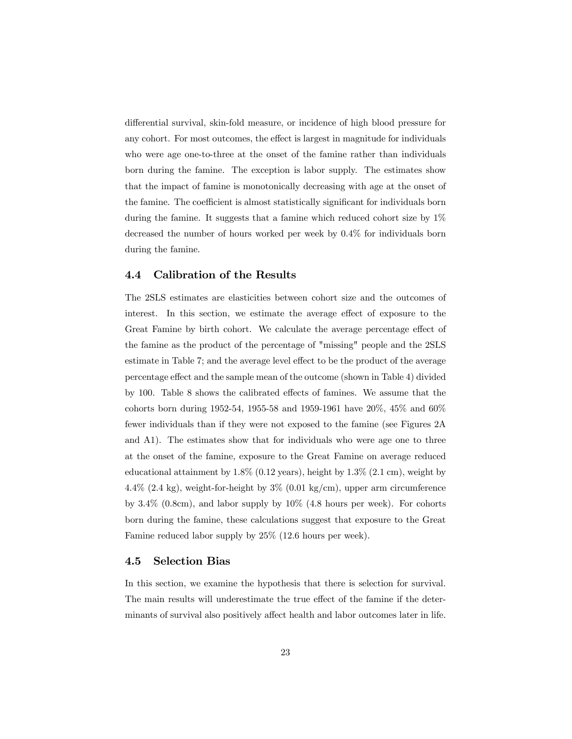differential survival, skin-fold measure, or incidence of high blood pressure for any cohort. For most outcomes, the effect is largest in magnitude for individuals who were age one-to-three at the onset of the famine rather than individuals born during the famine. The exception is labor supply. The estimates show that the impact of famine is monotonically decreasing with age at the onset of the famine. The coefficient is almost statistically significant for individuals born during the famine. It suggests that a famine which reduced cohort size by 1% decreased the number of hours worked per week by 0.4% for individuals born during the famine.

## 4.4 Calibration of the Results

The 2SLS estimates are elasticities between cohort size and the outcomes of interest. In this section, we estimate the average effect of exposure to the Great Famine by birth cohort. We calculate the average percentage effect of the famine as the product of the percentage of "missing" people and the 2SLS estimate in Table 7; and the average level effect to be the product of the average percentage effect and the sample mean of the outcome (shown in Table 4) divided by 100. Table 8 shows the calibrated effects of famines. We assume that the cohorts born during 1952-54, 1955-58 and 1959-1961 have 20%, 45% and 60% fewer individuals than if they were not exposed to the famine (see Figures 2A and A1). The estimates show that for individuals who were age one to three at the onset of the famine, exposure to the Great Famine on average reduced educational attainment by 1.8% (0.12 years), height by 1.3% (2.1 cm), weight by 4.4% (2.4 kg), weight-for-height by 3% (0.01 kg/cm), upper arm circumference by 3.4% (0.8cm), and labor supply by 10% (4.8 hours per week). For cohorts born during the famine, these calculations suggest that exposure to the Great Famine reduced labor supply by 25% (12.6 hours per week).

## 4.5 Selection Bias

In this section, we examine the hypothesis that there is selection for survival. The main results will underestimate the true effect of the famine if the determinants of survival also positively affect health and labor outcomes later in life.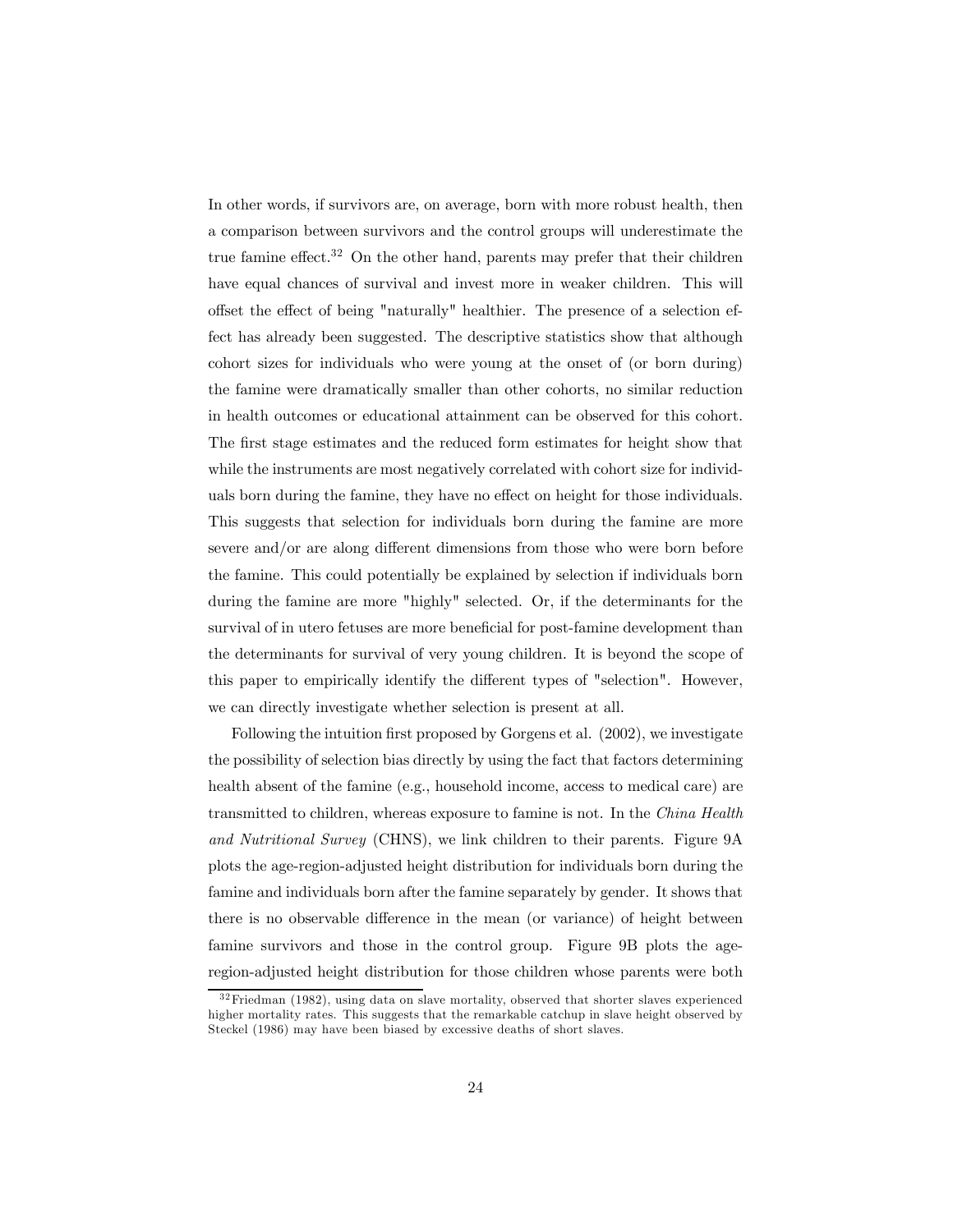In other words, if survivors are, on average, born with more robust health, then a comparison between survivors and the control groups will underestimate the true famine effect.[32] On the other hand, parents may prefer that their children have equal chances of survival and invest more in weaker children. This will offset the effect of being "naturally" healthier. The presence of a selection effect has already been suggested. The descriptive statistics show that although cohort sizes for individuals who were young at the onset of (or born during) the famine were dramatically smaller than other cohorts, no similar reduction in health outcomes or educational attainment can be observed for this cohort. The first stage estimates and the reduced form estimates for height show that while the instruments are most negatively correlated with cohort size for individuals born during the famine, they have no effect on height for those individuals. This suggests that selection for individuals born during the famine are more severe and/or are along different dimensions from those who were born before the famine. This could potentially be explained by selection if individuals born during the famine are more "highly" selected. Or, if the determinants for the survival of in utero fetuses are more beneficial for post-famine development than the determinants for survival of very young children. It is beyond the scope of this paper to empirically identify the different types of "selection". However, we can directly investigate whether selection is present at all.

Following the intuition first proposed by Gorgens et al. (2002), we investigate the possibility of selection bias directly by using the fact that factors determining health absent of the famine (e.g., household income, access to medical care) are transmitted to children, whereas exposure to famine is not. In the *China Health and Nutritional Survey* (CHNS), we link children to their parents. Figure 9A plots the age-region-adjusted height distribution for individuals born during the famine and individuals born after the famine separately by gender. It shows that there is no observable difference in the mean (or variance) of height between famine survivors and those in the control group. Figure 9B plots the age-region-adjusted height distribution for those children whose parents were both

[32] Friedman (1982), using data on slave mortality, observed that shorter slaves experienced higher mortality rates. This suggests that the remarkable catchup in slave height observed by Steckel (1986) may have been biased by excessive deaths of short slaves.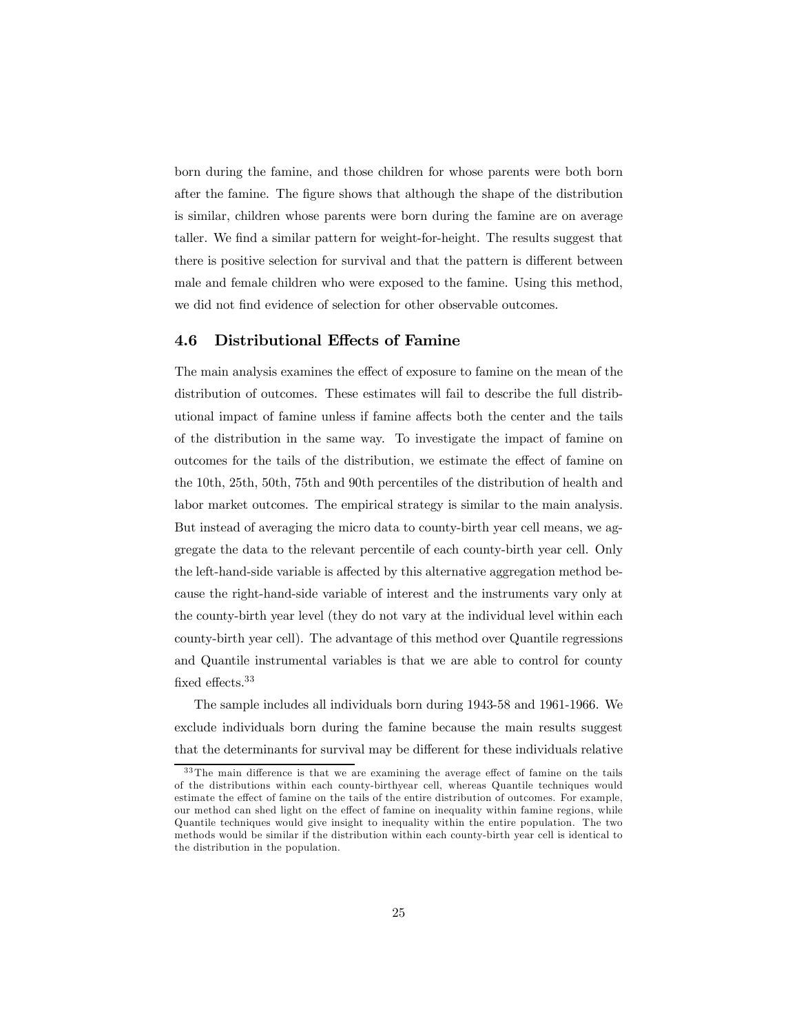born during the famine, and those children for whose parents were both born after the famine. The figure shows that although the shape of the distribution is similar, children whose parents were born during the famine are on average taller. We find a similar pattern for weight-for-height. The results suggest that there is positive selection for survival and that the pattern is different between male and female children who were exposed to the famine. Using this method, we did not find evidence of selection for other observable outcomes.

### 4.6 Distributional Effects of Famine

The main analysis examines the effect of exposure to famine on the mean of the distribution of outcomes. These estimates will fail to describe the full distributional impact of famine unless if famine affects both the center and the tails of the distribution in the same way. To investigate the impact of famine on outcomes for the tails of the distribution, we estimate the effect of famine on the 10th, 25th, 50th, 75th and 90th percentiles of the distribution of health and labor market outcomes. The empirical strategy is similar to the main analysis. But instead of averaging the micro data to county-birth year cell means, we aggregate the data to the relevant percentile of each county-birth year cell. Only the left-hand-side variable is affected by this alternative aggregation method because the right-hand-side variable of interest and the instruments vary only at the county-birth year level (they do not vary at the individual level within each county-birth year cell). The advantage of this method over Quantile regressions and Quantile instrumental variables is that we are able to control for county fixed effects.[33]

The sample includes all individuals born during 1943-58 and 1961-1966. We exclude individuals born during the famine because the main results suggest that the determinants for survival may be different for these individuals relative

[33] The main difference is that we are examining the average effect of famine on the tails of the distributions within each county-birthyear cell, whereas Quantile techniques would estimate the effect of famine on the tails of the entire distribution of outcomes. For example, our method can shed light on the effect of famine on inequality within famine regions, while Quantile techniques would give insight to inequality within the entire population. The two methods would be similar if the distribution within each county-birth year cell is identical to the distribution in the population.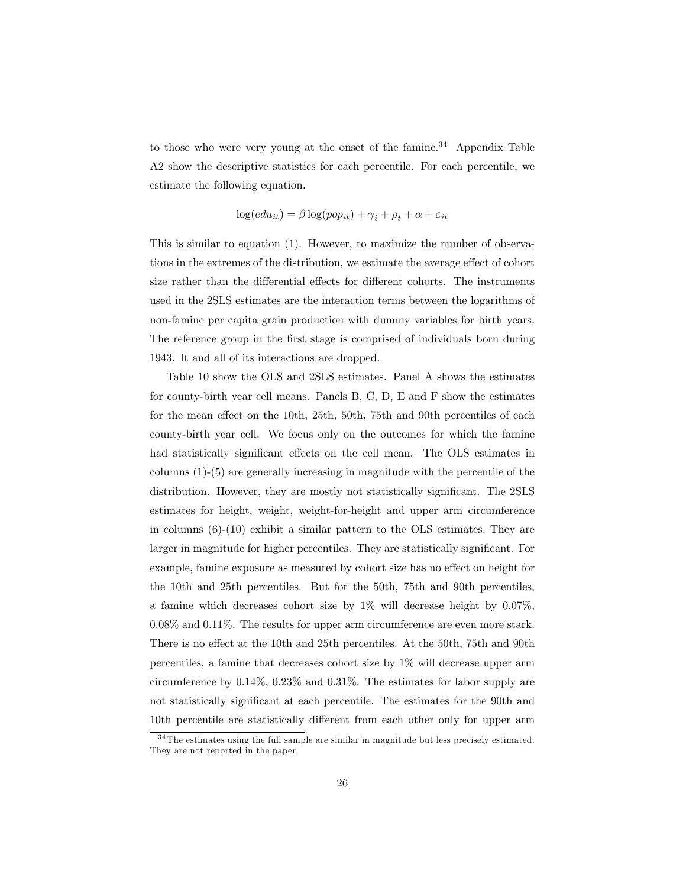to those who were very young at the onset of the famine.[34] Appendix Table A2 show the descriptive statistics for each percentile. For each percentile, we estimate the following equation.

$$\log(edu_{it}) = \beta \log(pop_{it}) + \gamma_i + \rho_t + \alpha + \varepsilon_{it}$$

This is similar to equation (1). However, to maximize the number of observations in the extremes of the distribution, we estimate the average effect of cohort size rather than the differential effects for different cohorts. The instruments used in the 2SLS estimates are the interaction terms between the logarithms of non-famine per capita grain production with dummy variables for birth years. The reference group in the first stage is comprised of individuals born during 1943. It and all of its interactions are dropped.

Table 10 show the OLS and 2SLS estimates. Panel A shows the estimates for county-birth year cell means. Panels B, C, D, E and F show the estimates for the mean effect on the 10th, 25th, 50th, 75th and 90th percentiles of each county-birth year cell. We focus only on the outcomes for which the famine had statistically significant effects on the cell mean. The OLS estimates in columns (1)-(5) are generally increasing in magnitude with the percentile of the distribution. However, they are mostly not statistically significant. The 2SLS estimates for height, weight, weight-for-height and upper arm circumference in columns (6)-(10) exhibit a similar pattern to the OLS estimates. They are larger in magnitude for higher percentiles. They are statistically significant. For example, famine exposure as measured by cohort size has no effect on height for the 10th and 25th percentiles. But for the 50th, 75th and 90th percentiles, a famine which decreases cohort size by 1% will decrease height by 0.07%, 0.08% and 0.11%. The results for upper arm circumference are even more stark. There is no effect at the 10th and 25th percentiles. At the 50th, 75th and 90th percentiles, a famine that decreases cohort size by 1% will decrease upper arm circumference by 0.14%, 0.23% and 0.31%. The estimates for labor supply are not statistically significant at each percentile. The estimates for the 90th and 10th percentile are statistically different from each other only for upper arm

[34] The estimates using the full sample are similar in magnitude but less precisely estimated. They are not reported in the paper.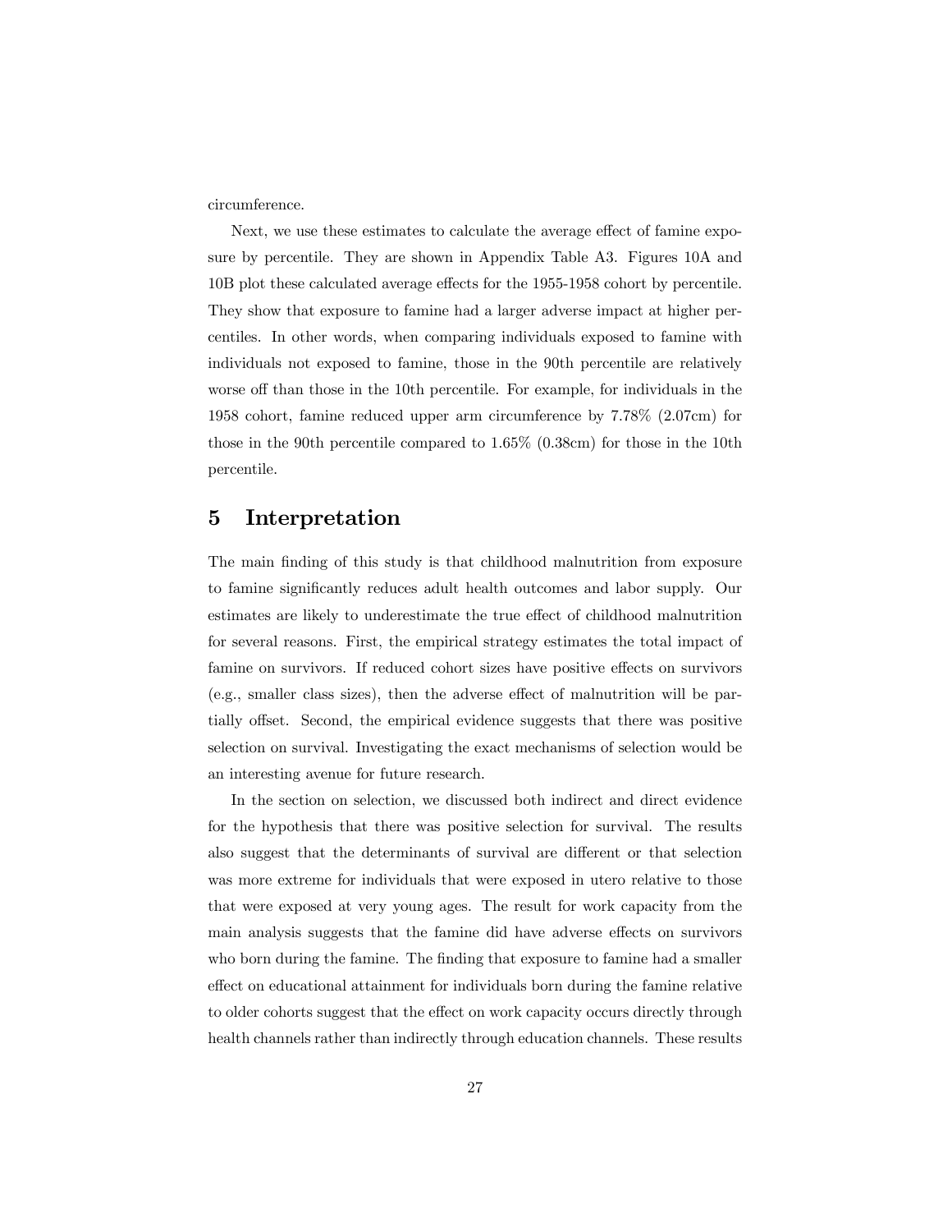circumference.

Next, we use these estimates to calculate the average effect of famine exposure by percentile. They are shown in Appendix Table A3. Figures 10A and 10B plot these calculated average effects for the 1955-1958 cohort by percentile. They show that exposure to famine had a larger adverse impact at higher percentiles. In other words, when comparing individuals exposed to famine with individuals not exposed to famine, those in the 90th percentile are relatively worse off than those in the 10th percentile. For example, for individuals in the 1958 cohort, famine reduced upper arm circumference by 7.78% (2.07cm) for those in the 90th percentile compared to 1.65% (0.38cm) for those in the 10th percentile.

# 5 Interpretation

The main finding of this study is that childhood malnutrition from exposure to famine significantly reduces adult health outcomes and labor supply. Our estimates are likely to underestimate the true effect of childhood malnutrition for several reasons. First, the empirical strategy estimates the total impact of famine on survivors. If reduced cohort sizes have positive effects on survivors (e.g., smaller class sizes), then the adverse effect of malnutrition will be partially offset. Second, the empirical evidence suggests that there was positive selection on survival. Investigating the exact mechanisms of selection would be an interesting avenue for future research.

In the section on selection, we discussed both indirect and direct evidence for the hypothesis that there was positive selection for survival. The results also suggest that the determinants of survival are different or that selection was more extreme for individuals that were exposed in utero relative to those that were exposed at very young ages. The result for work capacity from the main analysis suggests that the famine did have adverse effects on survivors who born during the famine. The finding that exposure to famine had a smaller effect on educational attainment for individuals born during the famine relative to older cohorts suggest that the effect on work capacity occurs directly through health channels rather than indirectly through education channels. These results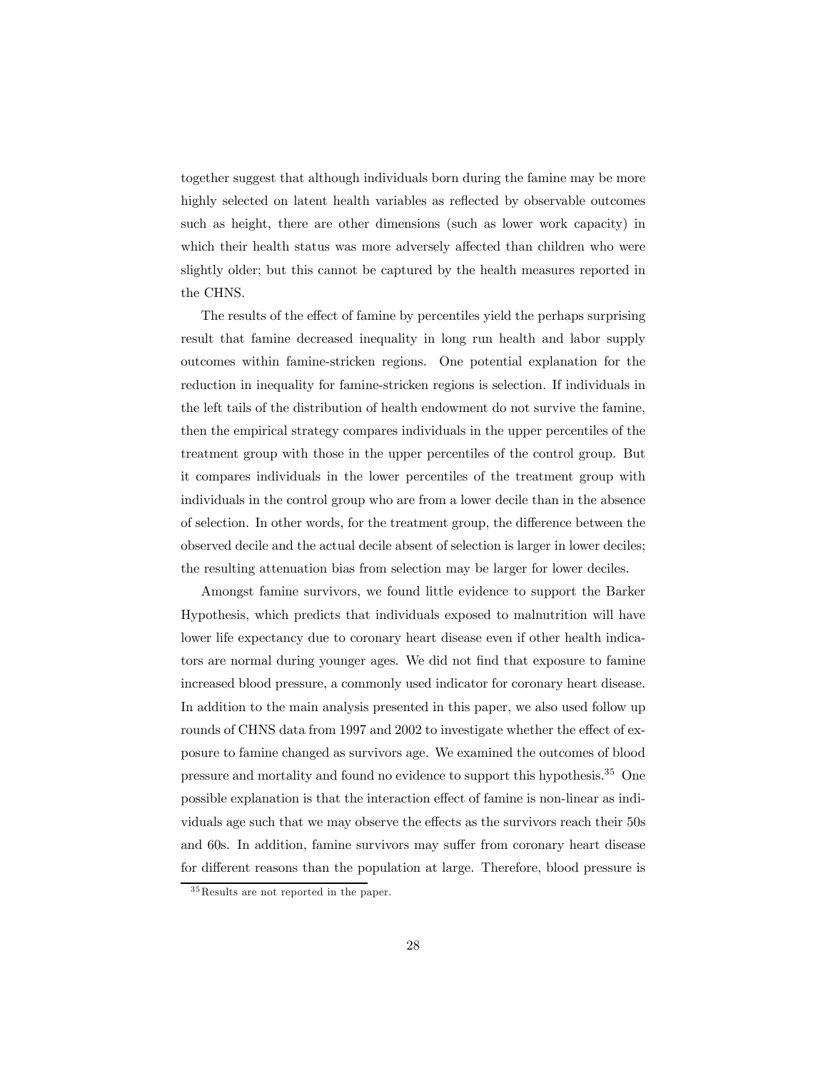together suggest that although individuals born during the famine may be more highly selected on latent health variables as reflected by observable outcomes such as height, there are other dimensions (such as lower work capacity) in which their health status was more adversely affected than children who were slightly older; but this cannot be captured by the health measures reported in the CHNS.

The results of the effect of famine by percentiles yield the perhaps surprising result that famine decreased inequality in long run health and labor supply outcomes within famine-stricken regions. One potential explanation for the reduction in inequality for famine-stricken regions is selection. If individuals in the left tails of the distribution of health endowment do not survive the famine, then the empirical strategy compares individuals in the upper percentiles of the treatment group with those in the upper percentiles of the control group. But it compares individuals in the lower percentiles of the treatment group with individuals in the control group who are from a lower decile than in the absence of selection. In other words, for the treatment group, the difference between the observed decile and the actual decile absent of selection is larger in lower deciles; the resulting attenuation bias from selection may be larger for lower deciles.

Amongst famine survivors, we found little evidence to support the Barker Hypothesis, which predicts that individuals exposed to malnutrition will have lower life expectancy due to coronary heart disease even if other health indicators are normal during younger ages. We did not find that exposure to famine increased blood pressure, a commonly used indicator for coronary heart disease. In addition to the main analysis presented in this paper, we also used follow up rounds of CHNS data from 1997 and 2002 to investigate whether the effect of exposure to famine changed as survivors age. We examined the outcomes of blood pressure and mortality and found no evidence to support this hypothesis.[35] One possible explanation is that the interaction effect of famine is non-linear as individuals age such that we may observe the effects as the survivors reach their 50s and 60s. In addition, famine survivors may suffer from coronary heart disease for different reasons than the population at large. Therefore, blood pressure is

[35] Results are not reported in the paper.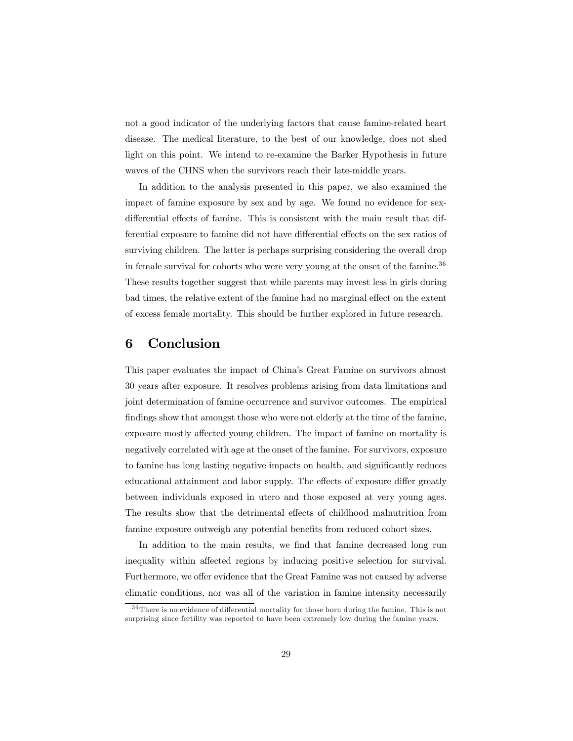not a good indicator of the underlying factors that cause famine-related heart disease. The medical literature, to the best of our knowledge, does not shed light on this point. We intend to re-examine the Barker Hypothesis in future waves of the CHNS when the survivors reach their late-middle years.

In addition to the analysis presented in this paper, we also examined the impact of famine exposure by sex and by age. We found no evidence for sex-differential effects of famine. This is consistent with the main result that differential exposure to famine did not have differential effects on the sex ratios of surviving children. The latter is perhaps surprising considering the overall drop in female survival for cohorts who were very young at the onset of the famine.[36] These results together suggest that while parents may invest less in girls during bad times, the relative extent of the famine had no marginal effect on the extent of excess female mortality. This should be further explored in future research.

# 6 Conclusion

This paper evaluates the impact of China's Great Famine on survivors almost 30 years after exposure. It resolves problems arising from data limitations and joint determination of famine occurrence and survivor outcomes. The empirical findings show that amongst those who were not elderly at the time of the famine, exposure mostly affected young children. The impact of famine on mortality is negatively correlated with age at the onset of the famine. For survivors, exposure to famine has long lasting negative impacts on health, and significantly reduces educational attainment and labor supply. The effects of exposure differ greatly between individuals exposed in utero and those exposed at very young ages. The results show that the detrimental effects of childhood malnutrition from famine exposure outweigh any potential benefits from reduced cohort sizes.

In addition to the main results, we find that famine decreased long run inequality within affected regions by inducing positive selection for survival. Furthermore, we offer evidence that the Great Famine was not caused by adverse climatic conditions, nor was all of the variation in famine intensity necessarily

[36] There is no evidence of differential mortality for those born during the famine. This is not surprising since fertility was reported to have been extremely low during the famine years.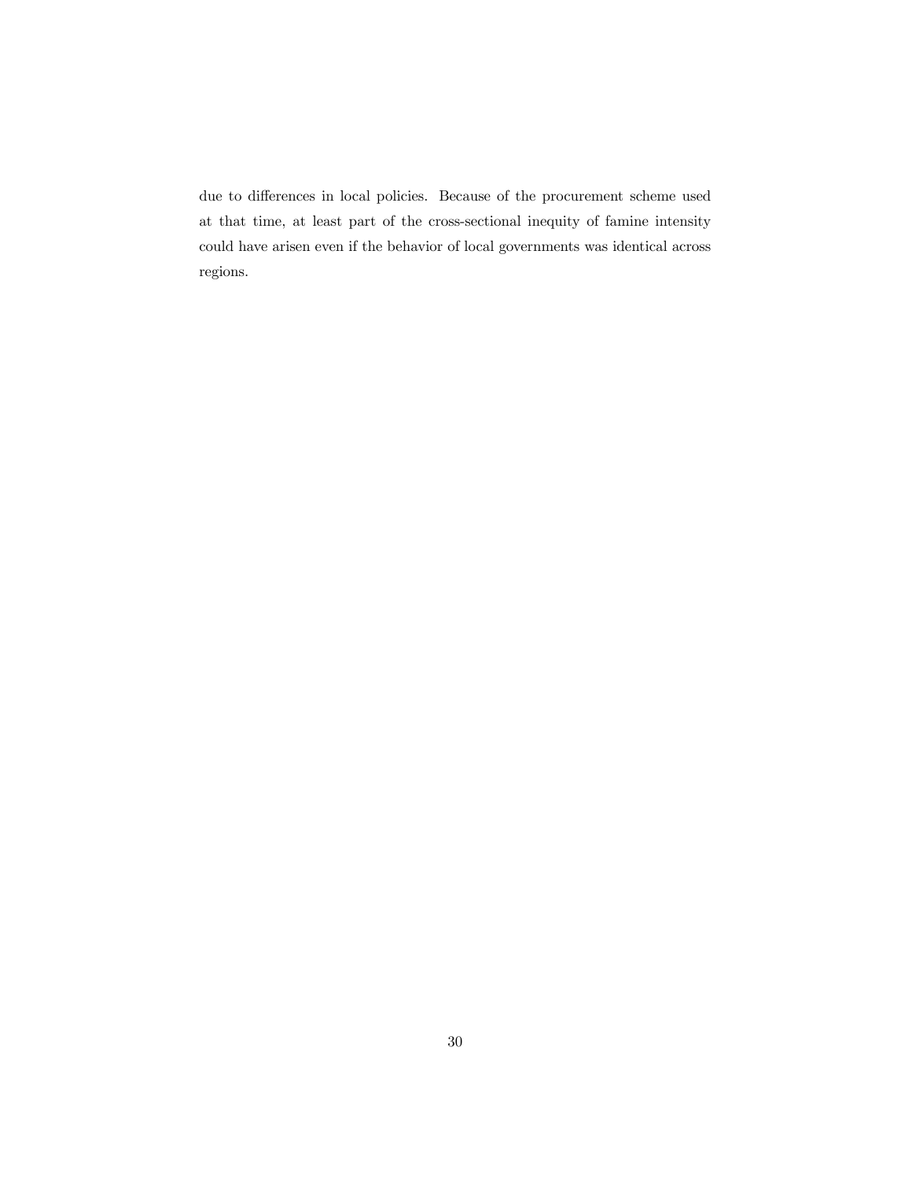due to differences in local policies. Because of the procurement scheme used at that time, at least part of the cross-sectional inequity of famine intensity could have arisen even if the behavior of local governments was identical across regions.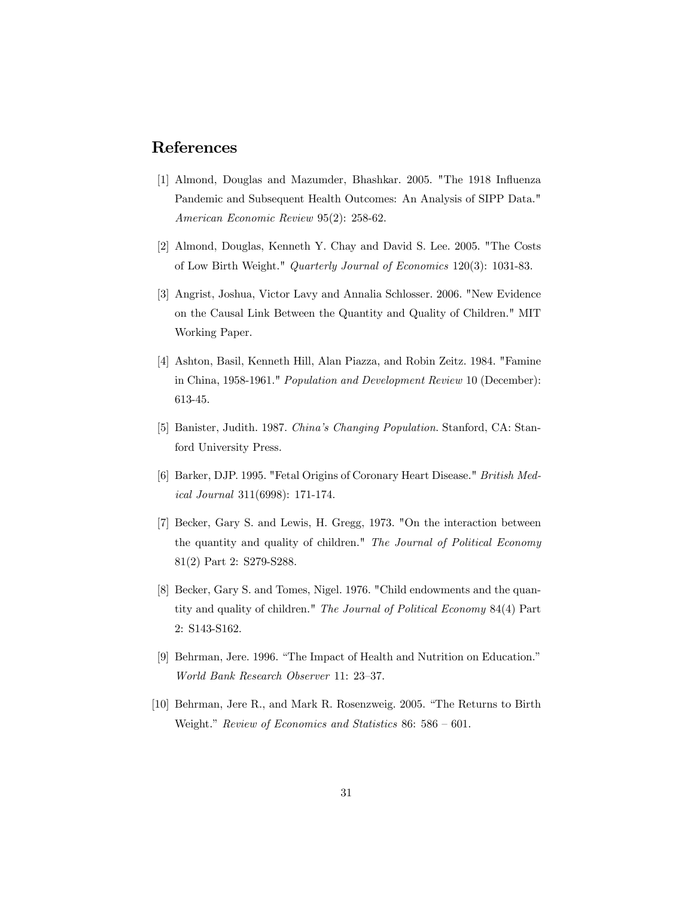## References

[1] Almond, Douglas and Mazumder, Bhashkar. 2005. "The 1918 Influenza Pandemic and Subsequent Health Outcomes: An Analysis of SIPP Data." *American Economic Review* 95(2): 258-62.

[2] Almond, Douglas, Kenneth Y. Chay and David S. Lee. 2005. "The Costs of Low Birth Weight." *Quarterly Journal of Economics* 120(3): 1031-83.

[3] Angrist, Joshua, Victor Lavy and Annalia Schlosser. 2006. "New Evidence on the Causal Link Between the Quantity and Quality of Children." MIT Working Paper.

[4] Ashton, Basil, Kenneth Hill, Alan Piazza, and Robin Zeitz. 1984. "Famine in China, 1958-1961." *Population and Development Review* 10 (December): 613-45.

[5] Banister, Judith. 1987. *China's Changing Population*. Stanford, CA: Stanford University Press.

[6] Barker, DJP. 1995. "Fetal Origins of Coronary Heart Disease." *British Medical Journal* 311(6998): 171-174.

[7] Becker, Gary S. and Lewis, H. Gregg, 1973. "On the interaction between the quantity and quality of children." *The Journal of Political Economy* 81(2) Part 2: S279-S288.

[8] Becker, Gary S. and Tomes, Nigel. 1976. "Child endowments and the quantity and quality of children." *The Journal of Political Economy* 84(4) Part 2: S143-S162.

[9] Behrman, Jere. 1996. "The Impact of Health and Nutrition on Education." *World Bank Research Observer* 11: 23–37.

[10] Behrman, Jere R., and Mark R. Rosenzweig. 2005. "The Returns to Birth Weight." *Review of Economics and Statistics* 86: 586 – 601.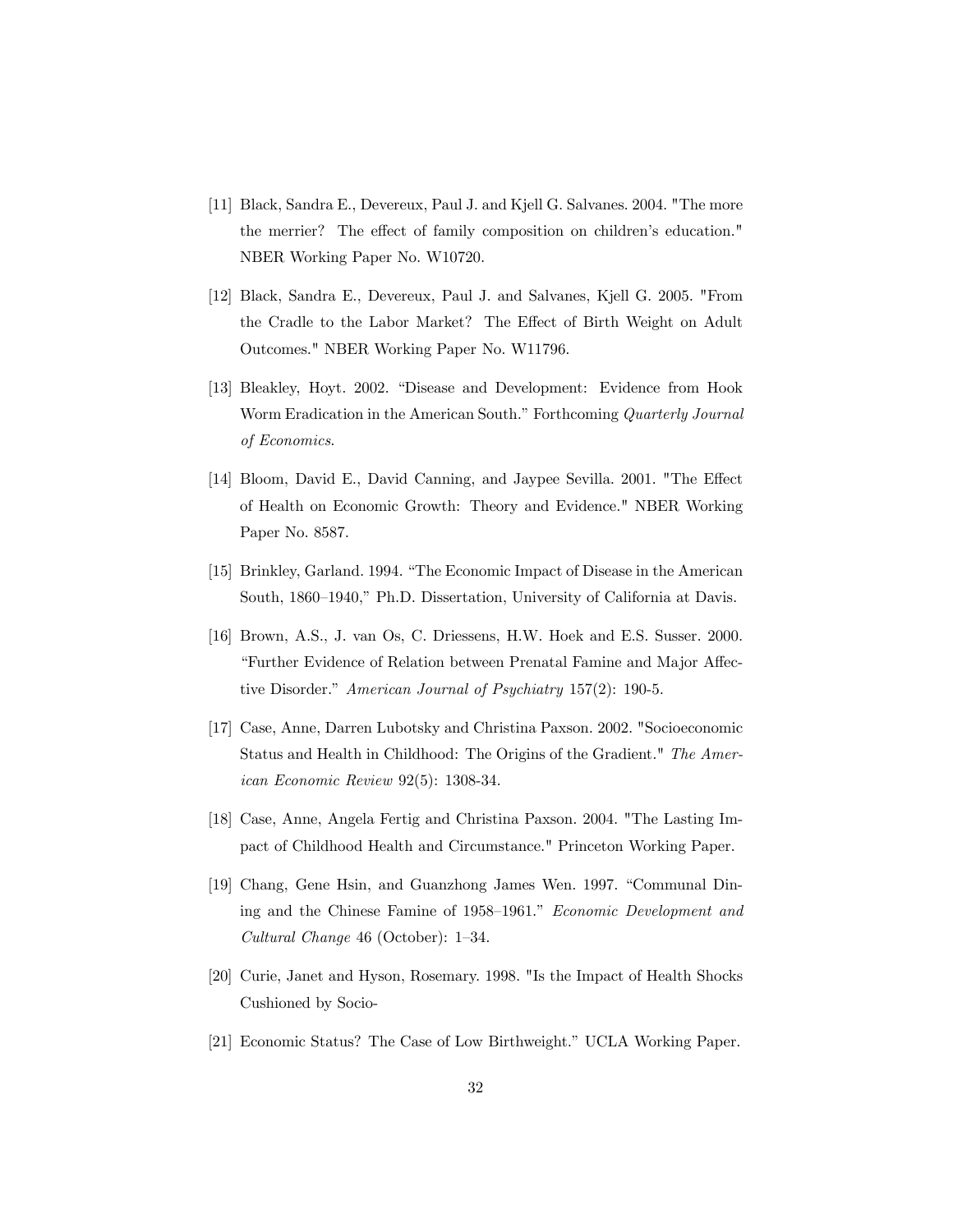[11] Black, Sandra E., Devereux, Paul J. and Kjell G. Salvanes. 2004. "The more the merrier? The effect of family composition on children's education." NBER Working Paper No. W10720.

[12] Black, Sandra E., Devereux, Paul J. and Salvanes, Kjell G. 2005. "From the Cradle to the Labor Market? The Effect of Birth Weight on Adult Outcomes." NBER Working Paper No. W11796.

[13] Bleakley, Hoyt. 2002. "Disease and Development: Evidence from Hook Worm Eradication in the American South." Forthcoming *Quarterly Journal of Economics*.

[14] Bloom, David E., David Canning, and Jaypee Sevilla. 2001. "The Effect of Health on Economic Growth: Theory and Evidence." NBER Working Paper No. 8587.

[15] Brinkley, Garland. 1994. "The Economic Impact of Disease in the American South, 1860–1940," Ph.D. Dissertation, University of California at Davis.

[16] Brown, A.S., J. van Os, C. Driessens, H.W. Hoek and E.S. Susser. 2000. "Further Evidence of Relation between Prenatal Famine and Major Affective Disorder." *American Journal of Psychiatry* 157(2): 190-5.

[17] Case, Anne, Darren Lubotsky and Christina Paxson. 2002. "Socioeconomic Status and Health in Childhood: The Origins of the Gradient." *The American Economic Review* 92(5): 1308-34.

[18] Case, Anne, Angela Fertig and Christina Paxson. 2004. "The Lasting Impact of Childhood Health and Circumstance." Princeton Working Paper.

[19] Chang, Gene Hsin, and Guanzhong James Wen. 1997. "Communal Dining and the Chinese Famine of 1958–1961." *Economic Development and Cultural Change* 46 (October): 1–34.

[20] Curie, Janet and Hyson, Rosemary. 1998. "Is the Impact of Health Shocks Cushioned by Socio-

[21] Economic Status? The Case of Low Birthweight." UCLA Working Paper.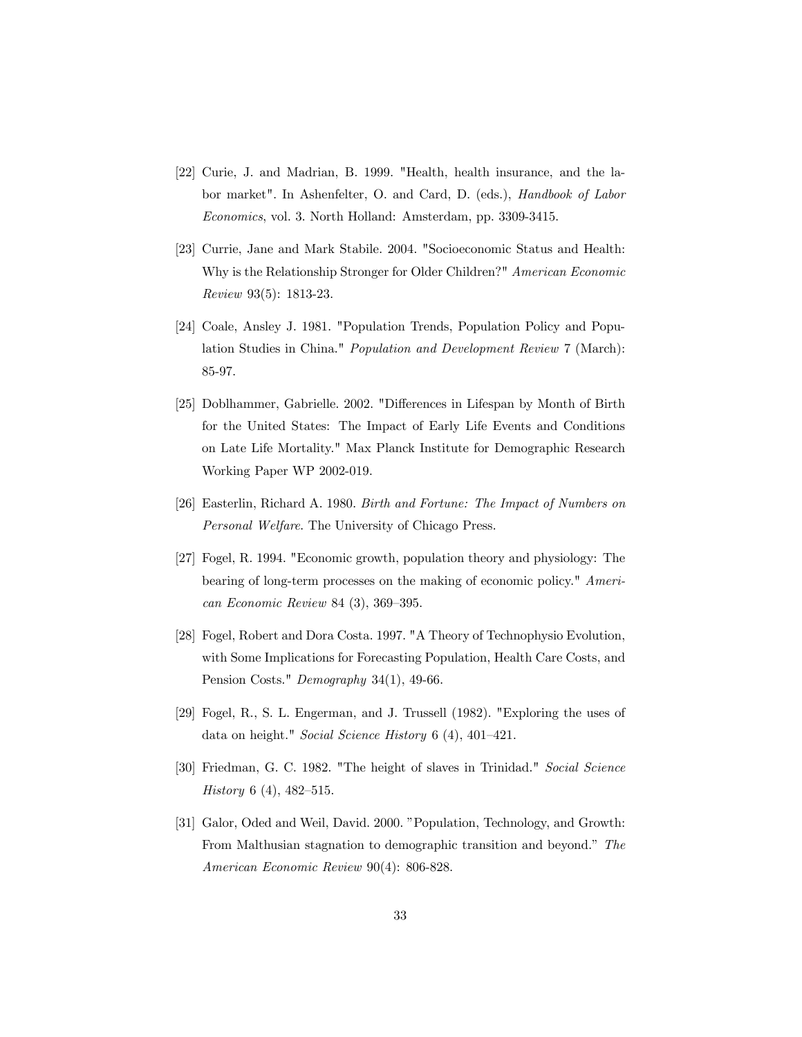[22] Curie, J. and Madrian, B. 1999. "Health, health insurance, and the labor market". In Ashenfelter, O. and Card, D. (eds.), *Handbook of Labor Economics*, vol. 3. North Holland: Amsterdam, pp. 3309-3415.

[23] Currie, Jane and Mark Stabile. 2004. "Socioeconomic Status and Health: Why is the Relationship Stronger for Older Children?" *American Economic Review* 93(5): 1813-23.

[24] Coale, Ansley J. 1981. "Population Trends, Population Policy and Population Studies in China." *Population and Development Review* 7 (March): 85-97.

[25] Doblhammer, Gabrielle. 2002. "Differences in Lifespan by Month of Birth for the United States: The Impact of Early Life Events and Conditions on Late Life Mortality." Max Planck Institute for Demographic Research Working Paper WP 2002-019.

[26] Easterlin, Richard A. 1980. *Birth and Fortune: The Impact of Numbers on Personal Welfare*. The University of Chicago Press.

[27] Fogel, R. 1994. "Economic growth, population theory and physiology: The bearing of long-term processes on the making of economic policy." *American Economic Review* 84 (3), 369–395.

[28] Fogel, Robert and Dora Costa. 1997. "A Theory of Technophysio Evolution, with Some Implications for Forecasting Population, Health Care Costs, and Pension Costs." *Demography* 34(1), 49-66.

[29] Fogel, R., S. L. Engerman, and J. Trussell (1982). "Exploring the uses of data on height." *Social Science History* 6 (4), 401–421.

[30] Friedman, G. C. 1982. "The height of slaves in Trinidad." *Social Science History* 6 (4), 482–515.

[31] Galor, Oded and Weil, David. 2000. "Population, Technology, and Growth: From Malthusian stagnation to demographic transition and beyond." *The American Economic Review* 90(4): 806-828.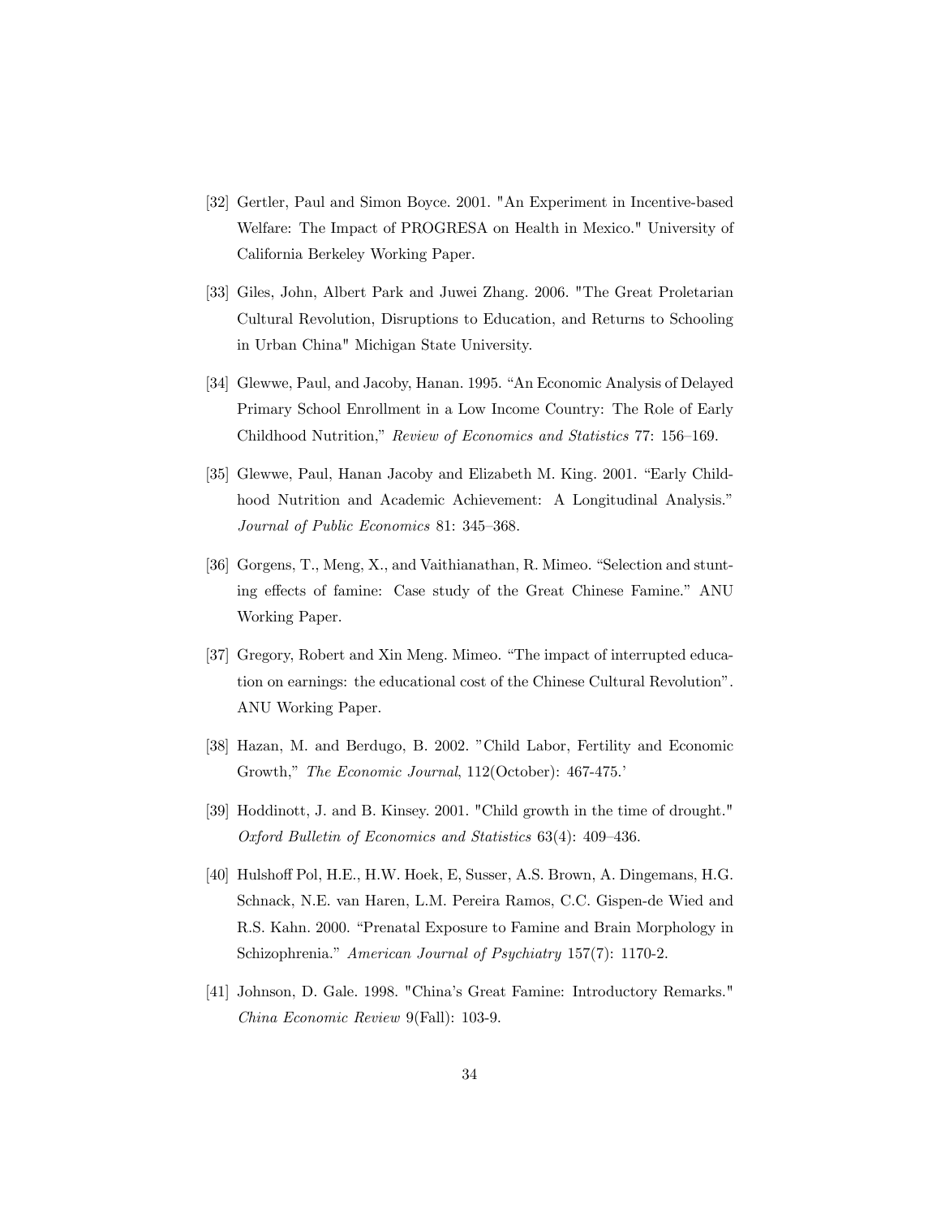[32] Gertler, Paul and Simon Boyce. 2001. "An Experiment in Incentive-based Welfare: The Impact of PROGRESA on Health in Mexico." University of California Berkeley Working Paper.

[33] Giles, John, Albert Park and Juwei Zhang. 2006. "The Great Proletarian Cultural Revolution, Disruptions to Education, and Returns to Schooling in Urban China" Michigan State University.

[34] Glewwe, Paul, and Jacoby, Hanan. 1995. "An Economic Analysis of Delayed Primary School Enrollment in a Low Income Country: The Role of Early Childhood Nutrition," *Review of Economics and Statistics* 77: 156–169.

[35] Glewwe, Paul, Hanan Jacoby and Elizabeth M. King. 2001. "Early Childhood Nutrition and Academic Achievement: A Longitudinal Analysis." *Journal of Public Economics* 81: 345–368.

[36] Gorgens, T., Meng, X., and Vaithianathan, R. Mimeo. "Selection and stunting effects of famine: Case study of the Great Chinese Famine." ANU Working Paper.

[37] Gregory, Robert and Xin Meng. Mimeo. "The impact of interrupted education on earnings: the educational cost of the Chinese Cultural Revolution". ANU Working Paper.

[38] Hazan, M. and Berdugo, B. 2002. "Child Labor, Fertility and Economic Growth," *The Economic Journal*, 112(October): 467-475.'

[39] Hoddinott, J. and B. Kinsey. 2001. "Child growth in the time of drought." *Oxford Bulletin of Economics and Statistics* 63(4): 409–436.

[40] Hulshoff Pol, H.E., H.W. Hoek, E, Susser, A.S. Brown, A. Dingemans, H.G. Schnack, N.E. van Haren, L.M. Pereira Ramos, C.C. Gispen-de Wied and R.S. Kahn. 2000. "Prenatal Exposure to Famine and Brain Morphology in Schizophrenia." *American Journal of Psychiatry* 157(7): 1170-2.

[41] Johnson, D. Gale. 1998. "China's Great Famine: Introductory Remarks." *China Economic Review* 9(Fall): 103-9.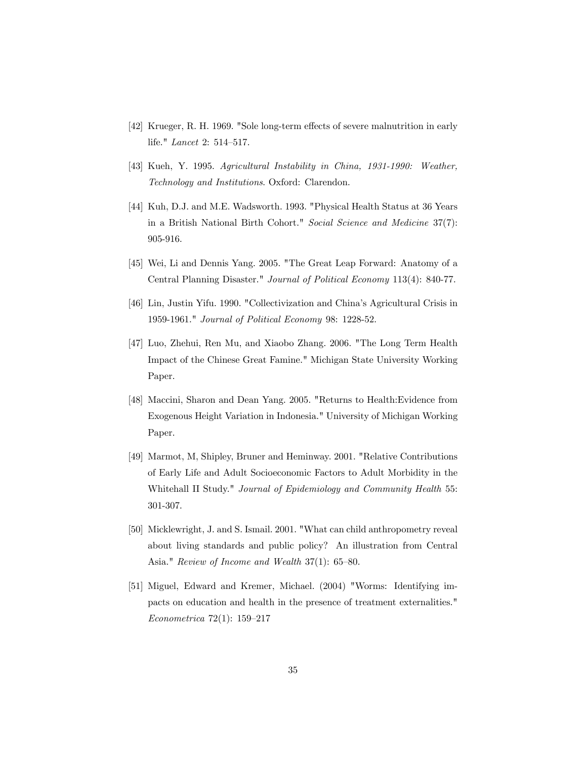[42] Krueger, R. H. 1969. "Sole long-term effects of severe malnutrition in early life." *Lancet* 2: 514–517.

[43] Kueh, Y. 1995. *Agricultural Instability in China, 1931-1990: Weather, Technology and Institutions*. Oxford: Clarendon.

[44] Kuh, D.J. and M.E. Wadsworth. 1993. "Physical Health Status at 36 Years in a British National Birth Cohort." *Social Science and Medicine* 37(7): 905-916.

[45] Wei, Li and Dennis Yang. 2005. "The Great Leap Forward: Anatomy of a Central Planning Disaster." *Journal of Political Economy* 113(4): 840-77.

[46] Lin, Justin Yifu. 1990. "Collectivization and China's Agricultural Crisis in 1959-1961." *Journal of Political Economy* 98: 1228-52.

[47] Luo, Zhehui, Ren Mu, and Xiaobo Zhang. 2006. "The Long Term Health Impact of the Chinese Great Famine." Michigan State University Working Paper.

[48] Maccini, Sharon and Dean Yang. 2005. "Returns to Health:Evidence from Exogenous Height Variation in Indonesia." University of Michigan Working Paper.

[49] Marmot, M, Shipley, Bruner and Heminway. 2001. "Relative Contributions of Early Life and Adult Socioeconomic Factors to Adult Morbidity in the Whitehall II Study." *Journal of Epidemiology and Community Health* 55: 301-307.

[50] Micklewright, J. and S. Ismail. 2001. "What can child anthropometry reveal about living standards and public policy? An illustration from Central Asia." *Review of Income and Wealth* 37(1): 65–80.

[51] Miguel, Edward and Kremer, Michael. (2004) "Worms: Identifying impacts on education and health in the presence of treatment externalities." *Econometrica* 72(1): 159–217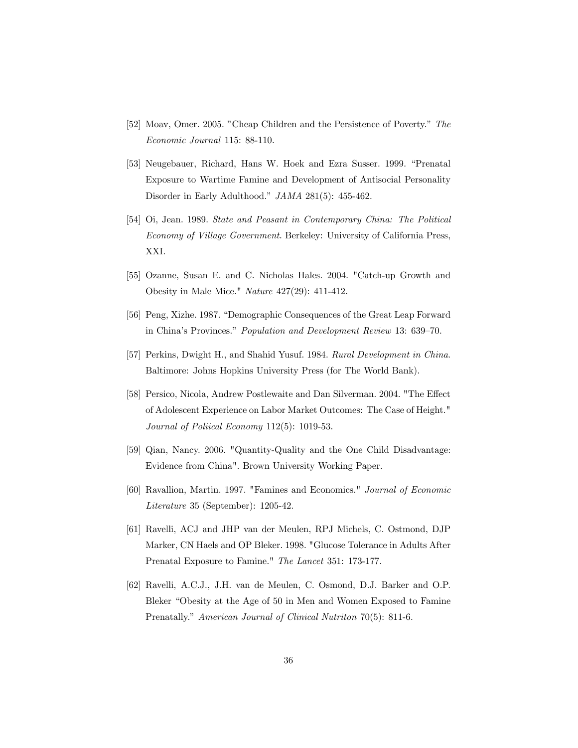[52] Moav, Omer. 2005. "Cheap Children and the Persistence of Poverty." *The Economic Journal* 115: 88-110.

[53] Neugebauer, Richard, Hans W. Hoek and Ezra Susser. 1999. "Prenatal Exposure to Wartime Famine and Development of Antisocial Personality Disorder in Early Adulthood." *JAMA* 281(5): 455-462.

[54] Oi, Jean. 1989. *State and Peasant in Contemporary China: The Political Economy of Village Government*. Berkeley: University of California Press, XXI.

[55] Ozanne, Susan E. and C. Nicholas Hales. 2004. "Catch-up Growth and Obesity in Male Mice." *Nature* 427(29): 411-412.

[56] Peng, Xizhe. 1987. "Demographic Consequences of the Great Leap Forward in China's Provinces." *Population and Development Review* 13: 639–70.

[57] Perkins, Dwight H., and Shahid Yusuf. 1984. *Rural Development in China*. Baltimore: Johns Hopkins University Press (for The World Bank).

[58] Persico, Nicola, Andrew Postlewaite and Dan Silverman. 2004. "The Effect of Adolescent Experience on Labor Market Outcomes: The Case of Height." *Journal of Poliical Economy* 112(5): 1019-53.

[59] Qian, Nancy. 2006. "Quantity-Quality and the One Child Disadvantage: Evidence from China". Brown University Working Paper.

[60] Ravallion, Martin. 1997. "Famines and Economics." *Journal of Economic Literature* 35 (September): 1205-42.

[61] Ravelli, ACJ and JHP van der Meulen, RPJ Michels, C. Ostmond, DJP Marker, CN Haels and OP Bleker. 1998. "Glucose Tolerance in Adults After Prenatal Exposure to Famine." *The Lancet* 351: 173-177.

[62] Ravelli, A.C.J., J.H. van de Meulen, C. Osmond, D.J. Barker and O.P. Bleker "Obesity at the Age of 50 in Men and Women Exposed to Famine Prenatally." *American Journal of Clinical Nutriton* 70(5): 811-6.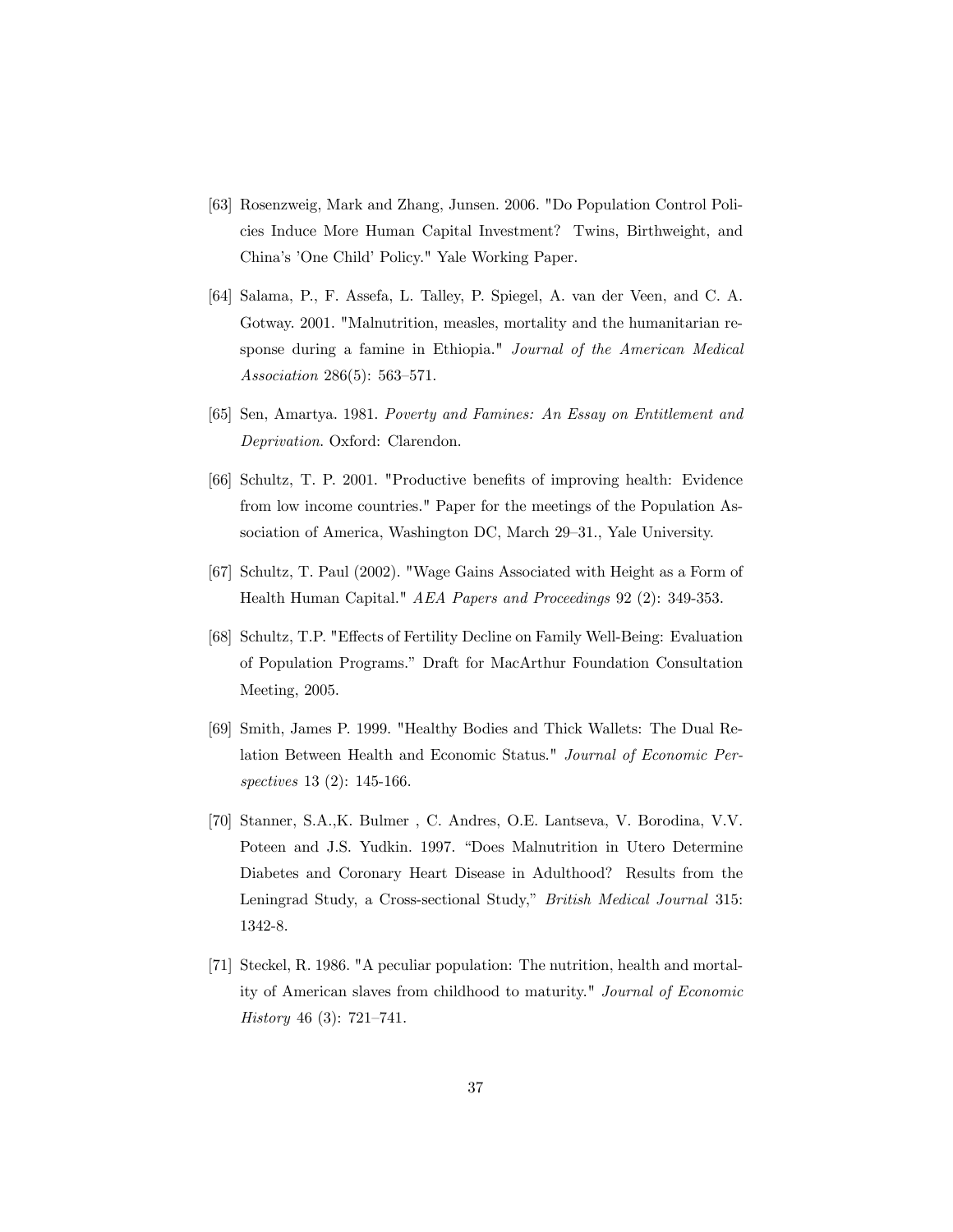[63] Rosenzweig, Mark and Zhang, Junsen. 2006. "Do Population Control Policies Induce More Human Capital Investment? Twins, Birthweight, and China's 'One Child' Policy." Yale Working Paper.

[64] Salama, P., F. Assefa, L. Talley, P. Spiegel, A. van der Veen, and C. A. Gotway. 2001. "Malnutrition, measles, mortality and the humanitarian response during a famine in Ethiopia." *Journal of the American Medical Association* 286(5): 563–571.

[65] Sen, Amartya. 1981. *Poverty and Famines: An Essay on Entitlement and Deprivation*. Oxford: Clarendon.

[66] Schultz, T. P. 2001. "Productive benefits of improving health: Evidence from low income countries." Paper for the meetings of the Population Association of America, Washington DC, March 29–31., Yale University.

[67] Schultz, T. Paul (2002). "Wage Gains Associated with Height as a Form of Health Human Capital." *AEA Papers and Proceedings* 92 (2): 349-353.

[68] Schultz, T.P. "Effects of Fertility Decline on Family Well-Being: Evaluation of Population Programs." Draft for MacArthur Foundation Consultation Meeting, 2005.

[69] Smith, James P. 1999. "Healthy Bodies and Thick Wallets: The Dual Relation Between Health and Economic Status." *Journal of Economic Perspectives* 13 (2): 145-166.

[70] Stanner, S.A.,K. Bulmer , C. Andres, O.E. Lantseva, V. Borodina, V.V. Poteen and J.S. Yudkin. 1997. "Does Malnutrition in Utero Determine Diabetes and Coronary Heart Disease in Adulthood? Results from the Leningrad Study, a Cross-sectional Study," *British Medical Journal* 315: 1342-8.

[71] Steckel, R. 1986. "A peculiar population: The nutrition, health and mortality of American slaves from childhood to maturity." *Journal of Economic History* 46 (3): 721–741.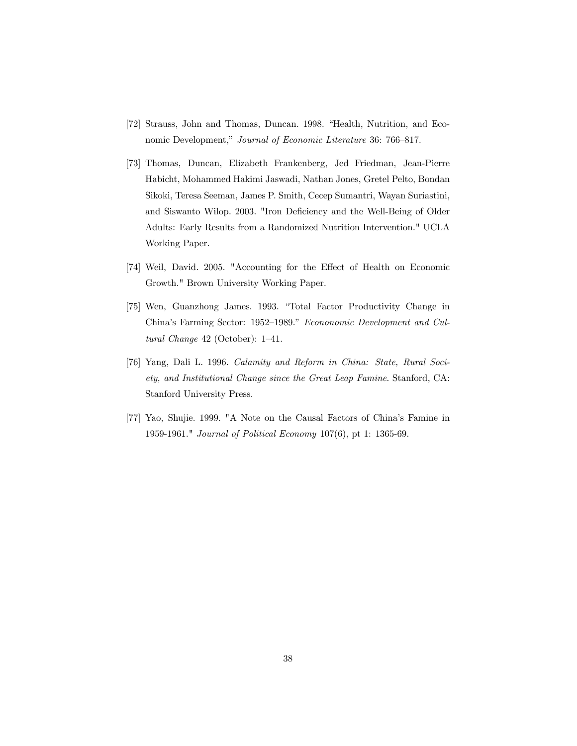[72] Strauss, John and Thomas, Duncan. 1998. "Health, Nutrition, and Economic Development," *Journal of Economic Literature* 36: 766–817.

[73] Thomas, Duncan, Elizabeth Frankenberg, Jed Friedman, Jean-Pierre Habicht, Mohammed Hakimi Jaswadi, Nathan Jones, Gretel Pelto, Bondan Sikoki, Teresa Seeman, James P. Smith, Cecep Sumantri, Wayan Suriastini, and Siswanto Wilop. 2003. "Iron Deficiency and the Well-Being of Older Adults: Early Results from a Randomized Nutrition Intervention." UCLA Working Paper.

[74] Weil, David. 2005. "Accounting for the Effect of Health on Economic Growth." Brown University Working Paper.

[75] Wen, Guanzhong James. 1993. "Total Factor Productivity Change in China's Farming Sector: 1952–1989." *Econonomic Development and Cultural Change* 42 (October): 1–41.

[76] Yang, Dali L. 1996. *Calamity and Reform in China: State, Rural Society, and Institutional Change since the Great Leap Famine*. Stanford, CA: Stanford University Press.

[77] Yao, Shujie. 1999. "A Note on the Causal Factors of China's Famine in 1959-1961." *Journal of Political Economy* 107(6), pt 1: 1365-69.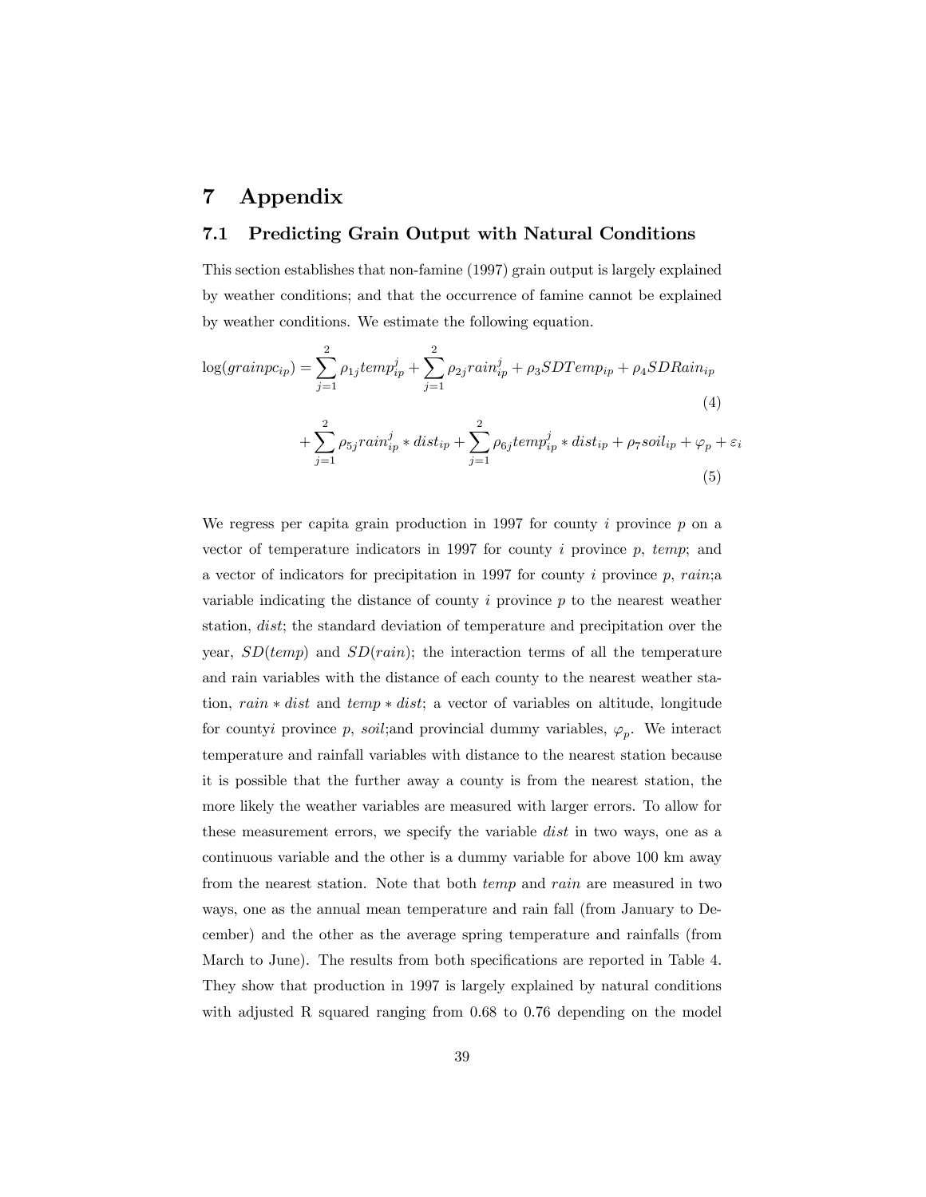# 7 Appendix

## 7.1 Predicting Grain Output with Natural Conditions

This section establishes that non-famine (1997) grain output is largely explained by weather conditions; and that the occurrence of famine cannot be explained by weather conditions. We estimate the following equation.

$$\log(grainpc_{ip}) = \sum_{j=1}^{2} \rho_{1j} temp_{ip}^{j} + \sum_{j=1}^{2} \rho_{2j} rain_{ip}^{j} + \rho_3 SDTemp_{ip} + \rho_4 SDRain_{ip} \tag{4}$$

$$+ \sum_{j=1}^{2} \rho_{5j} rain_{ip}^{j} * dist_{ip} + \sum_{j=1}^{2} \rho_{6j} temp_{ip}^{j} * dist_{ip} + \rho_7 soil_{ip} + \varphi_p + \varepsilon_i \tag{5}$$

We regress per capita grain production in 1997 for county $i$ province $p$ on a vector of temperature indicators in 1997 for county $i$ province $p$, *temp*; and a vector of indicators for precipitation in 1997 for county $i$ province $p$, *rain*;a variable indicating the distance of county $i$ province $p$ to the nearest weather station, *dist*; the standard deviation of temperature and precipitation over the year, $SD(temp)$ and $SD(rain)$; the interaction terms of all the temperature and rain variables with the distance of each county to the nearest weather station, $rain * dist$ and $temp * dist$; a vector of variables on altitude, longitude for county$i$ province $p$, *soil*;and provincial dummy variables, $\varphi_p$. We interact temperature and rainfall variables with distance to the nearest station because it is possible that the further away a county is from the nearest station, the more likely the weather variables are measured with larger errors. To allow for these measurement errors, we specify the variable *dist* in two ways, one as a continuous variable and the other is a dummy variable for above 100 km away from the nearest station. Note that both *temp* and *rain* are measured in two ways, one as the annual mean temperature and rain fall (from January to December) and the other as the average spring temperature and rainfalls (from March to June). The results from both specifications are reported in Table 4. They show that production in 1997 is largely explained by natural conditions with adjusted R squared ranging from 0.68 to 0.76 depending on the model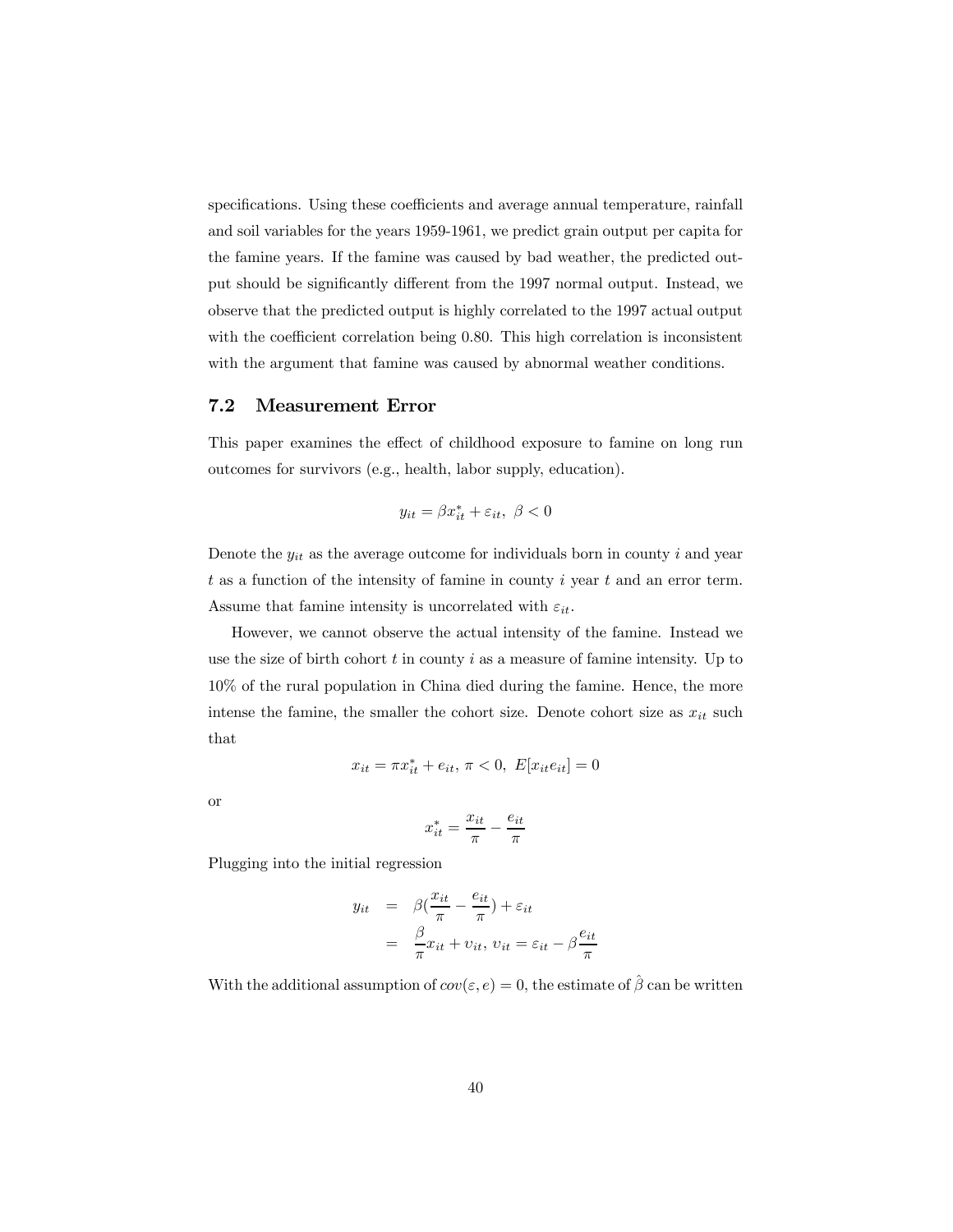specifications. Using these coefficients and average annual temperature, rainfall and soil variables for the years 1959-1961, we predict grain output per capita for the famine years. If the famine was caused by bad weather, the predicted output should be significantly different from the 1997 normal output. Instead, we observe that the predicted output is highly correlated to the 1997 actual output with the coefficient correlation being 0.80. This high correlation is inconsistent with the argument that famine was caused by abnormal weather conditions.

## 7.2 Measurement Error

This paper examines the effect of childhood exposure to famine on long run outcomes for survivors (e.g., health, labor supply, education).

$$y_{it} = \beta x_{it}^{*} + \varepsilon_{it},\ \beta < 0$$

Denote the $y_{it}$ as the average outcome for individuals born in county $i$ and year $t$ as a function of the intensity of famine in county $i$ year $t$ and an error term. Assume that famine intensity is uncorrelated with $\varepsilon_{it}$.

However, we cannot observe the actual intensity of the famine. Instead we use the size of birth cohort $t$ in county $i$ as a measure of famine intensity. Up to 10% of the rural population in China died during the famine. Hence, the more intense the famine, the smaller the cohort size. Denote cohort size as $x_{it}$ such that

$$x_{it} = \pi x_{it}^{*} + e_{it},\ \pi < 0,\ E[x_{it} e_{it}] = 0$$

or

$$x_{it}^{*} = \frac{x_{it}}{\pi} - \frac{e_{it}}{\pi}$$

Plugging into the initial regression

$$\begin{aligned} y_{it} &= \beta\left(\frac{x_{it}}{\pi} - \frac{e_{it}}{\pi}\right) + \varepsilon_{it} \\ &= \frac{\beta}{\pi} x_{it} + v_{it},\ v_{it} = \varepsilon_{it} - \beta\frac{e_{it}}{\pi} \end{aligned}$$

With the additional assumption of $cov(\varepsilon, e) = 0$, the estimate of $\hat{\beta}$ can be written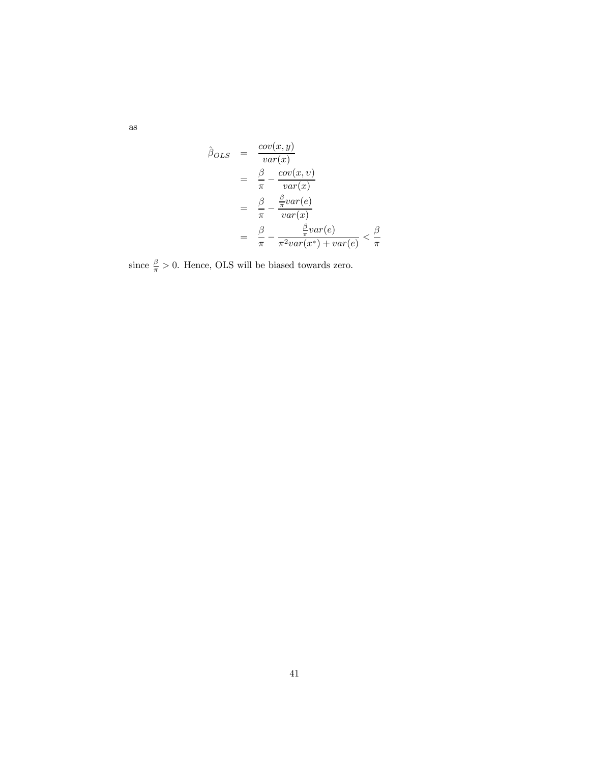as

$$
\begin{aligned}
\hat{\beta}_{OLS} &= \frac{cov(x,y)}{var(x)} \\
&= \frac{\beta}{\pi} - \frac{cov(x,\upsilon)}{var(x)} \\
&= \frac{\beta}{\pi} - \frac{\frac{\beta}{\pi} var(e)}{var(x)} \\
&= \frac{\beta}{\pi} - \frac{\frac{\beta}{\pi} var(e)}{\pi^2 var(x^*) + var(e)} < \frac{\beta}{\pi}
\end{aligned}
$$

since $\frac{\beta}{\pi} > 0$. Hence, OLS will be biased towards zero.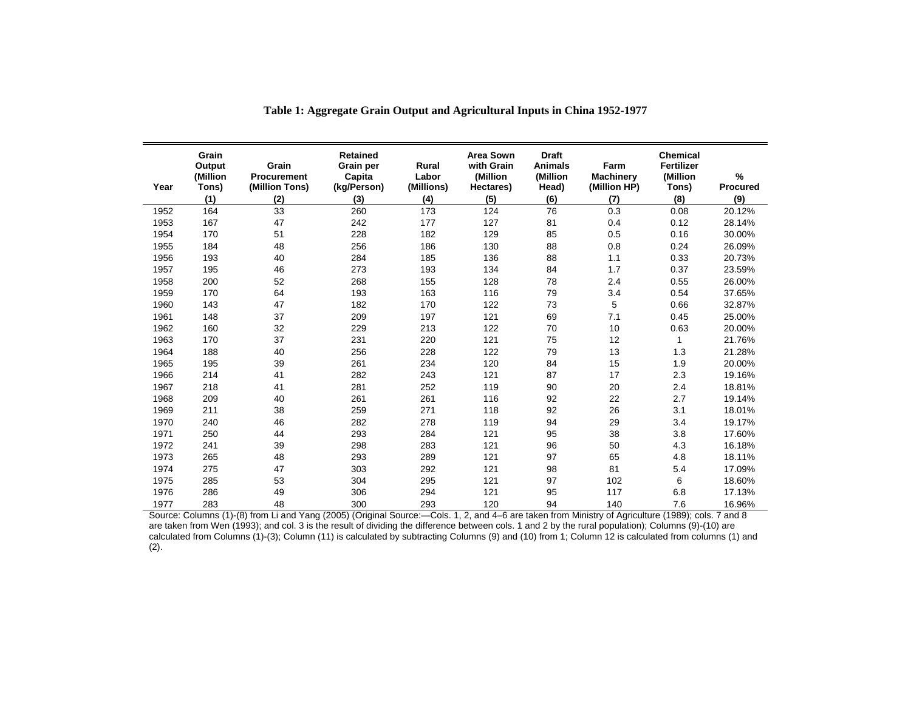**Table 1: Aggregate Grain Output and Agricultural Inputs in China 1952-1977**

| Year | Grain Output (Million Tons) (1) | Grain Procurement (Million Tons) (2) | Retained Grain per Capita (kg/Person) (3) | Rural Labor (Millions) (4) | Area Sown with Grain (Million Hectares) (5) | Draft Animals (Million Head) (6) | Farm Machinery (Million HP) (7) | Chemical Fertilizer (Million Tons) (8) | % Procured (9) |
|---|---|---|---|---|---|---|---|---|---|
| 1952 | 164 | 33 | 260 | 173 | 124 | 76 | 0.3 | 0.08 | 20.12% |
| 1953 | 167 | 47 | 242 | 177 | 127 | 81 | 0.4 | 0.12 | 28.14% |
| 1954 | 170 | 51 | 228 | 182 | 129 | 85 | 0.5 | 0.16 | 30.00% |
| 1955 | 184 | 48 | 256 | 186 | 130 | 88 | 0.8 | 0.24 | 26.09% |
| 1956 | 193 | 40 | 284 | 185 | 136 | 88 | 1.1 | 0.33 | 20.73% |
| 1957 | 195 | 46 | 273 | 193 | 134 | 84 | 1.7 | 0.37 | 23.59% |
| 1958 | 200 | 52 | 268 | 155 | 128 | 78 | 2.4 | 0.55 | 26.00% |
| 1959 | 170 | 64 | 193 | 163 | 116 | 79 | 3.4 | 0.54 | 37.65% |
| 1960 | 143 | 47 | 182 | 170 | 122 | 73 | 5 | 0.66 | 32.87% |
| 1961 | 148 | 37 | 209 | 197 | 121 | 69 | 7.1 | 0.45 | 25.00% |
| 1962 | 160 | 32 | 229 | 213 | 122 | 70 | 10 | 0.63 | 20.00% |
| 1963 | 170 | 37 | 231 | 220 | 121 | 75 | 12 | 1 | 21.76% |
| 1964 | 188 | 40 | 256 | 228 | 122 | 79 | 13 | 1.3 | 21.28% |
| 1965 | 195 | 39 | 261 | 234 | 120 | 84 | 15 | 1.9 | 20.00% |
| 1966 | 214 | 41 | 282 | 243 | 121 | 87 | 17 | 2.3 | 19.16% |
| 1967 | 218 | 41 | 281 | 252 | 119 | 90 | 20 | 2.4 | 18.81% |
| 1968 | 209 | 40 | 261 | 261 | 116 | 92 | 22 | 2.7 | 19.14% |
| 1969 | 211 | 38 | 259 | 271 | 118 | 92 | 26 | 3.1 | 18.01% |
| 1970 | 240 | 46 | 282 | 278 | 119 | 94 | 29 | 3.4 | 19.17% |
| 1971 | 250 | 44 | 293 | 284 | 121 | 95 | 38 | 3.8 | 17.60% |
| 1972 | 241 | 39 | 298 | 283 | 121 | 96 | 50 | 4.3 | 16.18% |
| 1973 | 265 | 48 | 293 | 289 | 121 | 97 | 65 | 4.8 | 18.11% |
| 1974 | 275 | 47 | 303 | 292 | 121 | 98 | 81 | 5.4 | 17.09% |
| 1975 | 285 | 53 | 304 | 295 | 121 | 97 | 102 | 6 | 18.60% |
| 1976 | 286 | 49 | 306 | 294 | 121 | 95 | 117 | 6.8 | 17.13% |
| 1977 | 283 | 48 | 300 | 293 | 120 | 94 | 140 | 7.6 | 16.96% |

Source: Columns (1)-(8) from Li and Yang (2005) (Original Source:—Cols. 1, 2, and 4–6 are taken from Ministry of Agriculture (1989); cols. 7 and 8 are taken from Wen (1993); and col. 3 is the result of dividing the difference between cols. 1 and 2 by the rural population); Columns (9)-(10) are calculated from Columns (1)-(3); Column (11) is calculated by subtracting Columns (9) and (10) from 1; Column 12 is calculated from columns (1) and (2).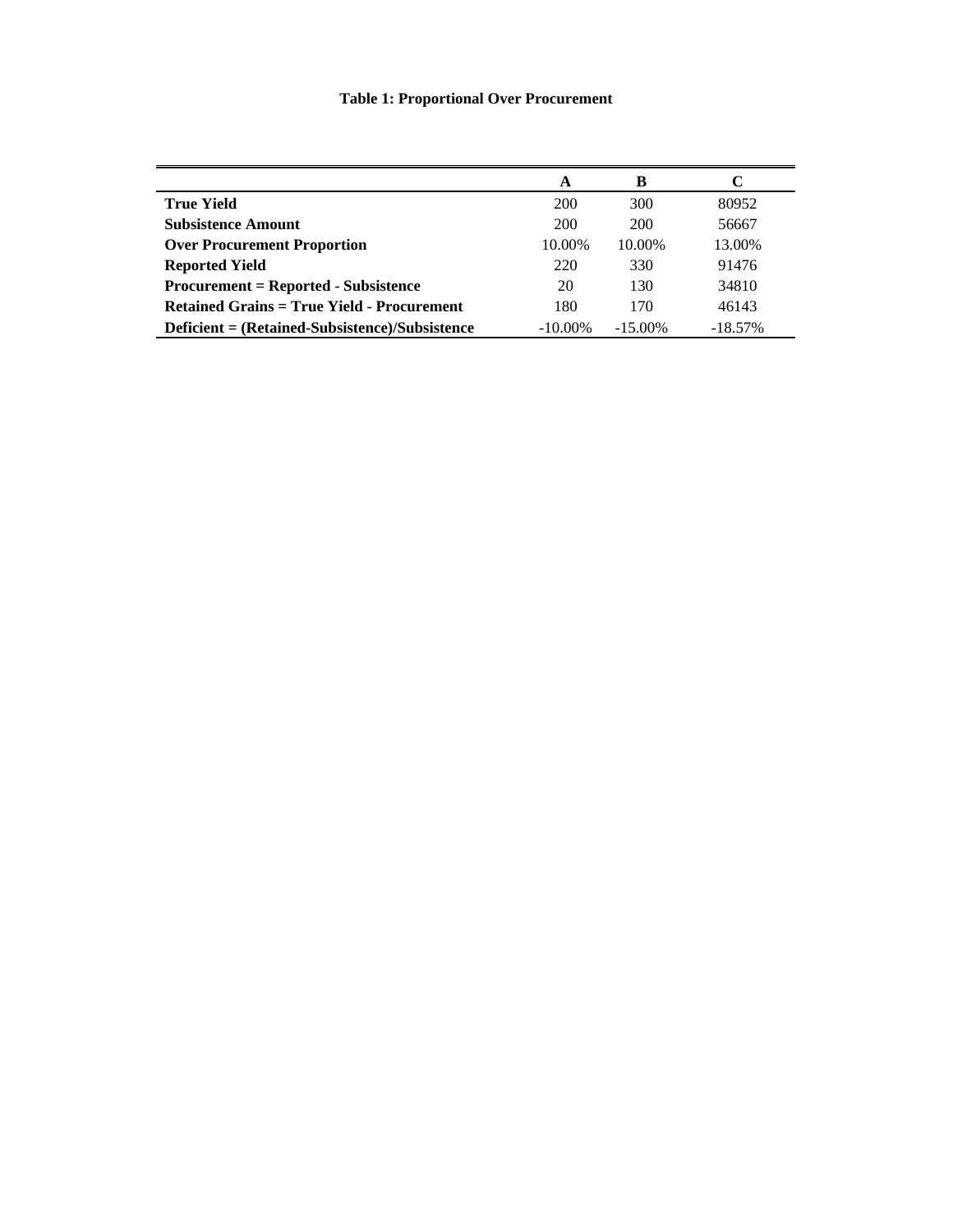**Table 1: Proportional Over Procurement**

| | A | B | C |
|---|---|---|---|
| **True Yield** | 200 | 300 | 80952 |
| **Subsistence Amount** | 200 | 200 | 56667 |
| **Over Procurement Proportion** | 10.00% | 10.00% | 13.00% |
| **Reported Yield** | 220 | 330 | 91476 |
| **Procurement = Reported - Subsistence** | 20 | 130 | 34810 |
| **Retained Grains = True Yield - Procurement** | 180 | 170 | 46143 |
| **Deficient = (Retained-Subsistence)/Subsistence** | -10.00% | -15.00% | -18.57% |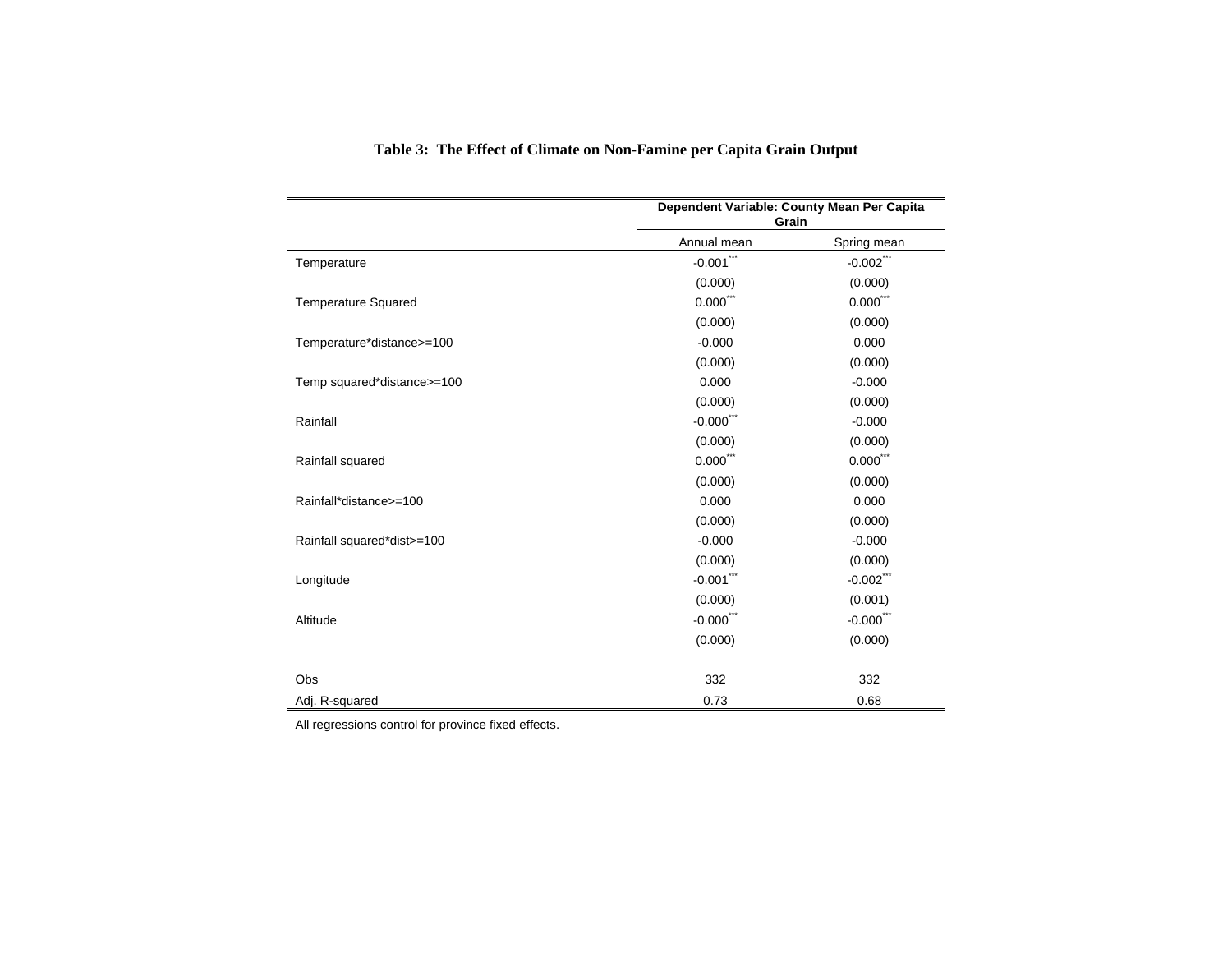**Table 3: The Effect of Climate on Non-Famine per Capita Grain Output**

| | Dependent Variable: County Mean Per Capita Grain | |
|---|---|---|
| | Annual mean | Spring mean |
| Temperature | -0.001*** | -0.002*** |
| | (0.000) | (0.000) |
| Temperature Squared | 0.000*** | 0.000*** |
| | (0.000) | (0.000) |
| Temperature*distance>=100 | -0.000 | 0.000 |
| | (0.000) | (0.000) |
| Temp squared*distance>=100 | 0.000 | -0.000 |
| | (0.000) | (0.000) |
| Rainfall | -0.000*** | -0.000 |
| | (0.000) | (0.000) |
| Rainfall squared | 0.000*** | 0.000*** |
| | (0.000) | (0.000) |
| Rainfall*distance>=100 | 0.000 | 0.000 |
| | (0.000) | (0.000) |
| Rainfall squared*dist>=100 | -0.000 | -0.000 |
| | (0.000) | (0.000) |
| Longitude | -0.001*** | -0.002*** |
| | (0.000) | (0.001) |
| Altitude | -0.000*** | -0.000*** |
| | (0.000) | (0.000) |
| | | |
| Obs | 332 | 332 |
| Adj. R-squared | 0.73 | 0.68 |

All regressions control for province fixed effects.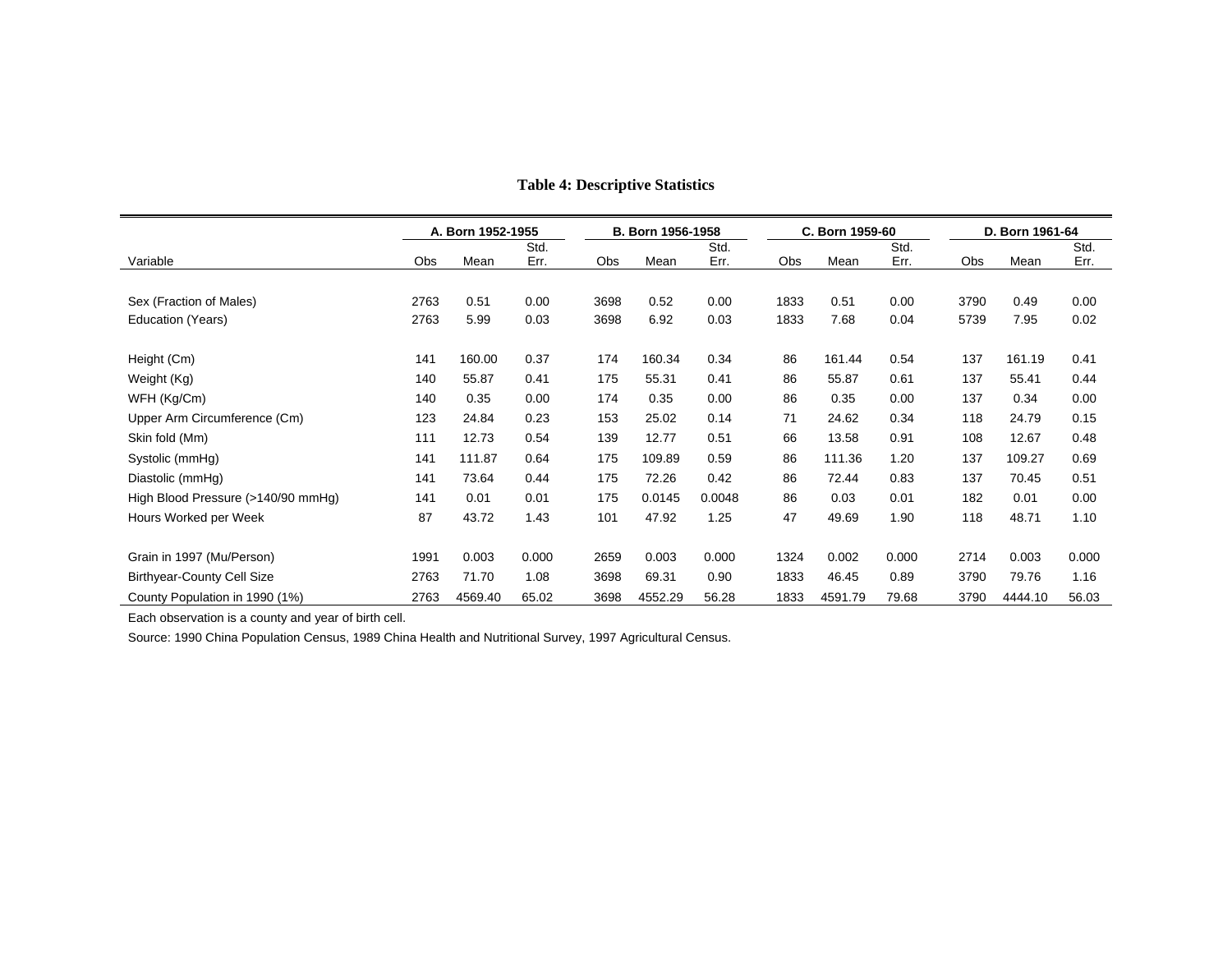**Table 4: Descriptive Statistics**

| | A. Born 1952-1955 | | | B. Born 1956-1958 | | | C. Born 1959-60 | | | D. Born 1961-64 | | |
|---|---|---|---|---|---|---|---|---|---|---|---|---|
| Variable | Obs | Mean | Std. Err. | Obs | Mean | Std. Err. | Obs | Mean | Std. Err. | Obs | Mean | Std. Err. |
| Sex (Fraction of Males) | 2763 | 0.51 | 0.00 | 3698 | 0.52 | 0.00 | 1833 | 0.51 | 0.00 | 3790 | 0.49 | 0.00 |
| Education (Years) | 2763 | 5.99 | 0.03 | 3698 | 6.92 | 0.03 | 1833 | 7.68 | 0.04 | 5739 | 7.95 | 0.02 |
| Height (Cm) | 141 | 160.00 | 0.37 | 174 | 160.34 | 0.34 | 86 | 161.44 | 0.54 | 137 | 161.19 | 0.41 |
| Weight (Kg) | 140 | 55.87 | 0.41 | 175 | 55.31 | 0.41 | 86 | 55.87 | 0.61 | 137 | 55.41 | 0.44 |
| WFH (Kg/Cm) | 140 | 0.35 | 0.00 | 174 | 0.35 | 0.00 | 86 | 0.35 | 0.00 | 137 | 0.34 | 0.00 |
| Upper Arm Circumference (Cm) | 123 | 24.84 | 0.23 | 153 | 25.02 | 0.14 | 71 | 24.62 | 0.34 | 118 | 24.79 | 0.15 |
| Skin fold (Mm) | 111 | 12.73 | 0.54 | 139 | 12.77 | 0.51 | 66 | 13.58 | 0.91 | 108 | 12.67 | 0.48 |
| Systolic (mmHg) | 141 | 111.87 | 0.64 | 175 | 109.89 | 0.59 | 86 | 111.36 | 1.20 | 137 | 109.27 | 0.69 |
| Diastolic (mmHg) | 141 | 73.64 | 0.44 | 175 | 72.26 | 0.42 | 86 | 72.44 | 0.83 | 137 | 70.45 | 0.51 |
| High Blood Pressure (>140/90 mmHg) | 141 | 0.01 | 0.01 | 175 | 0.0145 | 0.0048 | 86 | 0.03 | 0.01 | 182 | 0.01 | 0.00 |
| Hours Worked per Week | 87 | 43.72 | 1.43 | 101 | 47.92 | 1.25 | 47 | 49.69 | 1.90 | 118 | 48.71 | 1.10 |
| Grain in 1997 (Mu/Person) | 1991 | 0.003 | 0.000 | 2659 | 0.003 | 0.000 | 1324 | 0.002 | 0.000 | 2714 | 0.003 | 0.000 |
| Birthyear-County Cell Size | 2763 | 71.70 | 1.08 | 3698 | 69.31 | 0.90 | 1833 | 46.45 | 0.89 | 3790 | 79.76 | 1.16 |
| County Population in 1990 (1%) | 2763 | 4569.40 | 65.02 | 3698 | 4552.29 | 56.28 | 1833 | 4591.79 | 79.68 | 3790 | 4444.10 | 56.03 |

Each observation is a county and year of birth cell.

Source: 1990 China Population Census, 1989 China Health and Nutritional Survey, 1997 Agricultural Census.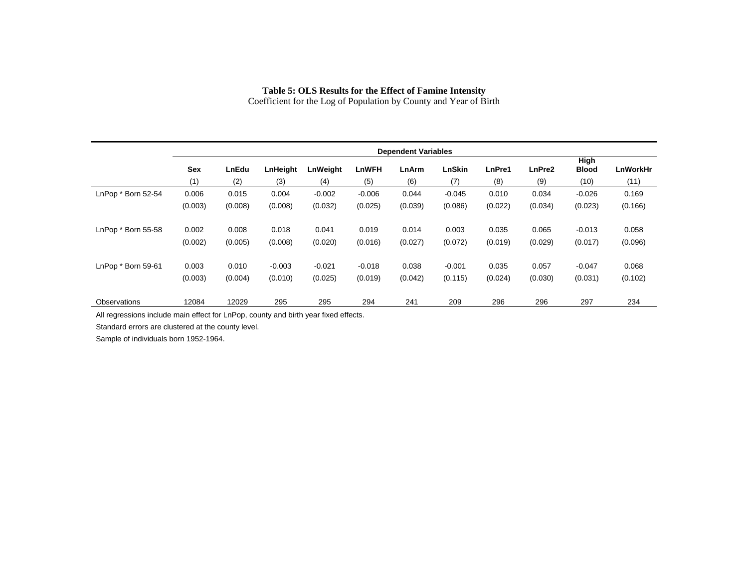**Table 5: OLS Results for the Effect of Famine Intensity**
Coefficient for the Log of Population by County and Year of Birth

| | Dependent Variables | | | | | | | | | | |
|---|---|---|---|---|---|---|---|---|---|---|---|
| | Sex | LnEdu | LnHeight | LnWeight | LnWFH | LnArm | LnSkin | LnPre1 | LnPre2 | High Blood | LnWorkHr |
| | (1) | (2) | (3) | (4) | (5) | (6) | (7) | (8) | (9) | (10) | (11) |
| LnPop * Born 52-54 | 0.006 | 0.015 | 0.004 | -0.002 | -0.006 | 0.044 | -0.045 | 0.010 | 0.034 | -0.026 | 0.169 |
| | (0.003) | (0.008) | (0.008) | (0.032) | (0.025) | (0.039) | (0.086) | (0.022) | (0.034) | (0.023) | (0.166) |
| LnPop * Born 55-58 | 0.002 | 0.008 | 0.018 | 0.041 | 0.019 | 0.014 | 0.003 | 0.035 | 0.065 | -0.013 | 0.058 |
| | (0.002) | (0.005) | (0.008) | (0.020) | (0.016) | (0.027) | (0.072) | (0.019) | (0.029) | (0.017) | (0.096) |
| LnPop * Born 59-61 | 0.003 | 0.010 | -0.003 | -0.021 | -0.018 | 0.038 | -0.001 | 0.035 | 0.057 | -0.047 | 0.068 |
| | (0.003) | (0.004) | (0.010) | (0.025) | (0.019) | (0.042) | (0.115) | (0.024) | (0.030) | (0.031) | (0.102) |
| Observations | 12084 | 12029 | 295 | 295 | 294 | 241 | 209 | 296 | 296 | 297 | 234 |

All regressions include main effect for LnPop, county and birth year fixed effects.

Standard errors are clustered at the county level.

Sample of individuals born 1952-1964.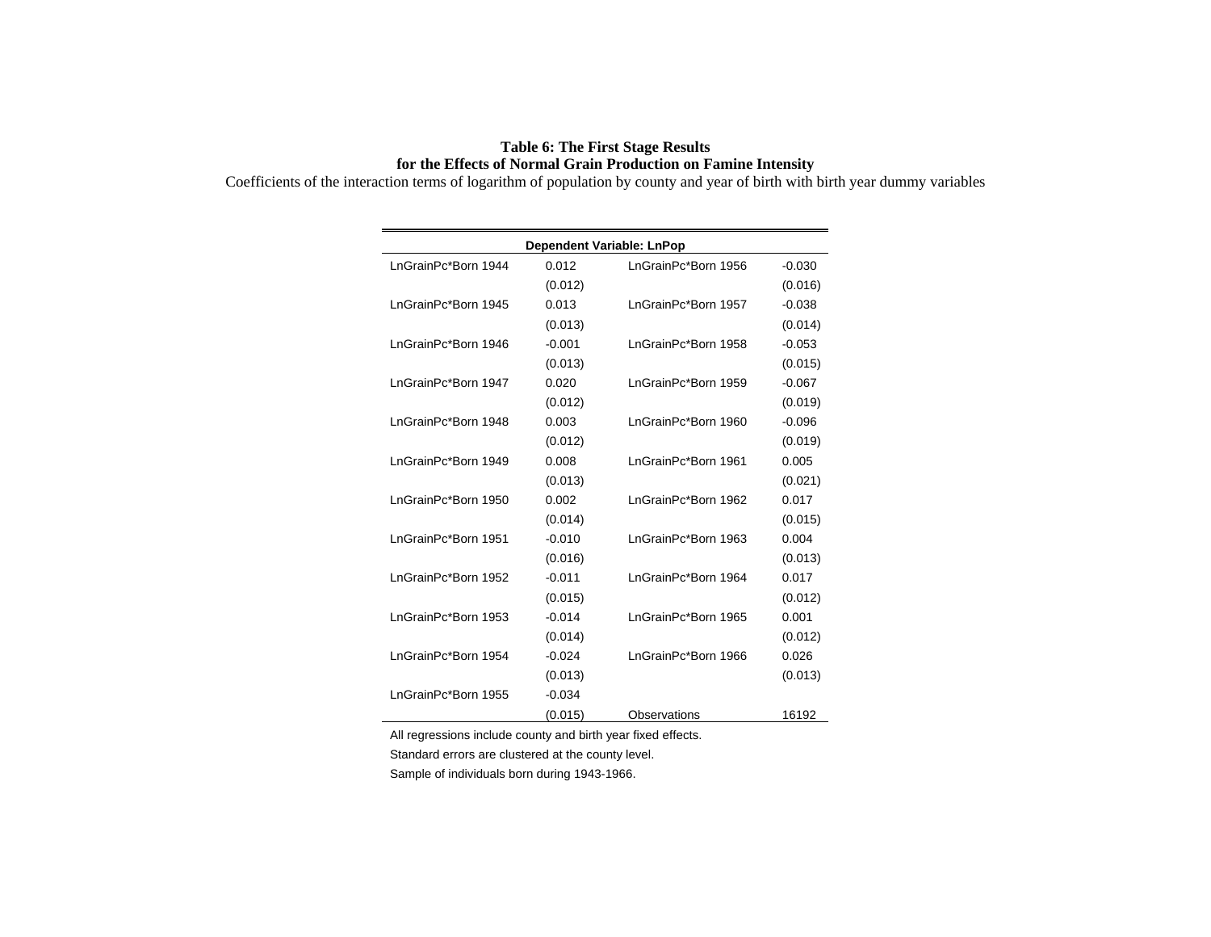**Table 6: The First Stage Results**
**for the Effects of Normal Grain Production on Famine Intensity**

Coefficients of the interaction terms of logarithm of population by county and year of birth with birth year dummy variables

| Dependent Variable: LnPop | | | |
|---|---|---|---|
| LnGrainPc*Born 1944 | 0.012 | LnGrainPc*Born 1956 | -0.030 |
| | (0.012) | | (0.016) |
| LnGrainPc*Born 1945 | 0.013 | LnGrainPc*Born 1957 | -0.038 |
| | (0.013) | | (0.014) |
| LnGrainPc*Born 1946 | -0.001 | LnGrainPc*Born 1958 | -0.053 |
| | (0.013) | | (0.015) |
| LnGrainPc*Born 1947 | 0.020 | LnGrainPc*Born 1959 | -0.067 |
| | (0.012) | | (0.019) |
| LnGrainPc*Born 1948 | 0.003 | LnGrainPc*Born 1960 | -0.096 |
| | (0.012) | | (0.019) |
| LnGrainPc*Born 1949 | 0.008 | LnGrainPc*Born 1961 | 0.005 |
| | (0.013) | | (0.021) |
| LnGrainPc*Born 1950 | 0.002 | LnGrainPc*Born 1962 | 0.017 |
| | (0.014) | | (0.015) |
| LnGrainPc*Born 1951 | -0.010 | LnGrainPc*Born 1963 | 0.004 |
| | (0.016) | | (0.013) |
| LnGrainPc*Born 1952 | -0.011 | LnGrainPc*Born 1964 | 0.017 |
| | (0.015) | | (0.012) |
| LnGrainPc*Born 1953 | -0.014 | LnGrainPc*Born 1965 | 0.001 |
| | (0.014) | | (0.012) |
| LnGrainPc*Born 1954 | -0.024 | LnGrainPc*Born 1966 | 0.026 |
| | (0.013) | | (0.013) |
| LnGrainPc*Born 1955 | -0.034 | | |
| | (0.015) | Observations | 16192 |

All regressions include county and birth year fixed effects.

Standard errors are clustered at the county level.

Sample of individuals born during 1943-1966.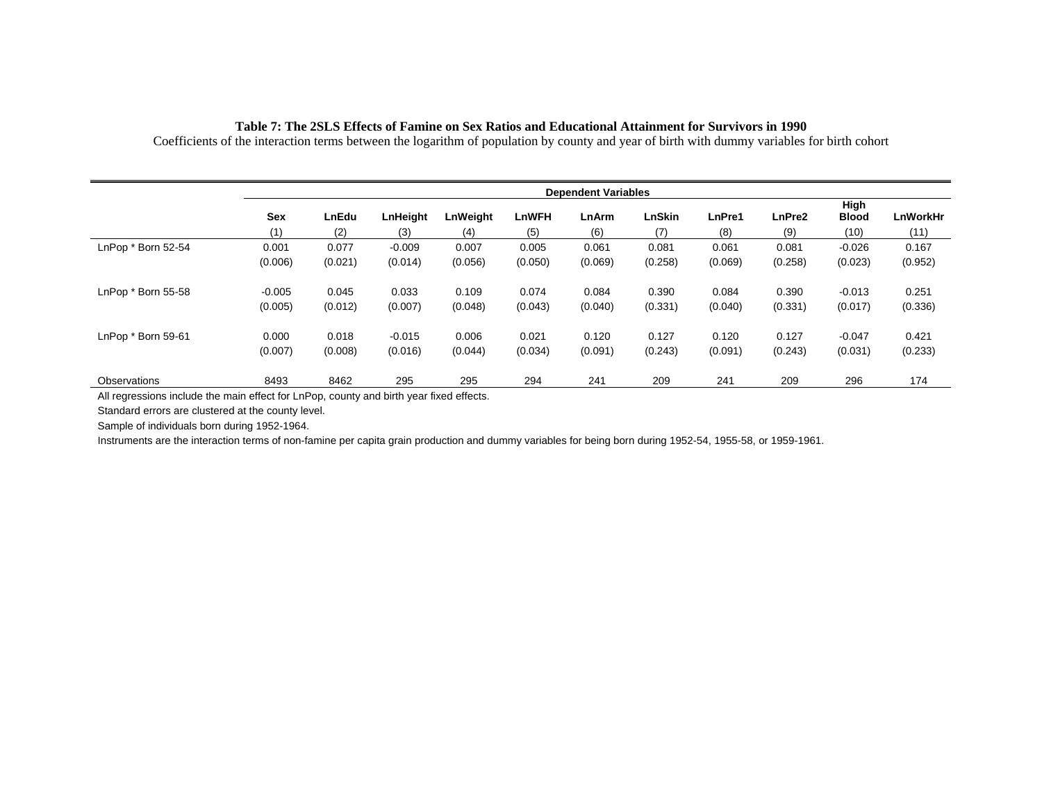**Table 7: The 2SLS Effects of Famine on Sex Ratios and Educational Attainment for Survivors in 1990**

Coefficients of the interaction terms between the logarithm of population by county and year of birth with dummy variables for birth cohort

| | Dependent Variables | | | | | | | | | | |
|---|---|---|---|---|---|---|---|---|---|---|---|
| | Sex | LnEdu | LnHeight | LnWeight | LnWFH | LnArm | LnSkin | LnPre1 | LnPre2 | High Blood | LnWorkHr |
| | (1) | (2) | (3) | (4) | (5) | (6) | (7) | (8) | (9) | (10) | (11) |
| LnPop * Born 52-54 | 0.001 | 0.077 | -0.009 | 0.007 | 0.005 | 0.061 | 0.081 | 0.061 | 0.081 | -0.026 | 0.167 |
| | (0.006) | (0.021) | (0.014) | (0.056) | (0.050) | (0.069) | (0.258) | (0.069) | (0.258) | (0.023) | (0.952) |
| LnPop * Born 55-58 | -0.005 | 0.045 | 0.033 | 0.109 | 0.074 | 0.084 | 0.390 | 0.084 | 0.390 | -0.013 | 0.251 |
| | (0.005) | (0.012) | (0.007) | (0.048) | (0.043) | (0.040) | (0.331) | (0.040) | (0.331) | (0.017) | (0.336) |
| LnPop * Born 59-61 | 0.000 | 0.018 | -0.015 | 0.006 | 0.021 | 0.120 | 0.127 | 0.120 | 0.127 | -0.047 | 0.421 |
| | (0.007) | (0.008) | (0.016) | (0.044) | (0.034) | (0.091) | (0.243) | (0.091) | (0.243) | (0.031) | (0.233) |
| Observations | 8493 | 8462 | 295 | 295 | 294 | 241 | 209 | 241 | 209 | 296 | 174 |

All regressions include the main effect for LnPop, county and birth year fixed effects.

Standard errors are clustered at the county level.

Sample of individuals born during 1952-1964.

Instruments are the interaction terms of non-famine per capita grain production and dummy variables for being born during 1952-54, 1955-58, or 1959-1961.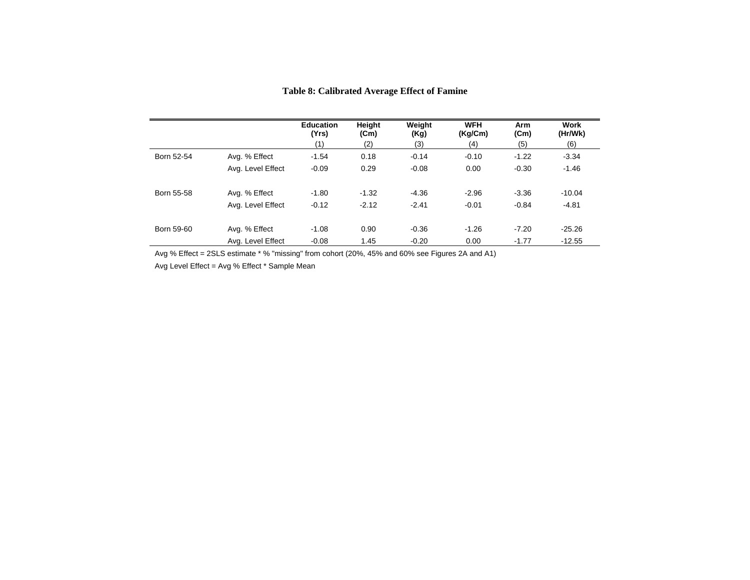# Table 8: Calibrated Average Effect of Famine

| | | Education (Yrs) | Height (Cm) | Weight (Kg) | WFH (Kg/Cm) | Arm (Cm) | Work (Hr/Wk) |
|---|---|---|---|---|---|---|---|
| | | (1) | (2) | (3) | (4) | (5) | (6) |
| Born 52-54 | Avg. % Effect | -1.54 | 0.18 | -0.14 | -0.10 | -1.22 | -3.34 |
| | Avg. Level Effect | -0.09 | 0.29 | -0.08 | 0.00 | -0.30 | -1.46 |
| Born 55-58 | Avg. % Effect | -1.80 | -1.32 | -4.36 | -2.96 | -3.36 | -10.04 |
| | Avg. Level Effect | -0.12 | -2.12 | -2.41 | -0.01 | -0.84 | -4.81 |
| Born 59-60 | Avg. % Effect | -1.08 | 0.90 | -0.36 | -1.26 | -7.20 | -25.26 |
| | Avg. Level Effect | -0.08 | 1.45 | -0.20 | 0.00 | -1.77 | -12.55 |

Avg % Effect = 2SLS estimate * % "missing" from cohort (20%, 45% and 60% see Figures 2A and A1)

Avg Level Effect = Avg % Effect * Sample Mean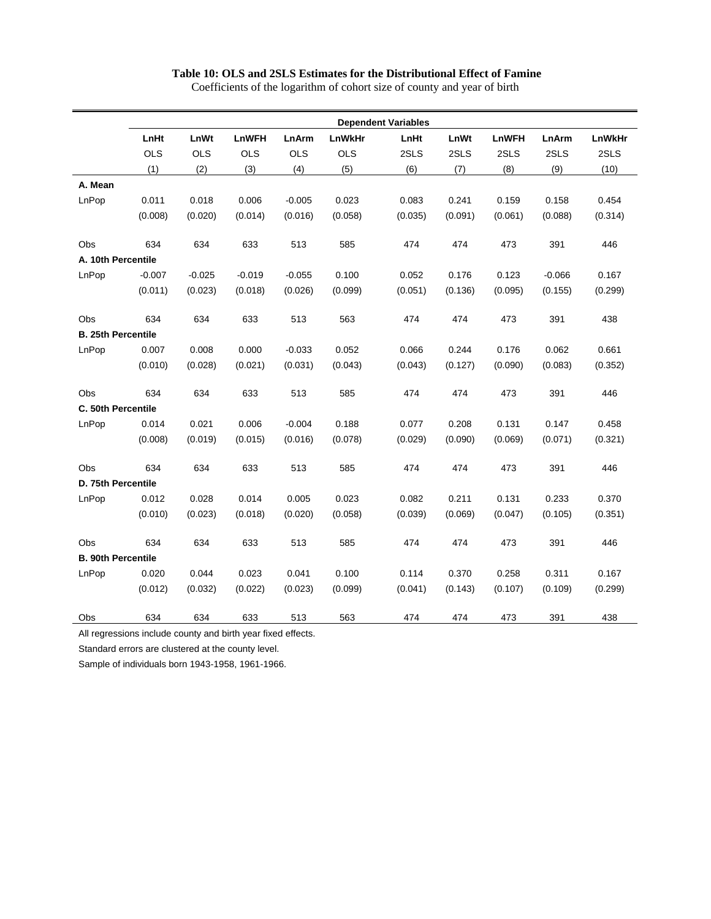**Table 10: OLS and 2SLS Estimates for the Distributional Effect of Famine**

Coefficients of the logarithm of cohort size of county and year of birth

| | Dependent Variables | | | | | | | | | |
|---|---|---|---|---|---|---|---|---|---|---|
| | LnHt | LnWt | LnWFH | LnArm | LnWkHr | LnHt | LnWt | LnWFH | LnArm | LnWkHr |
| | OLS | OLS | OLS | OLS | OLS | 2SLS | 2SLS | 2SLS | 2SLS | 2SLS |
| | (1) | (2) | (3) | (4) | (5) | (6) | (7) | (8) | (9) | (10) |
| **A. Mean** | | | | | | | | | | |
| LnPop | 0.011 | 0.018 | 0.006 | -0.005 | 0.023 | 0.083 | 0.241 | 0.159 | 0.158 | 0.454 |
| | (0.008) | (0.020) | (0.014) | (0.016) | (0.058) | (0.035) | (0.091) | (0.061) | (0.088) | (0.314) |
| Obs | 634 | 634 | 633 | 513 | 585 | 474 | 474 | 473 | 391 | 446 |
| **A. 10th Percentile** | | | | | | | | | | |
| LnPop | -0.007 | -0.025 | -0.019 | -0.055 | 0.100 | 0.052 | 0.176 | 0.123 | -0.066 | 0.167 |
| | (0.011) | (0.023) | (0.018) | (0.026) | (0.099) | (0.051) | (0.136) | (0.095) | (0.155) | (0.299) |
| Obs | 634 | 634 | 633 | 513 | 563 | 474 | 474 | 473 | 391 | 438 |
| **B. 25th Percentile** | | | | | | | | | | |
| LnPop | 0.007 | 0.008 | 0.000 | -0.033 | 0.052 | 0.066 | 0.244 | 0.176 | 0.062 | 0.661 |
| | (0.010) | (0.028) | (0.021) | (0.031) | (0.043) | (0.043) | (0.127) | (0.090) | (0.083) | (0.352) |
| Obs | 634 | 634 | 633 | 513 | 585 | 474 | 474 | 473 | 391 | 446 |
| **C. 50th Percentile** | | | | | | | | | | |
| LnPop | 0.014 | 0.021 | 0.006 | -0.004 | 0.188 | 0.077 | 0.208 | 0.131 | 0.147 | 0.458 |
| | (0.008) | (0.019) | (0.015) | (0.016) | (0.078) | (0.029) | (0.090) | (0.069) | (0.071) | (0.321) |
| Obs | 634 | 634 | 633 | 513 | 585 | 474 | 474 | 473 | 391 | 446 |
| **D. 75th Percentile** | | | | | | | | | | |
| LnPop | 0.012 | 0.028 | 0.014 | 0.005 | 0.023 | 0.082 | 0.211 | 0.131 | 0.233 | 0.370 |
| | (0.010) | (0.023) | (0.018) | (0.020) | (0.058) | (0.039) | (0.069) | (0.047) | (0.105) | (0.351) |
| Obs | 634 | 634 | 633 | 513 | 585 | 474 | 474 | 473 | 391 | 446 |
| **B. 90th Percentile** | | | | | | | | | | |
| LnPop | 0.020 | 0.044 | 0.023 | 0.041 | 0.100 | 0.114 | 0.370 | 0.258 | 0.311 | 0.167 |
| | (0.012) | (0.032) | (0.022) | (0.023) | (0.099) | (0.041) | (0.143) | (0.107) | (0.109) | (0.299) |
| Obs | 634 | 634 | 633 | 513 | 563 | 474 | 474 | 473 | 391 | 438 |

All regressions include county and birth year fixed effects.

Standard errors are clustered at the county level.

Sample of individuals born 1943-1958, 1961-1966.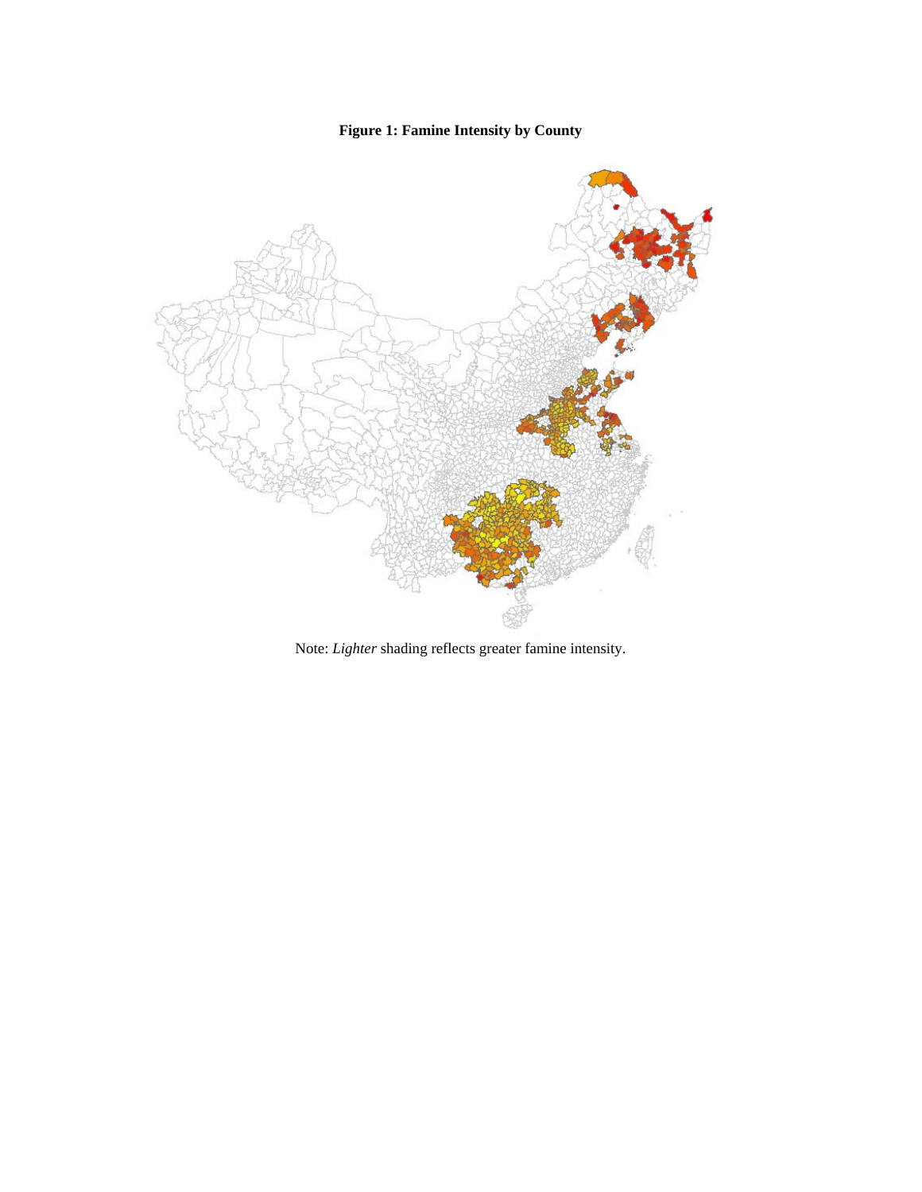**Figure 1: Famine Intensity by County**

Note: *Lighter* shading reflects greater famine intensity.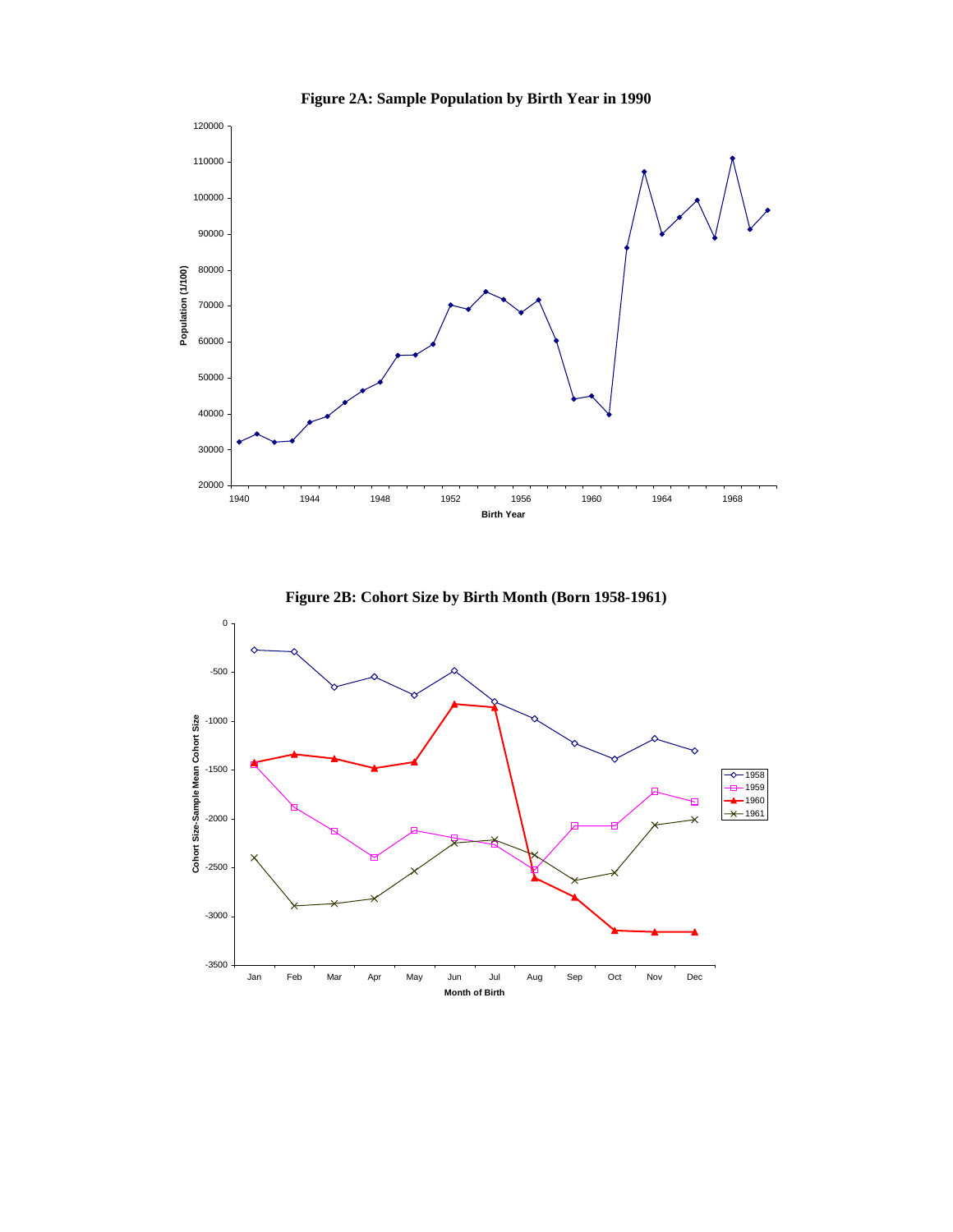**Figure 2A: Sample Population by Birth Year in 1990**

**Figure 2B: Cohort Size by Birth Month (Born 1958-1961)**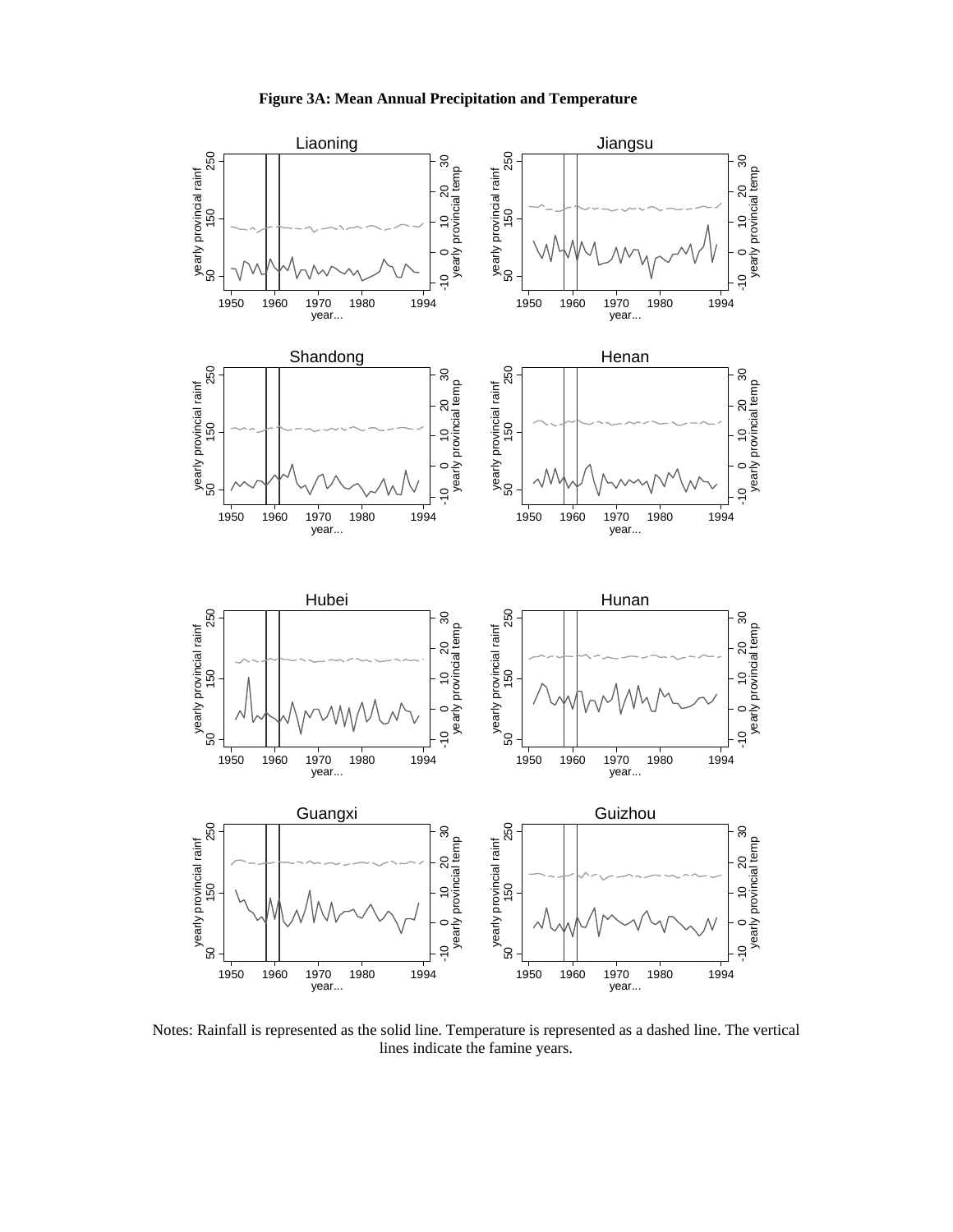**Figure 3A: Mean Annual Precipitation and Temperature**

Notes: Rainfall is represented as the solid line. Temperature is represented as a dashed line. The vertical lines indicate the famine years.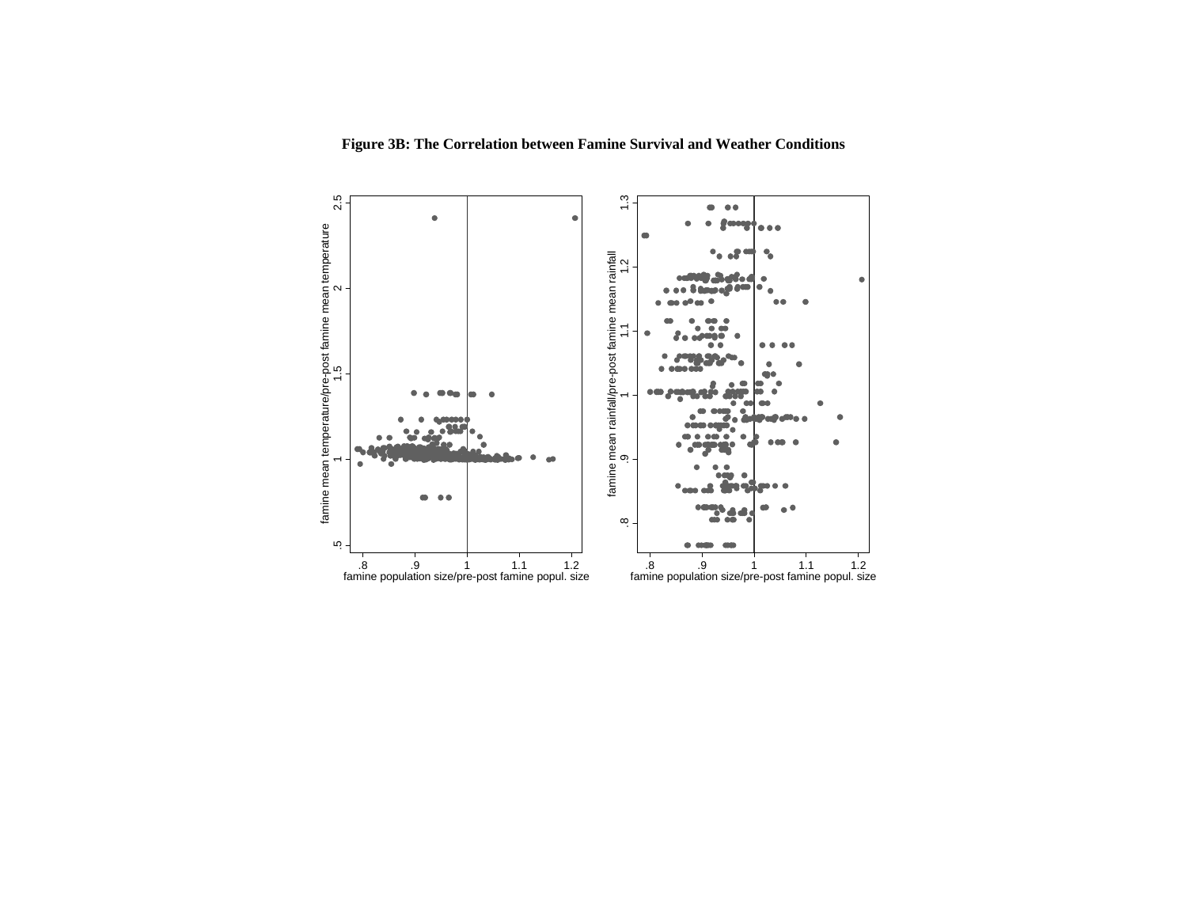**Figure 3B: The Correlation between Famine Survival and Weather Conditions**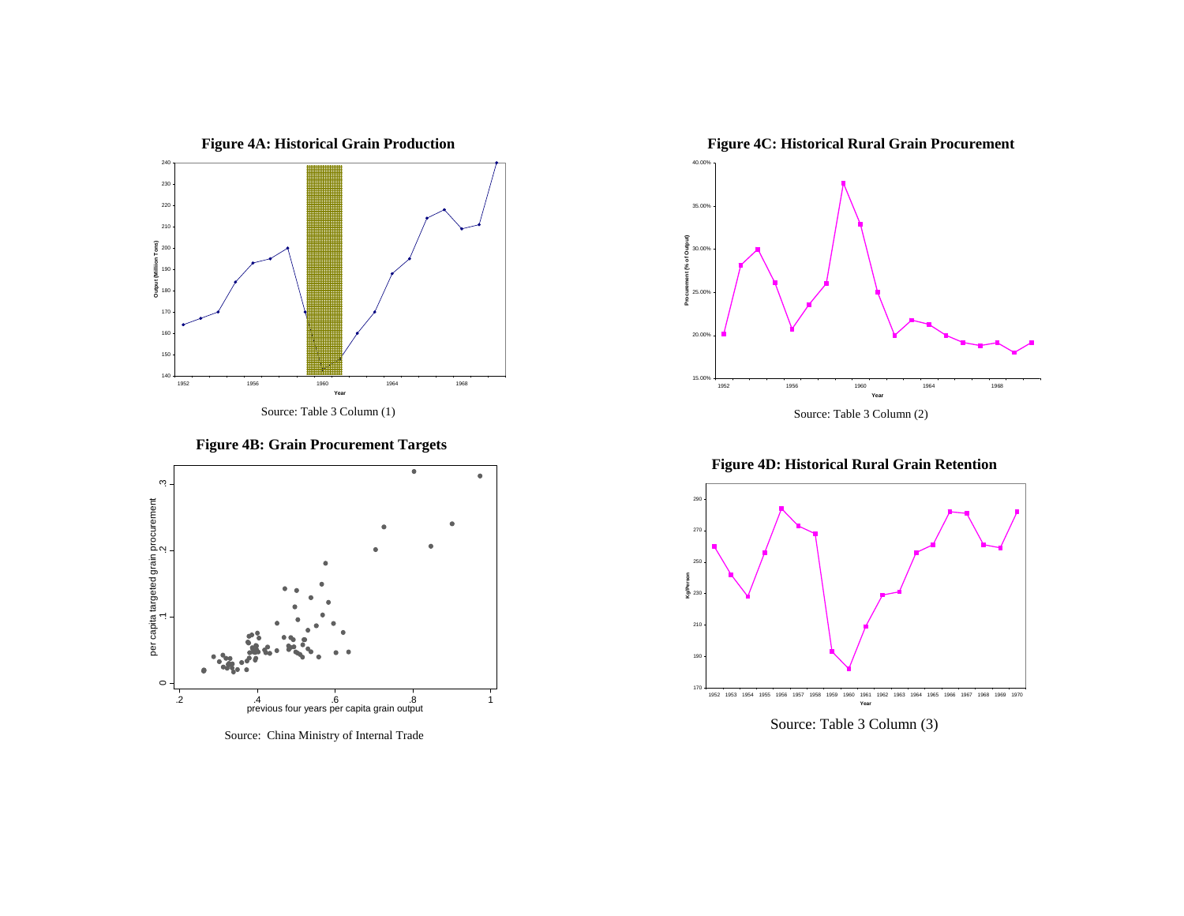**Figure 4A: Historical Grain Production**

Source: Table 3 Column (1)

**Figure 4B: Grain Procurement Targets**

Source: China Ministry of Internal Trade

**Figure 4C: Historical Rural Grain Procurement**

Source: Table 3 Column (2)

**Figure 4D: Historical Rural Grain Retention**

Source: Table 3 Column (3)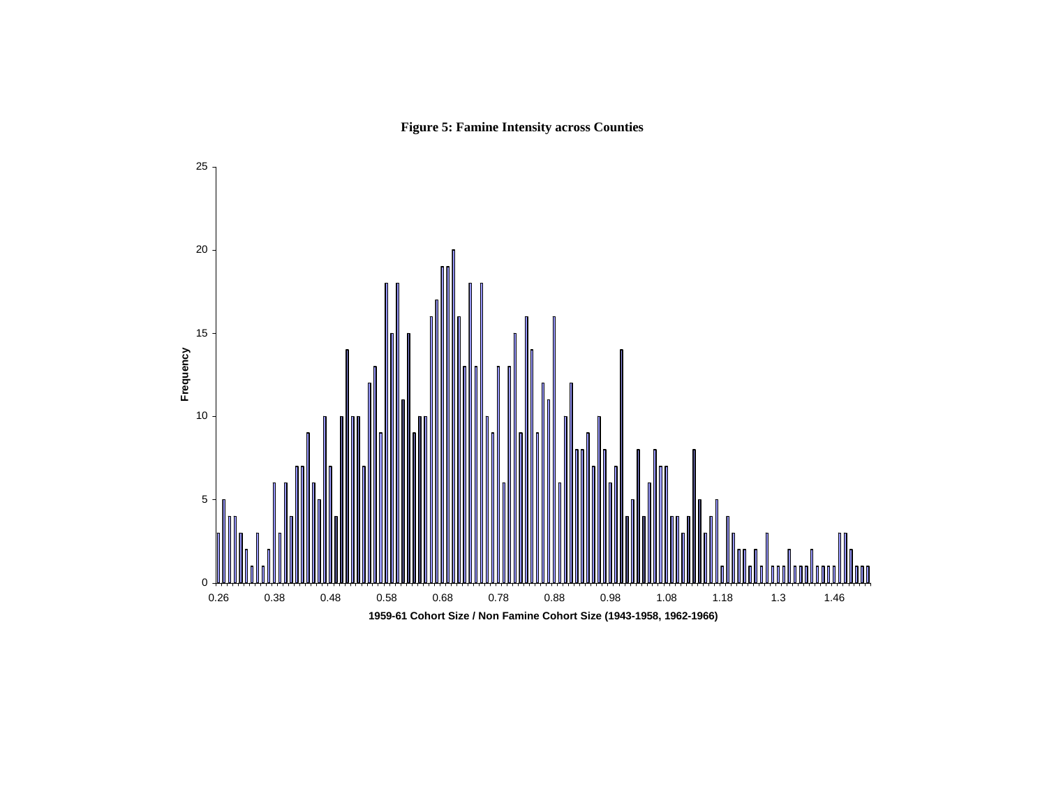**Figure 5: Famine Intensity across Counties**

Frequency

1959-61 Cohort Size / Non Famine Cohort Size (1943-1958, 1962-1966)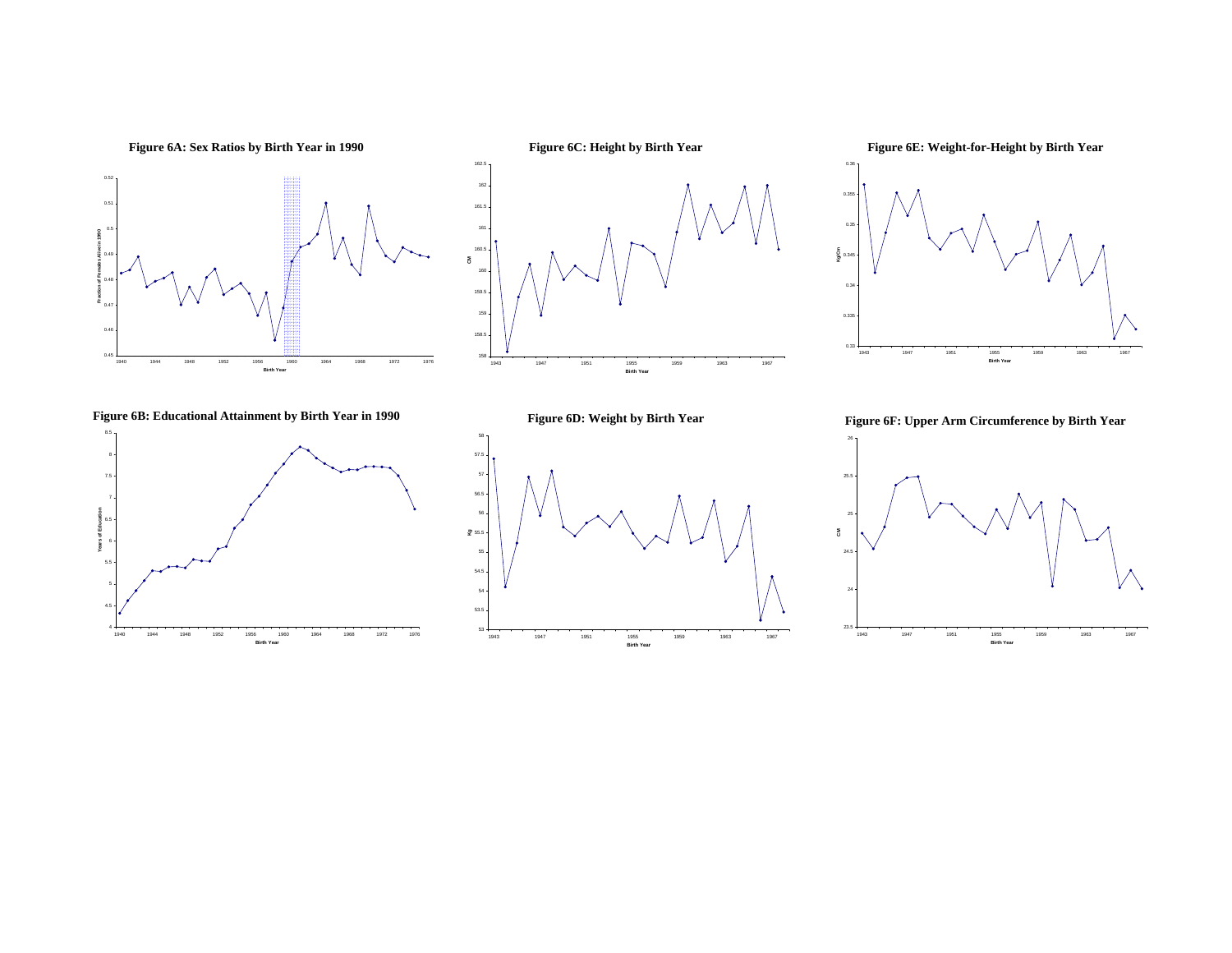**Figure 6A: Sex Ratios by Birth Year in 1990**

**Figure 6C: Height by Birth Year**

**Figure 6E: Weight-for-Height by Birth Year**

**Figure 6B: Educational Attainment by Birth Year in 1990**

**Figure 6D: Weight by Birth Year**

**Figure 6F: Upper Arm Circumference by Birth Year**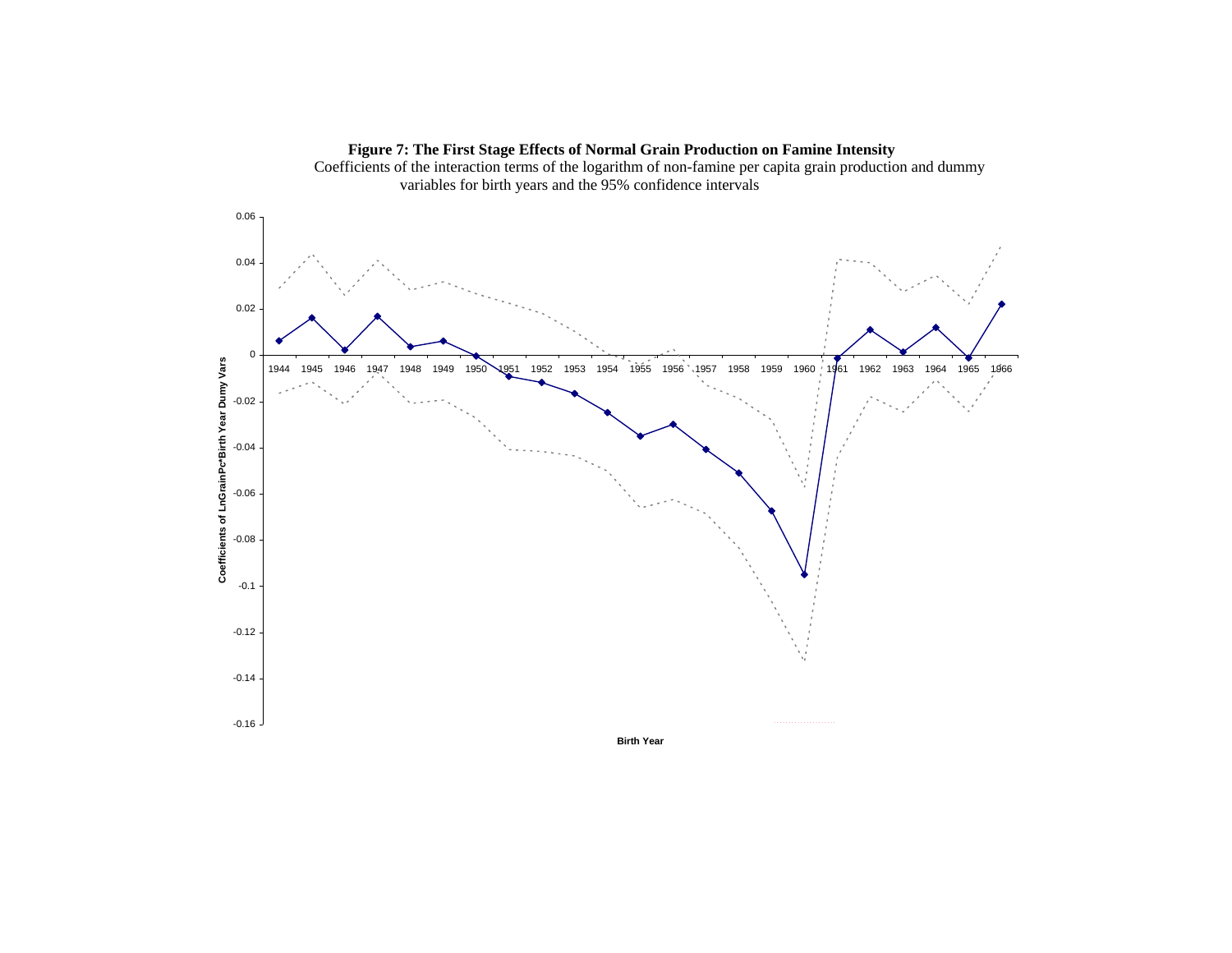**Figure 7: The First Stage Effects of Normal Grain Production on Famine Intensity**

Coefficients of the interaction terms of the logarithm of non-famine per capita grain production and dummy variables for birth years and the 95% confidence intervals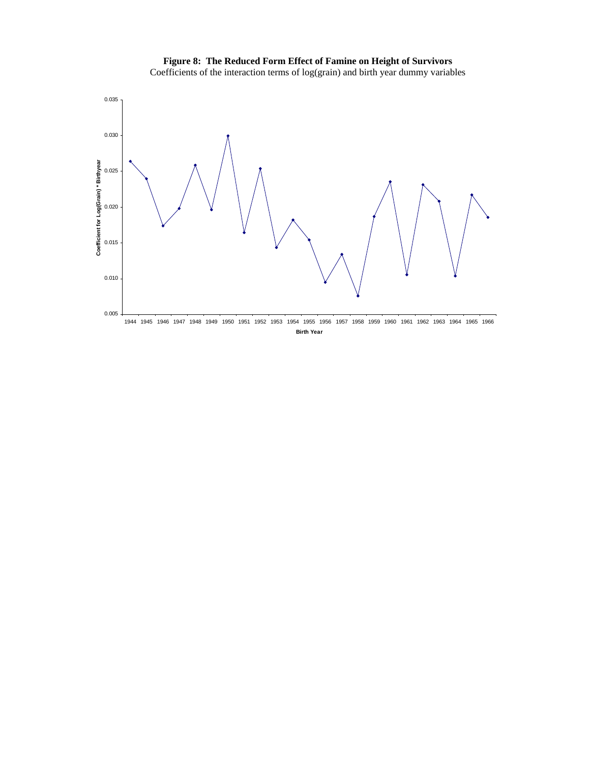**Figure 8: The Reduced Form Effect of Famine on Height of Survivors**

Coefficients of the interaction terms of log(grain) and birth year dummy variables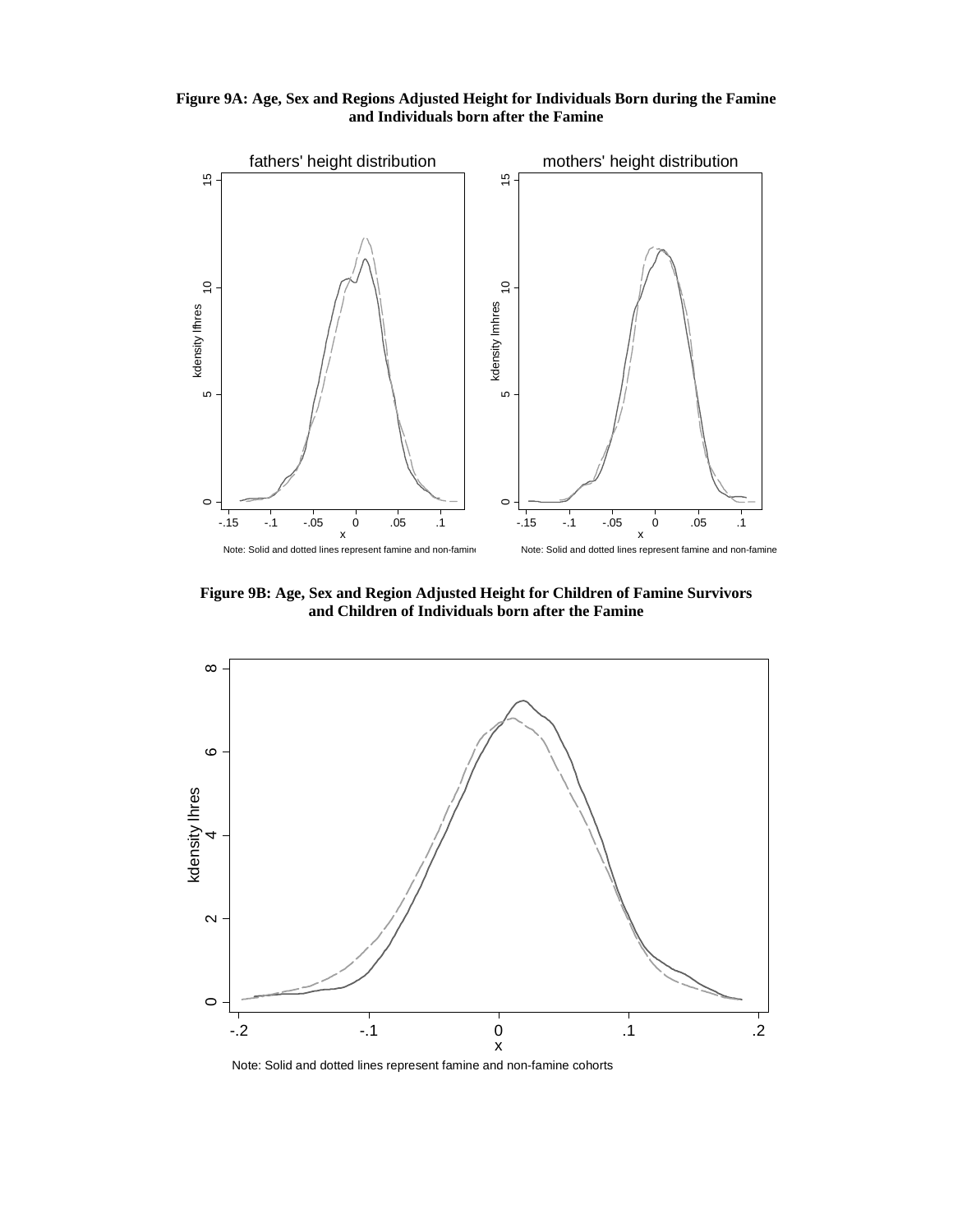**Figure 9A: Age, Sex and Regions Adjusted Height for Individuals Born during the Famine and Individuals born after the Famine**

fathers' height distribution

mothers' height distribution

Note: Solid and dotted lines represent famine and non-famine

Note: Solid and dotted lines represent famine and non-famine

**Figure 9B: Age, Sex and Region Adjusted Height for Children of Famine Survivors and Children of Individuals born after the Famine**

Note: Solid and dotted lines represent famine and non-famine cohorts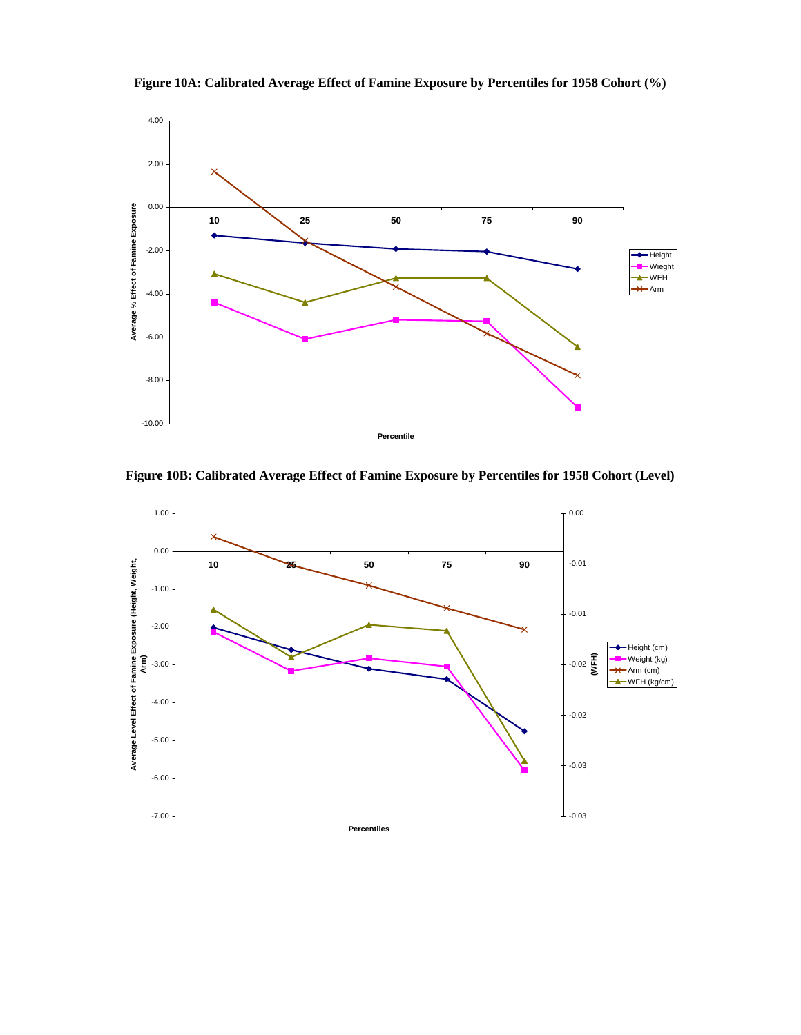**Figure 10A: Calibrated Average Effect of Famine Exposure by Percentiles for 1958 Cohort (%)**

**Figure 10B: Calibrated Average Effect of Famine Exposure by Percentiles for 1958 Cohort (Level)**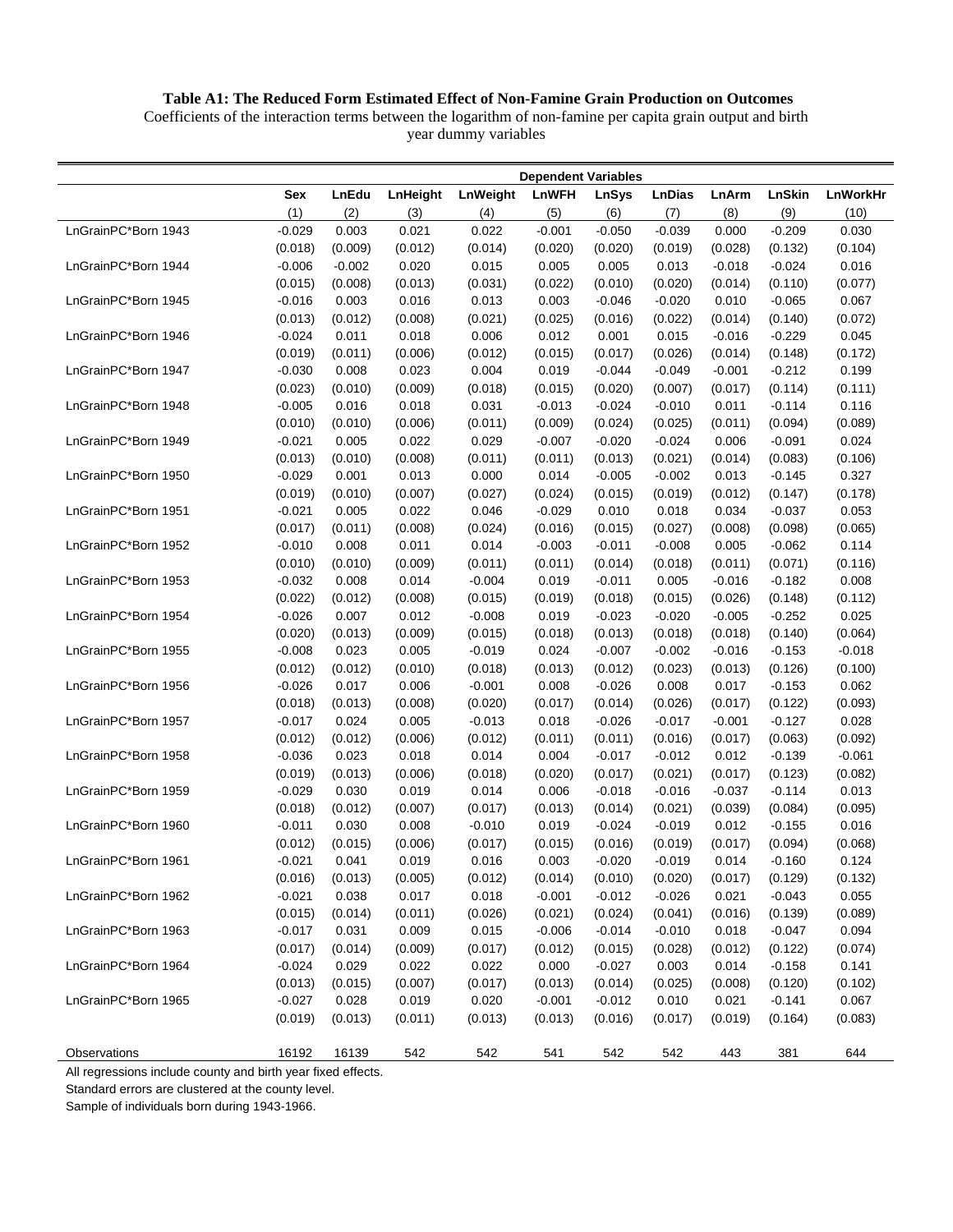**Table A1: The Reduced Form Estimated Effect of Non-Famine Grain Production on Outcomes**

Coefficients of the interaction terms between the logarithm of non-famine per capita grain output and birth year dummy variables

| | Dependent Variables | | | | | | | | | |
|---|---|---|---|---|---|---|---|---|---|---|
| | **Sex** | **LnEdu** | **LnHeight** | **LnWeight** | **LnWFH** | **LnSys** | **LnDias** | **LnArm** | **LnSkin** | **LnWorkHr** |
| | (1) | (2) | (3) | (4) | (5) | (6) | (7) | (8) | (9) | (10) |
| LnGrainPC*Born 1943 | -0.029 | 0.003 | 0.021 | 0.022 | -0.001 | -0.050 | -0.039 | 0.000 | -0.209 | 0.030 |
| | (0.018) | (0.009) | (0.012) | (0.014) | (0.020) | (0.020) | (0.019) | (0.028) | (0.132) | (0.104) |
| LnGrainPC*Born 1944 | -0.006 | -0.002 | 0.020 | 0.015 | 0.005 | 0.005 | 0.013 | -0.018 | -0.024 | 0.016 |
| | (0.015) | (0.008) | (0.013) | (0.031) | (0.022) | (0.010) | (0.020) | (0.014) | (0.110) | (0.077) |
| LnGrainPC*Born 1945 | -0.016 | 0.003 | 0.016 | 0.013 | 0.003 | -0.046 | -0.020 | 0.010 | -0.065 | 0.067 |
| | (0.013) | (0.012) | (0.008) | (0.021) | (0.025) | (0.016) | (0.022) | (0.014) | (0.140) | (0.072) |
| LnGrainPC*Born 1946 | -0.024 | 0.011 | 0.018 | 0.006 | 0.012 | 0.001 | 0.015 | -0.016 | -0.229 | 0.045 |
| | (0.019) | (0.011) | (0.006) | (0.012) | (0.015) | (0.017) | (0.026) | (0.014) | (0.148) | (0.172) |
| LnGrainPC*Born 1947 | -0.030 | 0.008 | 0.023 | 0.004 | 0.019 | -0.044 | -0.049 | -0.001 | -0.212 | 0.199 |
| | (0.023) | (0.010) | (0.009) | (0.018) | (0.015) | (0.020) | (0.007) | (0.017) | (0.114) | (0.111) |
| LnGrainPC*Born 1948 | -0.005 | 0.016 | 0.018 | 0.031 | -0.013 | -0.024 | -0.010 | 0.011 | -0.114 | 0.116 |
| | (0.010) | (0.010) | (0.006) | (0.011) | (0.009) | (0.024) | (0.025) | (0.011) | (0.094) | (0.089) |
| LnGrainPC*Born 1949 | -0.021 | 0.005 | 0.022 | 0.029 | -0.007 | -0.020 | -0.024 | 0.006 | -0.091 | 0.024 |
| | (0.013) | (0.010) | (0.008) | (0.011) | (0.011) | (0.013) | (0.021) | (0.014) | (0.083) | (0.106) |
| LnGrainPC*Born 1950 | -0.029 | 0.001 | 0.013 | 0.000 | 0.014 | -0.005 | -0.002 | 0.013 | -0.145 | 0.327 |
| | (0.019) | (0.010) | (0.007) | (0.027) | (0.024) | (0.015) | (0.019) | (0.012) | (0.147) | (0.178) |
| LnGrainPC*Born 1951 | -0.021 | 0.005 | 0.022 | 0.046 | -0.029 | 0.010 | 0.018 | 0.034 | -0.037 | 0.053 |
| | (0.017) | (0.011) | (0.008) | (0.024) | (0.016) | (0.015) | (0.027) | (0.008) | (0.098) | (0.065) |
| LnGrainPC*Born 1952 | -0.010 | 0.008 | 0.011 | 0.014 | -0.003 | -0.011 | -0.008 | 0.005 | -0.062 | 0.114 |
| | (0.010) | (0.010) | (0.009) | (0.011) | (0.011) | (0.014) | (0.018) | (0.011) | (0.071) | (0.116) |
| LnGrainPC*Born 1953 | -0.032 | 0.008 | 0.014 | -0.004 | 0.019 | -0.011 | 0.005 | -0.016 | -0.182 | 0.008 |
| | (0.022) | (0.012) | (0.008) | (0.015) | (0.019) | (0.018) | (0.015) | (0.026) | (0.148) | (0.112) |
| LnGrainPC*Born 1954 | -0.026 | 0.007 | 0.012 | -0.008 | 0.019 | -0.023 | -0.020 | -0.005 | -0.252 | 0.025 |
| | (0.020) | (0.013) | (0.009) | (0.015) | (0.018) | (0.013) | (0.018) | (0.018) | (0.140) | (0.064) |
| LnGrainPC*Born 1955 | -0.008 | 0.023 | 0.005 | -0.019 | 0.024 | -0.007 | -0.002 | -0.016 | -0.153 | -0.018 |
| | (0.012) | (0.012) | (0.010) | (0.018) | (0.013) | (0.012) | (0.023) | (0.013) | (0.126) | (0.100) |
| LnGrainPC*Born 1956 | -0.026 | 0.017 | 0.006 | -0.001 | 0.008 | -0.026 | 0.008 | 0.017 | -0.153 | 0.062 |
| | (0.018) | (0.013) | (0.008) | (0.020) | (0.017) | (0.014) | (0.026) | (0.017) | (0.122) | (0.093) |
| LnGrainPC*Born 1957 | -0.017 | 0.024 | 0.005 | -0.013 | 0.018 | -0.026 | -0.017 | -0.001 | -0.127 | 0.028 |
| | (0.012) | (0.012) | (0.006) | (0.012) | (0.011) | (0.011) | (0.016) | (0.017) | (0.063) | (0.092) |
| LnGrainPC*Born 1958 | -0.036 | 0.023 | 0.018 | 0.014 | 0.004 | -0.017 | -0.012 | 0.012 | -0.139 | -0.061 |
| | (0.019) | (0.013) | (0.006) | (0.018) | (0.020) | (0.017) | (0.021) | (0.017) | (0.123) | (0.082) |
| LnGrainPC*Born 1959 | -0.029 | 0.030 | 0.019 | 0.014 | 0.006 | -0.018 | -0.016 | -0.037 | -0.114 | 0.013 |
| | (0.018) | (0.012) | (0.007) | (0.017) | (0.013) | (0.014) | (0.021) | (0.039) | (0.084) | (0.095) |
| LnGrainPC*Born 1960 | -0.011 | 0.030 | 0.008 | -0.010 | 0.019 | -0.024 | -0.019 | 0.012 | -0.155 | 0.016 |
| | (0.012) | (0.015) | (0.006) | (0.017) | (0.015) | (0.016) | (0.019) | (0.017) | (0.094) | (0.068) |
| LnGrainPC*Born 1961 | -0.021 | 0.041 | 0.019 | 0.016 | 0.003 | -0.020 | -0.019 | 0.014 | -0.160 | 0.124 |
| | (0.016) | (0.013) | (0.005) | (0.012) | (0.014) | (0.010) | (0.020) | (0.017) | (0.129) | (0.132) |
| LnGrainPC*Born 1962 | -0.021 | 0.038 | 0.017 | 0.018 | -0.001 | -0.012 | -0.026 | 0.021 | -0.043 | 0.055 |
| | (0.015) | (0.014) | (0.011) | (0.026) | (0.021) | (0.024) | (0.041) | (0.016) | (0.139) | (0.089) |
| LnGrainPC*Born 1963 | -0.017 | 0.031 | 0.009 | 0.015 | -0.006 | -0.014 | -0.010 | 0.018 | -0.047 | 0.094 |
| | (0.017) | (0.014) | (0.009) | (0.017) | (0.012) | (0.015) | (0.028) | (0.012) | (0.122) | (0.074) |
| LnGrainPC*Born 1964 | -0.024 | 0.029 | 0.022 | 0.022 | 0.000 | -0.027 | 0.003 | 0.014 | -0.158 | 0.141 |
| | (0.013) | (0.015) | (0.007) | (0.017) | (0.013) | (0.014) | (0.025) | (0.008) | (0.120) | (0.102) |
| LnGrainPC*Born 1965 | -0.027 | 0.028 | 0.019 | 0.020 | -0.001 | -0.012 | 0.010 | 0.021 | -0.141 | 0.067 |
| | (0.019) | (0.013) | (0.011) | (0.013) | (0.013) | (0.016) | (0.017) | (0.019) | (0.164) | (0.083) |
| Observations | 16192 | 16139 | 542 | 542 | 541 | 542 | 542 | 443 | 381 | 644 |

All regressions include county and birth year fixed effects.

Standard errors are clustered at the county level.

Sample of individuals born during 1943-1966.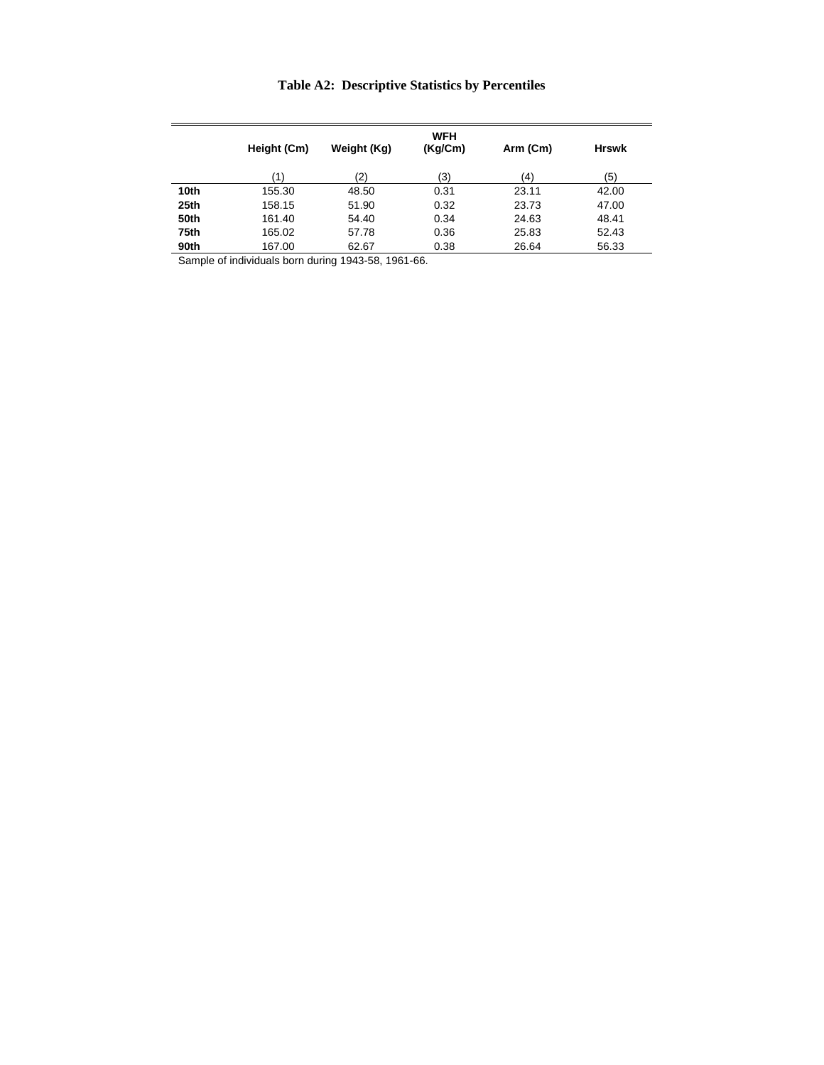# Table A2: Descriptive Statistics by Percentiles

| | Height (Cm) | Weight (Kg) | WFH (Kg/Cm) | Arm (Cm) | Hrswk |
|---|---|---|---|---|---|
| | (1) | (2) | (3) | (4) | (5) |
| **10th** | 155.30 | 48.50 | 0.31 | 23.11 | 42.00 |
| **25th** | 158.15 | 51.90 | 0.32 | 23.73 | 47.00 |
| **50th** | 161.40 | 54.40 | 0.34 | 24.63 | 48.41 |
| **75th** | 165.02 | 57.78 | 0.36 | 25.83 | 52.43 |
| **90th** | 167.00 | 62.67 | 0.38 | 26.64 | 56.33 |

Sample of individuals born during 1943-58, 1961-66.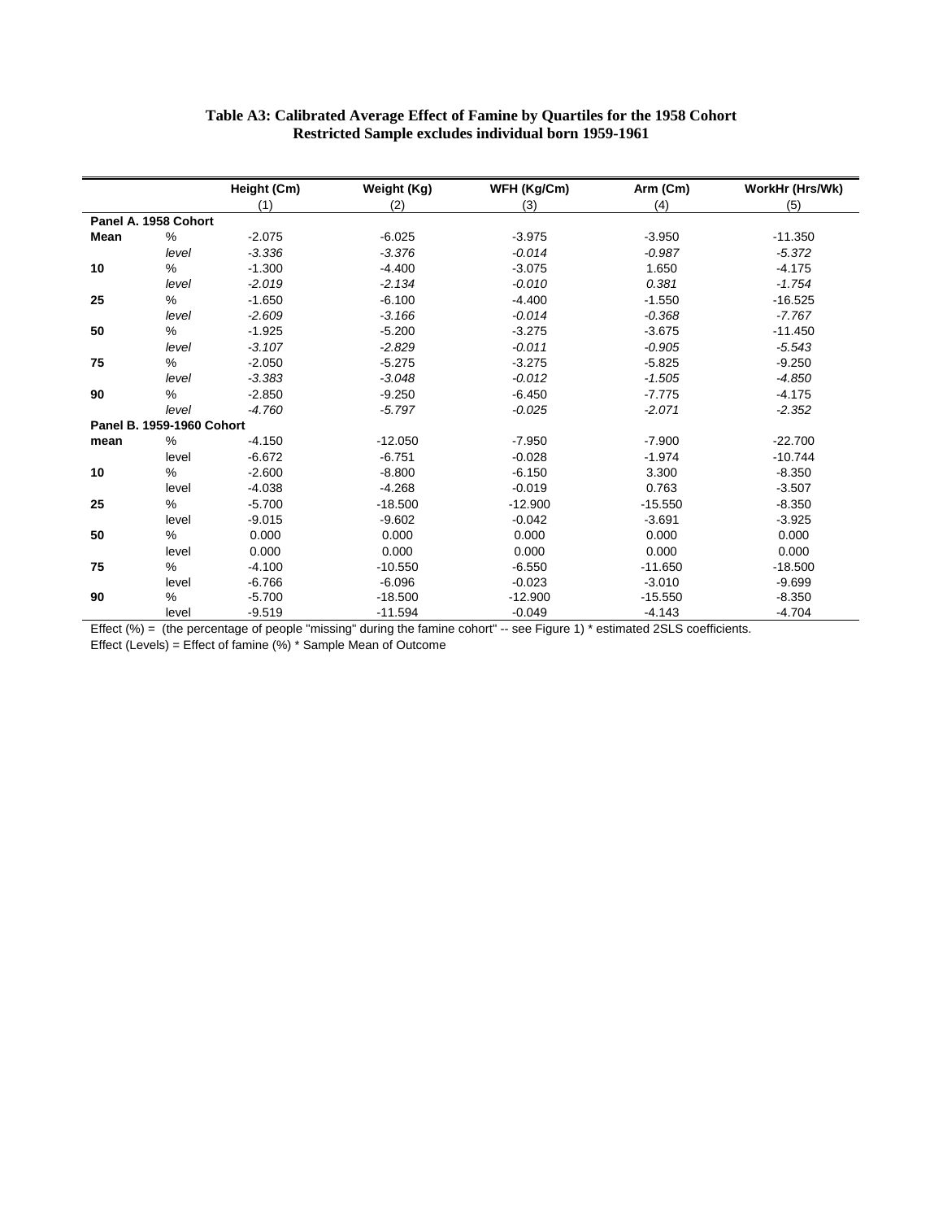**Table A3: Calibrated Average Effect of Famine by Quartiles for the 1958 Cohort**
**Restricted Sample excludes individual born 1959-1961**

| | | Height (Cm) | Weight (Kg) | WFH (Kg/Cm) | Arm (Cm) | WorkHr (Hrs/Wk) |
|---|---|---|---|---|---|---|
| | | (1) | (2) | (3) | (4) | (5) |
| **Panel A. 1958 Cohort** | | | | | | |
| **Mean** | % | -2.075 | -6.025 | -3.975 | -3.950 | -11.350 |
| | *level* | *-3.336* | *-3.376* | *-0.014* | *-0.987* | *-5.372* |
| **10** | % | -1.300 | -4.400 | -3.075 | 1.650 | -4.175 |
| | *level* | *-2.019* | *-2.134* | *-0.010* | *0.381* | *-1.754* |
| **25** | % | -1.650 | -6.100 | -4.400 | -1.550 | -16.525 |
| | *level* | *-2.609* | *-3.166* | *-0.014* | *-0.368* | *-7.767* |
| **50** | % | -1.925 | -5.200 | -3.275 | -3.675 | -11.450 |
| | *level* | *-3.107* | *-2.829* | *-0.011* | *-0.905* | *-5.543* |
| **75** | % | -2.050 | -5.275 | -3.275 | -5.825 | -9.250 |
| | *level* | *-3.383* | *-3.048* | *-0.012* | *-1.505* | *-4.850* |
| **90** | % | -2.850 | -9.250 | -6.450 | -7.775 | -4.175 |
| | *level* | *-4.760* | *-5.797* | *-0.025* | *-2.071* | *-2.352* |
| **Panel B. 1959-1960 Cohort** | | | | | | |
| **mean** | % | -4.150 | -12.050 | -7.950 | -7.900 | -22.700 |
| | level | -6.672 | -6.751 | -0.028 | -1.974 | -10.744 |
| **10** | % | -2.600 | -8.800 | -6.150 | 3.300 | -8.350 |
| | level | -4.038 | -4.268 | -0.019 | 0.763 | -3.507 |
| **25** | % | -5.700 | -18.500 | -12.900 | -15.550 | -8.350 |
| | level | -9.015 | -9.602 | -0.042 | -3.691 | -3.925 |
| **50** | % | 0.000 | 0.000 | 0.000 | 0.000 | 0.000 |
| | level | 0.000 | 0.000 | 0.000 | 0.000 | 0.000 |
| **75** | % | -4.100 | -10.550 | -6.550 | -11.650 | -18.500 |
| | level | -6.766 | -6.096 | -0.023 | -3.010 | -9.699 |
| **90** | % | -5.700 | -18.500 | -12.900 | -15.550 | -8.350 |
| | level | -9.519 | -11.594 | -0.049 | -4.143 | -4.704 |

Effect (%) = (the percentage of people "missing" during the famine cohort" -- see Figure 1) * estimated 2SLS coefficients.

Effect (Levels) = Effect of famine (%) * Sample Mean of Outcome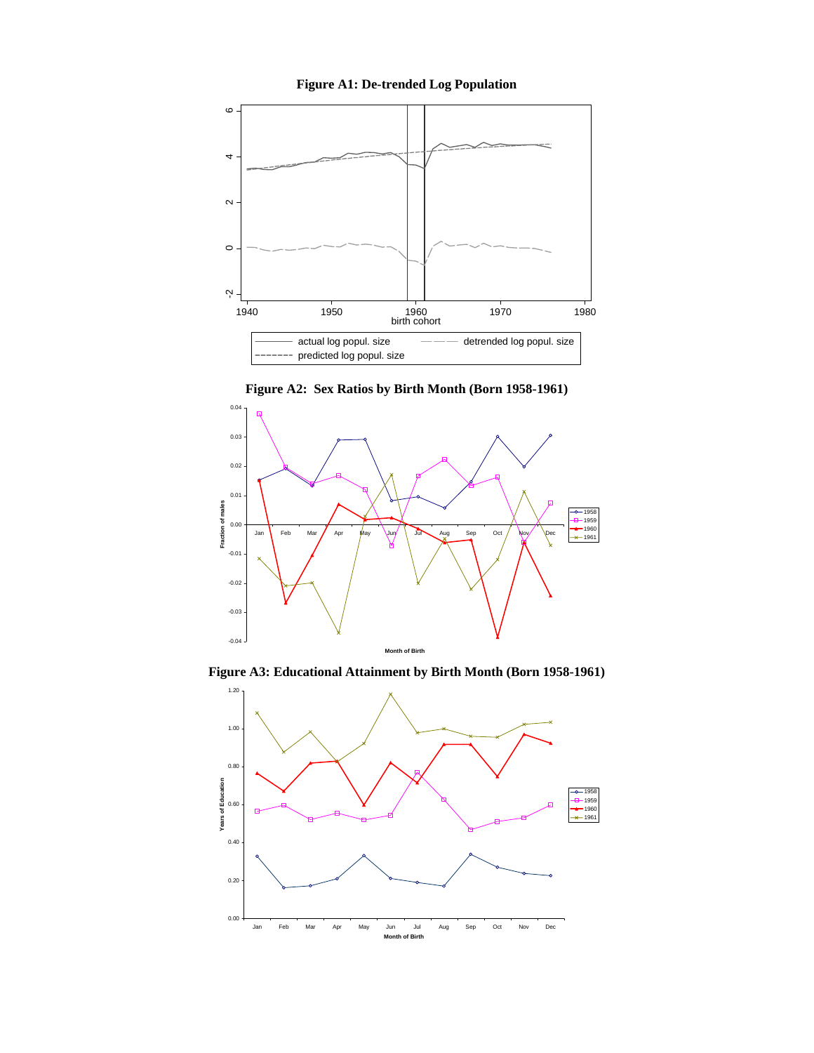**Figure A1: De-trended Log Population**

6
4
2
0
-2

1940
1950
1960
1970
1980

birth cohort

actual log popul. size
detrended log popul. size
predicted log popul. size

**Figure A2: Sex Ratios by Birth Month (Born 1958-1961)**

Fraction of males

0.04
0.03
0.02
0.01
0.00
-0.01
-0.02
-0.03
-0.04

Jan Feb Mar Apr May Jun Jul Aug Sep Oct Nov Dec

Month of Birth

1958
1959
1960
1961

**Figure A3: Educational Attainment by Birth Month (Born 1958-1961)**

Years of Education

1.20
1.00
0.80
0.60
0.40
0.20
0.00

Jan Feb Mar Apr May Jun Jul Aug Sep Oct Nov Dec

Month of Birth

1958
1959
1960
1961